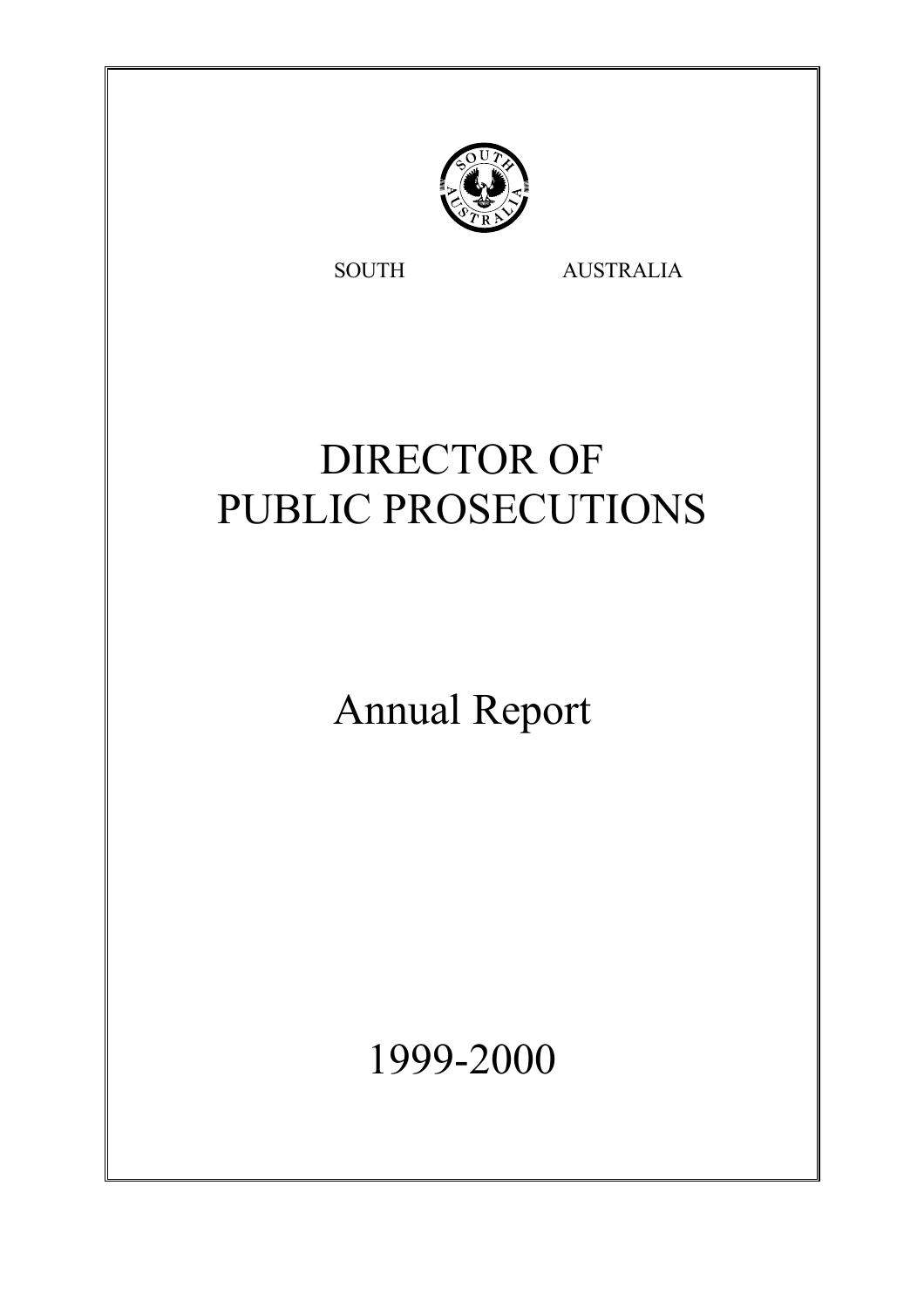SOUTH AUSTRALIA

# DIRECTOR OF PUBLIC PROSECUTIONS

## Annual Report

## 1999-2000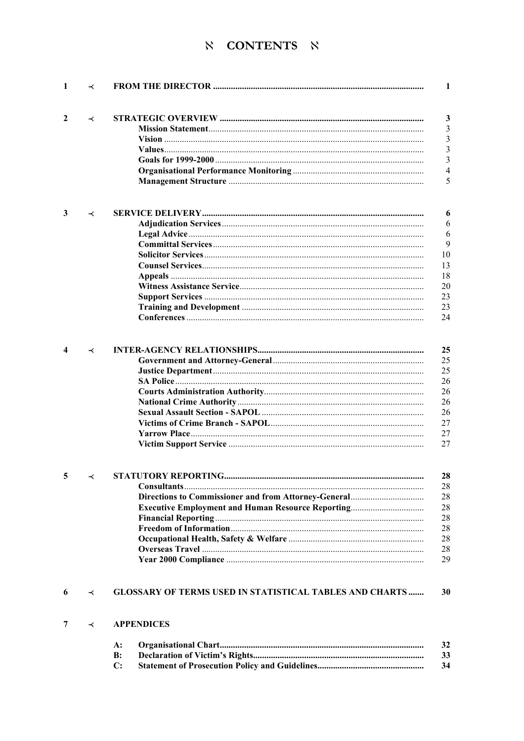# ℵ CONTENTS ℵ

| | | | |
|---|---|---|---|
| 1 | ≺ | **FROM THE DIRECTOR** | 1 |
| 2 | ≺ | **STRATEGIC OVERVIEW** | 3 |
| | | **Mission Statement** | 3 |
| | | **Vision** | 3 |
| | | **Values** | 3 |
| | | **Goals for 1999-2000** | 3 |
| | | **Organisational Performance Monitoring** | 4 |
| | | **Management Structure** | 5 |
| 3 | ≺ | **SERVICE DELIVERY** | 6 |
| | | **Adjudication Services** | 6 |
| | | **Legal Advice** | 6 |
| | | **Committal Services** | 9 |
| | | **Solicitor Services** | 10 |
| | | **Counsel Services** | 13 |
| | | **Appeals** | 18 |
| | | **Witness Assistance Service** | 20 |
| | | **Support Services** | 23 |
| | | **Training and Development** | 23 |
| | | **Conferences** | 24 |
| 4 | ≺ | **INTER-AGENCY RELATIONSHIPS** | 25 |
| | | **Government and Attorney-General** | 25 |
| | | **Justice Department** | 25 |
| | | **SA Police** | 26 |
| | | **Courts Administration Authority** | 26 |
| | | **National Crime Authority** | 26 |
| | | **Sexual Assault Section - SAPOL** | 26 |
| | | **Victims of Crime Branch - SAPOL** | 27 |
| | | **Yarrow Place** | 27 |
| | | **Victim Support Service** | 27 |
| 5 | ≺ | **STATUTORY REPORTING** | 28 |
| | | **Consultants** | 28 |
| | | **Directions to Commissioner and from Attorney-General** | 28 |
| | | **Executive Employment and Human Resource Reporting** | 28 |
| | | **Financial Reporting** | 28 |
| | | **Freedom of Information** | 28 |
| | | **Occupational Health, Safety & Welfare** | 28 |
| | | **Overseas Travel** | 28 |
| | | **Year 2000 Compliance** | 29 |
| 6 | ≺ | **GLOSSARY OF TERMS USED IN STATISTICAL TABLES AND CHARTS** | 30 |
| 7 | ≺ | **APPENDICES** | |
| | | **A: Organisational Chart** | 32 |
| | | **B: Declaration of Victim's Rights** | 33 |
| | | **C: Statement of Prosecution Policy and Guidelines** | 34 |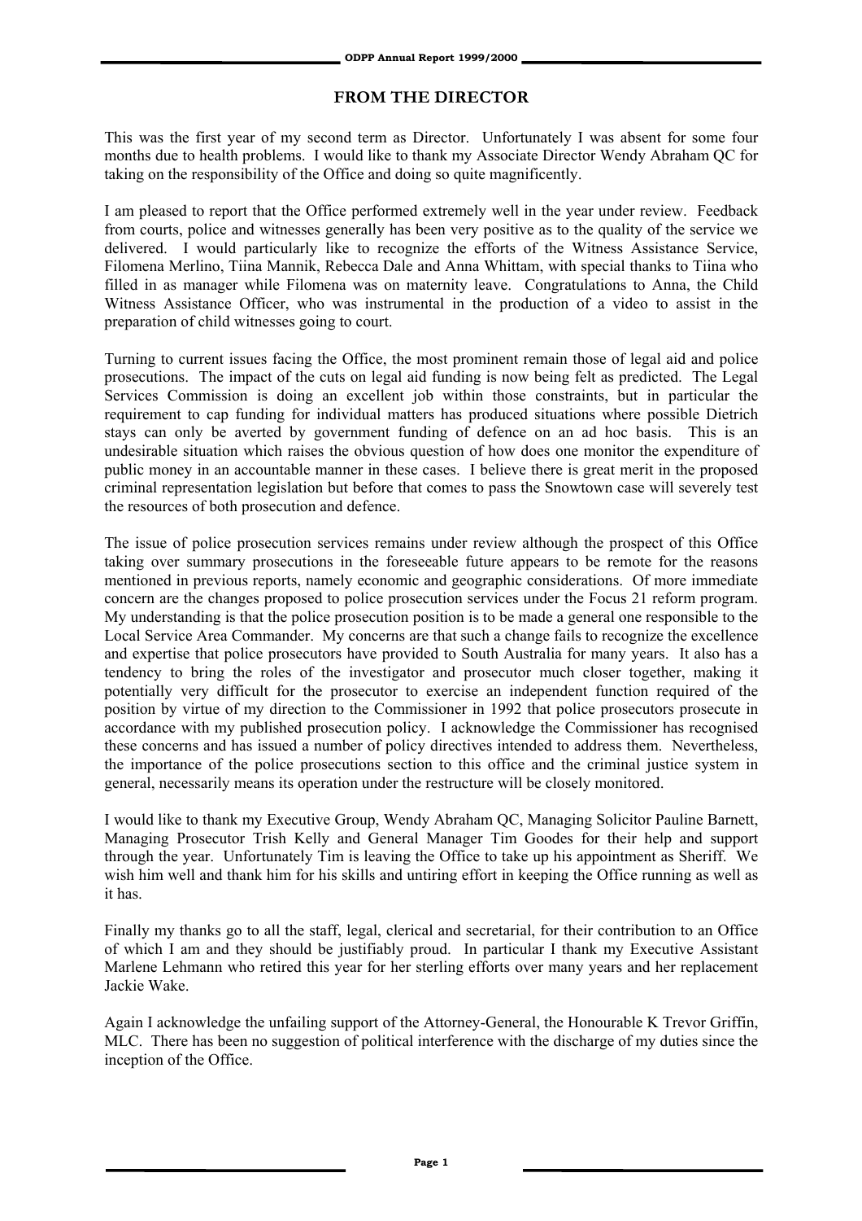## FROM THE DIRECTOR

This was the first year of my second term as Director. Unfortunately I was absent for some four months due to health problems. I would like to thank my Associate Director Wendy Abraham QC for taking on the responsibility of the Office and doing so quite magnificently.

I am pleased to report that the Office performed extremely well in the year under review. Feedback from courts, police and witnesses generally has been very positive as to the quality of the service we delivered. I would particularly like to recognize the efforts of the Witness Assistance Service, Filomena Merlino, Tiina Mannik, Rebecca Dale and Anna Whittam, with special thanks to Tiina who filled in as manager while Filomena was on maternity leave. Congratulations to Anna, the Child Witness Assistance Officer, who was instrumental in the production of a video to assist in the preparation of child witnesses going to court.

Turning to current issues facing the Office, the most prominent remain those of legal aid and police prosecutions. The impact of the cuts on legal aid funding is now being felt as predicted. The Legal Services Commission is doing an excellent job within those constraints, but in particular the requirement to cap funding for individual matters has produced situations where possible Dietrich stays can only be averted by government funding of defence on an ad hoc basis. This is an undesirable situation which raises the obvious question of how does one monitor the expenditure of public money in an accountable manner in these cases. I believe there is great merit in the proposed criminal representation legislation but before that comes to pass the Snowtown case will severely test the resources of both prosecution and defence.

The issue of police prosecution services remains under review although the prospect of this Office taking over summary prosecutions in the foreseeable future appears to be remote for the reasons mentioned in previous reports, namely economic and geographic considerations. Of more immediate concern are the changes proposed to police prosecution services under the Focus 21 reform program. My understanding is that the police prosecution position is to be made a general one responsible to the Local Service Area Commander. My concerns are that such a change fails to recognize the excellence and expertise that police prosecutors have provided to South Australia for many years. It also has a tendency to bring the roles of the investigator and prosecutor much closer together, making it potentially very difficult for the prosecutor to exercise an independent function required of the position by virtue of my direction to the Commissioner in 1992 that police prosecutors prosecute in accordance with my published prosecution policy. I acknowledge the Commissioner has recognised these concerns and has issued a number of policy directives intended to address them. Nevertheless, the importance of the police prosecutions section to this office and the criminal justice system in general, necessarily means its operation under the restructure will be closely monitored.

I would like to thank my Executive Group, Wendy Abraham QC, Managing Solicitor Pauline Barnett, Managing Prosecutor Trish Kelly and General Manager Tim Goodes for their help and support through the year. Unfortunately Tim is leaving the Office to take up his appointment as Sheriff. We wish him well and thank him for his skills and untiring effort in keeping the Office running as well as it has.

Finally my thanks go to all the staff, legal, clerical and secretarial, for their contribution to an Office of which I am and they should be justifiably proud. In particular I thank my Executive Assistant Marlene Lehmann who retired this year for her sterling efforts over many years and her replacement Jackie Wake.

Again I acknowledge the unfailing support of the Attorney-General, the Honourable K Trevor Griffin, MLC. There has been no suggestion of political interference with the discharge of my duties since the inception of the Office.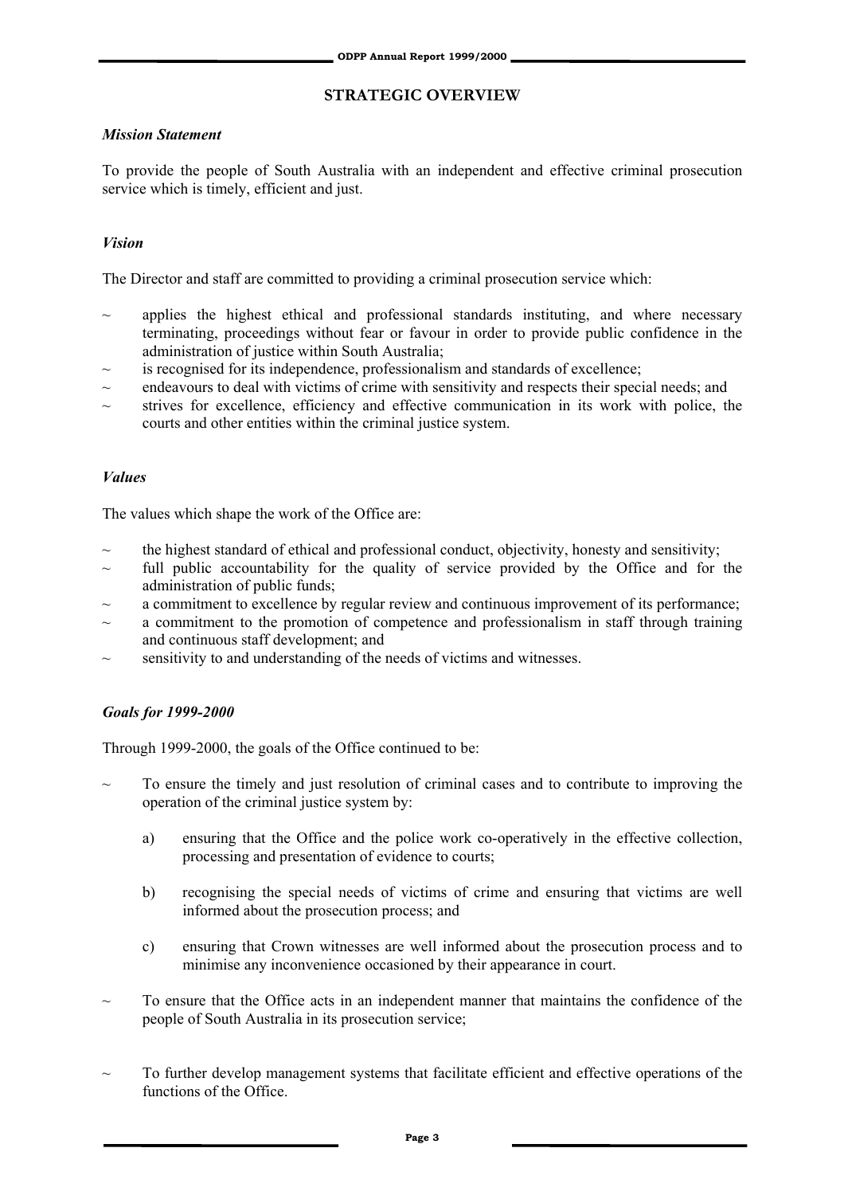## STRATEGIC OVERVIEW

### *Mission Statement*

To provide the people of South Australia with an independent and effective criminal prosecution service which is timely, efficient and just.

### *Vision*

The Director and staff are committed to providing a criminal prosecution service which:

~ applies the highest ethical and professional standards instituting, and where necessary terminating, proceedings without fear or favour in order to provide public confidence in the administration of justice within South Australia;
~ is recognised for its independence, professionalism and standards of excellence;
~ endeavours to deal with victims of crime with sensitivity and respects their special needs; and
~ strives for excellence, efficiency and effective communication in its work with police, the courts and other entities within the criminal justice system.

### *Values*

The values which shape the work of the Office are:

~ the highest standard of ethical and professional conduct, objectivity, honesty and sensitivity;
~ full public accountability for the quality of service provided by the Office and for the administration of public funds;
~ a commitment to excellence by regular review and continuous improvement of its performance;
~ a commitment to the promotion of competence and professionalism in staff through training and continuous staff development; and
~ sensitivity to and understanding of the needs of victims and witnesses.

### *Goals for 1999-2000*

Through 1999-2000, the goals of the Office continued to be:

~ To ensure the timely and just resolution of criminal cases and to contribute to improving the operation of the criminal justice system by:

  a) ensuring that the Office and the police work co-operatively in the effective collection, processing and presentation of evidence to courts;

  b) recognising the special needs of victims of crime and ensuring that victims are well informed about the prosecution process; and

  c) ensuring that Crown witnesses are well informed about the prosecution process and to minimise any inconvenience occasioned by their appearance in court.

~ To ensure that the Office acts in an independent manner that maintains the confidence of the people of South Australia in its prosecution service;

~ To further develop management systems that facilitate efficient and effective operations of the functions of the Office.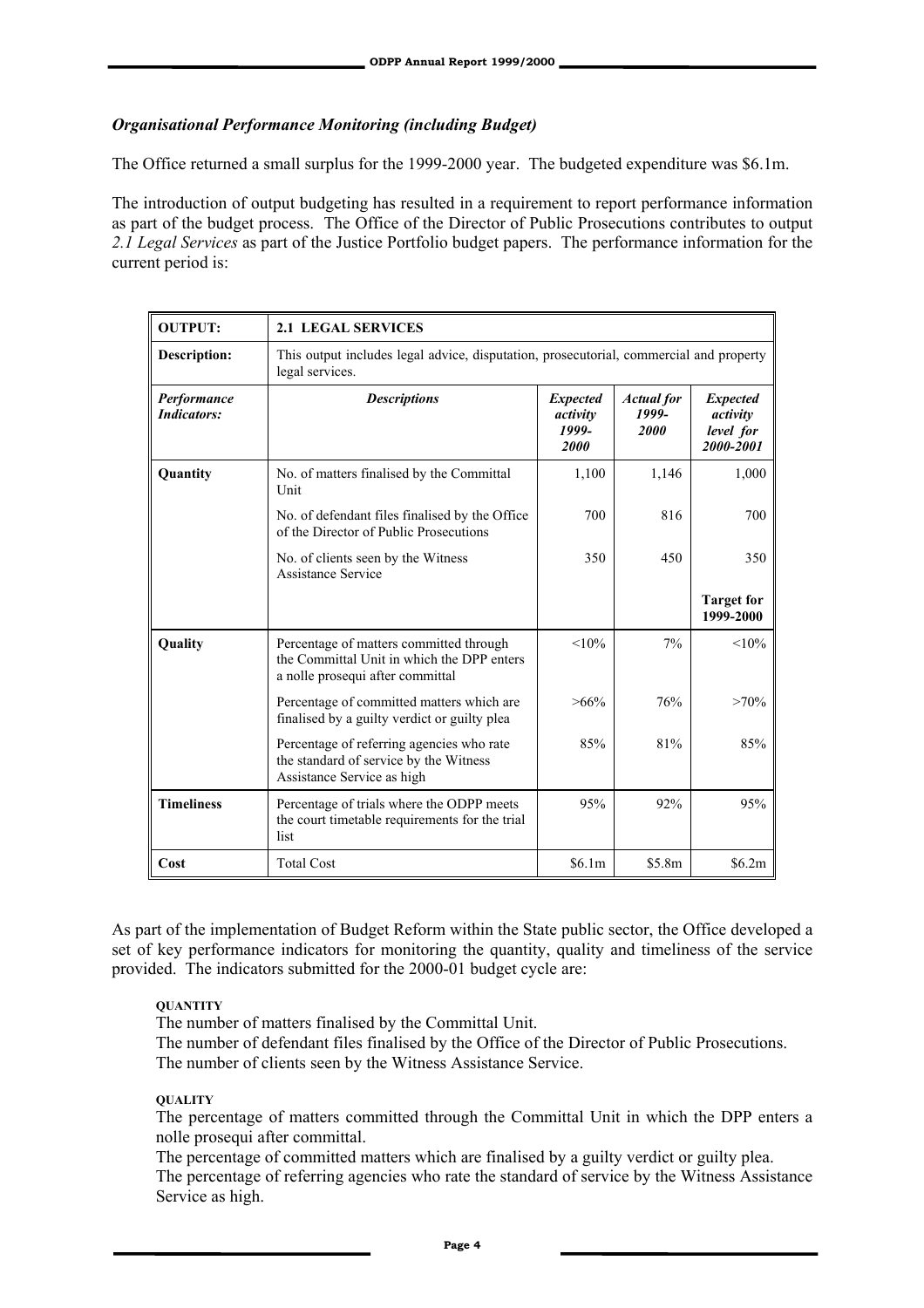*Organisational Performance Monitoring (including Budget)*

The Office returned a small surplus for the 1999-2000 year. The budgeted expenditure was \$6.1m.

The introduction of output budgeting has resulted in a requirement to report performance information as part of the budget process. The Office of the Director of Public Prosecutions contributes to output *2.1 Legal Services* as part of the Justice Portfolio budget papers. The performance information for the current period is:

| **OUTPUT:** | **2.1 LEGAL SERVICES** | | | |
|---|---|---|---|---|
| **Description:** | This output includes legal advice, disputation, prosecutorial, commercial and property legal services. | | | |
| ***Performance Indicators:*** | ***Descriptions*** | ***Expected activity 1999-2000*** | ***Actual for 1999-2000*** | ***Expected activity level for 2000-2001*** |
| **Quantity** | No. of matters finalised by the Committal Unit | 1,100 | 1,146 | 1,000 |
| | No. of defendant files finalised by the Office of the Director of Public Prosecutions | 700 | 816 | 700 |
| | No. of clients seen by the Witness Assistance Service | 350 | 450 | 350 |
| | | | | **Target for 1999-2000** |
| **Quality** | Percentage of matters committed through the Committal Unit in which the DPP enters a nolle prosequi after committal | <10% | 7% | <10% |
| | Percentage of committed matters which are finalised by a guilty verdict or guilty plea | >66% | 76% | >70% |
| | Percentage of referring agencies who rate the standard of service by the Witness Assistance Service as high | 85% | 81% | 85% |
| **Timeliness** | Percentage of trials where the ODPP meets the court timetable requirements for the trial list | 95% | 92% | 95% |
| **Cost** | Total Cost | \$6.1m | \$5.8m | \$6.2m |

As part of the implementation of Budget Reform within the State public sector, the Office developed a set of key performance indicators for monitoring the quantity, quality and timeliness of the service provided. The indicators submitted for the 2000-01 budget cycle are:

**QUANTITY**

The number of matters finalised by the Committal Unit.
The number of defendant files finalised by the Office of the Director of Public Prosecutions.
The number of clients seen by the Witness Assistance Service.

**QUALITY**

The percentage of matters committed through the Committal Unit in which the DPP enters a nolle prosequi after committal.
The percentage of committed matters which are finalised by a guilty verdict or guilty plea.
The percentage of referring agencies who rate the standard of service by the Witness Assistance Service as high.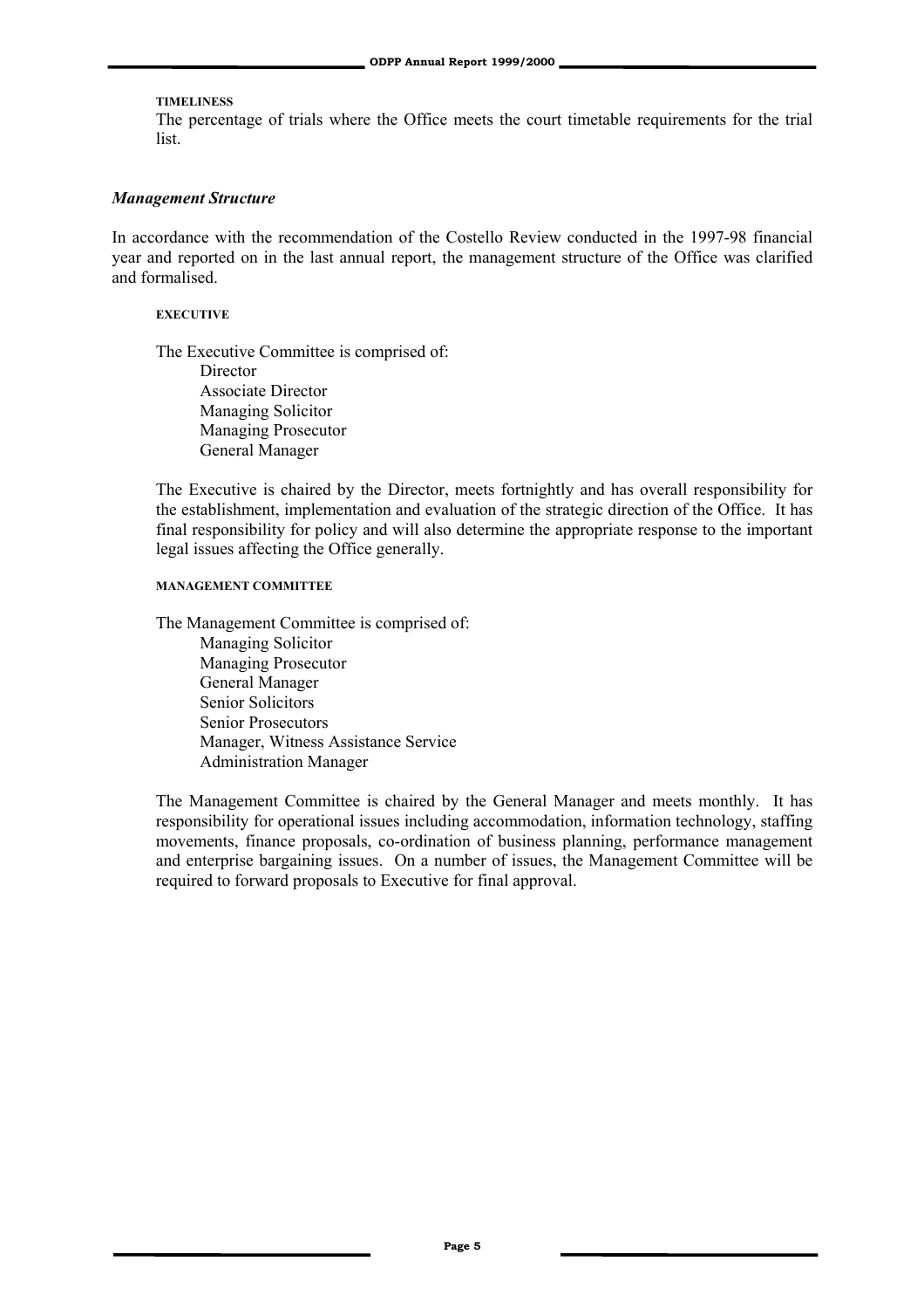#### TIMELINESS

The percentage of trials where the Office meets the court timetable requirements for the trial list.

### *Management Structure*

In accordance with the recommendation of the Costello Review conducted in the 1997-98 financial year and reported on in the last annual report, the management structure of the Office was clarified and formalised.

#### EXECUTIVE

The Executive Committee is comprised of:

- Director
- Associate Director
- Managing Solicitor
- Managing Prosecutor
- General Manager

The Executive is chaired by the Director, meets fortnightly and has overall responsibility for the establishment, implementation and evaluation of the strategic direction of the Office. It has final responsibility for policy and will also determine the appropriate response to the important legal issues affecting the Office generally.

#### MANAGEMENT COMMITTEE

The Management Committee is comprised of:

- Managing Solicitor
- Managing Prosecutor
- General Manager
- Senior Solicitors
- Senior Prosecutors
- Manager, Witness Assistance Service
- Administration Manager

The Management Committee is chaired by the General Manager and meets monthly. It has responsibility for operational issues including accommodation, information technology, staffing movements, finance proposals, co-ordination of business planning, performance management and enterprise bargaining issues. On a number of issues, the Management Committee will be required to forward proposals to Executive for final approval.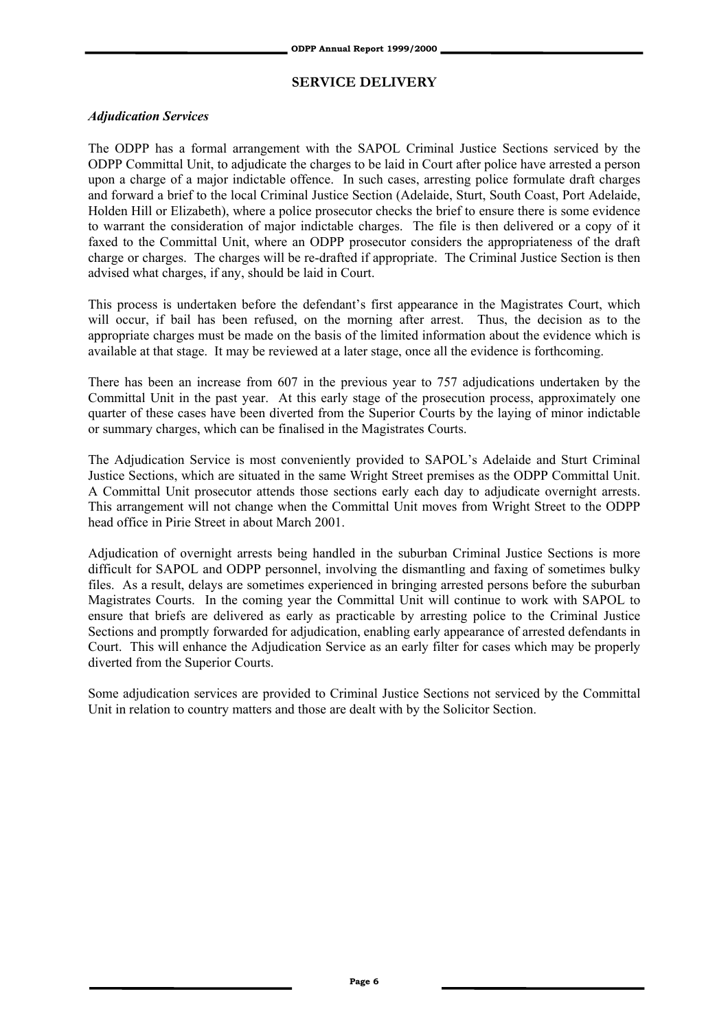## SERVICE DELIVERY

### *Adjudication Services*

The ODPP has a formal arrangement with the SAPOL Criminal Justice Sections serviced by the ODPP Committal Unit, to adjudicate the charges to be laid in Court after police have arrested a person upon a charge of a major indictable offence. In such cases, arresting police formulate draft charges and forward a brief to the local Criminal Justice Section (Adelaide, Sturt, South Coast, Port Adelaide, Holden Hill or Elizabeth), where a police prosecutor checks the brief to ensure there is some evidence to warrant the consideration of major indictable charges. The file is then delivered or a copy of it faxed to the Committal Unit, where an ODPP prosecutor considers the appropriateness of the draft charge or charges. The charges will be re-drafted if appropriate. The Criminal Justice Section is then advised what charges, if any, should be laid in Court.

This process is undertaken before the defendant's first appearance in the Magistrates Court, which will occur, if bail has been refused, on the morning after arrest. Thus, the decision as to the appropriate charges must be made on the basis of the limited information about the evidence which is available at that stage. It may be reviewed at a later stage, once all the evidence is forthcoming.

There has been an increase from 607 in the previous year to 757 adjudications undertaken by the Committal Unit in the past year. At this early stage of the prosecution process, approximately one quarter of these cases have been diverted from the Superior Courts by the laying of minor indictable or summary charges, which can be finalised in the Magistrates Courts.

The Adjudication Service is most conveniently provided to SAPOL's Adelaide and Sturt Criminal Justice Sections, which are situated in the same Wright Street premises as the ODPP Committal Unit. A Committal Unit prosecutor attends those sections early each day to adjudicate overnight arrests. This arrangement will not change when the Committal Unit moves from Wright Street to the ODPP head office in Pirie Street in about March 2001.

Adjudication of overnight arrests being handled in the suburban Criminal Justice Sections is more difficult for SAPOL and ODPP personnel, involving the dismantling and faxing of sometimes bulky files. As a result, delays are sometimes experienced in bringing arrested persons before the suburban Magistrates Courts. In the coming year the Committal Unit will continue to work with SAPOL to ensure that briefs are delivered as early as practicable by arresting police to the Criminal Justice Sections and promptly forwarded for adjudication, enabling early appearance of arrested defendants in Court. This will enhance the Adjudication Service as an early filter for cases which may be properly diverted from the Superior Courts.

Some adjudication services are provided to Criminal Justice Sections not serviced by the Committal Unit in relation to country matters and those are dealt with by the Solicitor Section.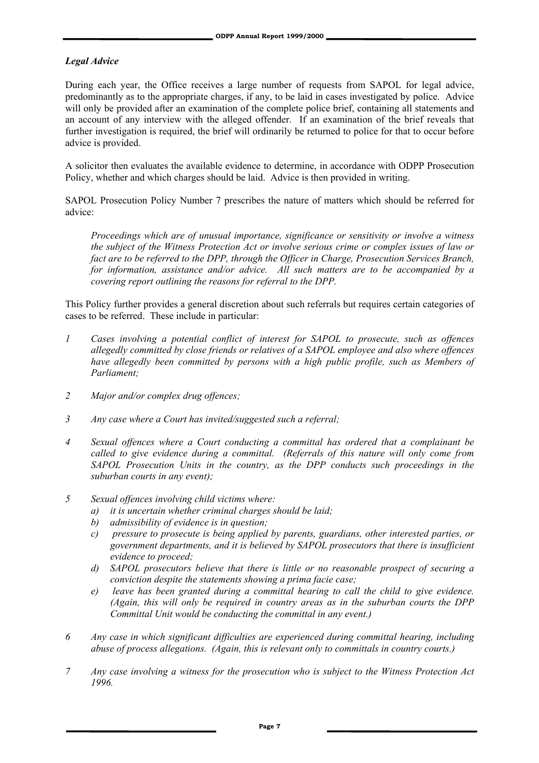### *Legal Advice*

During each year, the Office receives a large number of requests from SAPOL for legal advice, predominantly as to the appropriate charges, if any, to be laid in cases investigated by police. Advice will only be provided after an examination of the complete police brief, containing all statements and an account of any interview with the alleged offender. If an examination of the brief reveals that further investigation is required, the brief will ordinarily be returned to police for that to occur before advice is provided.

A solicitor then evaluates the available evidence to determine, in accordance with ODPP Prosecution Policy, whether and which charges should be laid. Advice is then provided in writing.

SAPOL Prosecution Policy Number 7 prescribes the nature of matters which should be referred for advice:

> *Proceedings which are of unusual importance, significance or sensitivity or involve a witness the subject of the Witness Protection Act or involve serious crime or complex issues of law or fact are to be referred to the DPP, through the Officer in Charge, Prosecution Services Branch, for information, assistance and/or advice. All such matters are to be accompanied by a covering report outlining the reasons for referral to the DPP.*

This Policy further provides a general discretion about such referrals but requires certain categories of cases to be referred. These include in particular:

1. *Cases involving a potential conflict of interest for SAPOL to prosecute, such as offences allegedly committed by close friends or relatives of a SAPOL employee and also where offences have allegedly been committed by persons with a high public profile, such as Members of Parliament;*

2. *Major and/or complex drug offences;*

3. *Any case where a Court has invited/suggested such a referral;*

4. *Sexual offences where a Court conducting a committal has ordered that a complainant be called to give evidence during a committal. (Referrals of this nature will only come from SAPOL Prosecution Units in the country, as the DPP conducts such proceedings in the suburban courts in any event);*

5. *Sexual offences involving child victims where:*
   - a) *it is uncertain whether criminal charges should be laid;*
   - b) *admissibility of evidence is in question;*
   - c) *pressure to prosecute is being applied by parents, guardians, other interested parties, or government departments, and it is believed by SAPOL prosecutors that there is insufficient evidence to proceed;*
   - d) *SAPOL prosecutors believe that there is little or no reasonable prospect of securing a conviction despite the statements showing a prima facie case;*
   - e) *leave has been granted during a committal hearing to call the child to give evidence. (Again, this will only be required in country areas as in the suburban courts the DPP Committal Unit would be conducting the committal in any event.)*

6. *Any case in which significant difficulties are experienced during committal hearing, including abuse of process allegations. (Again, this is relevant only to committals in country courts.)*

7. *Any case involving a witness for the prosecution who is subject to the Witness Protection Act 1996.*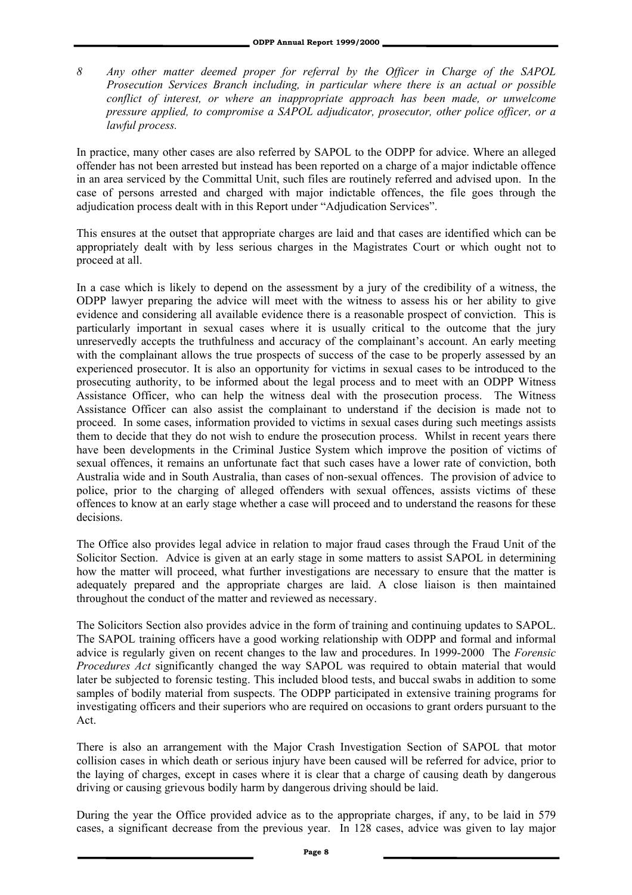*8 Any other matter deemed proper for referral by the Officer in Charge of the SAPOL Prosecution Services Branch including, in particular where there is an actual or possible conflict of interest, or where an inappropriate approach has been made, or unwelcome pressure applied, to compromise a SAPOL adjudicator, prosecutor, other police officer, or a lawful process.*

In practice, many other cases are also referred by SAPOL to the ODPP for advice. Where an alleged offender has not been arrested but instead has been reported on a charge of a major indictable offence in an area serviced by the Committal Unit, such files are routinely referred and advised upon. In the case of persons arrested and charged with major indictable offences, the file goes through the adjudication process dealt with in this Report under "Adjudication Services".

This ensures at the outset that appropriate charges are laid and that cases are identified which can be appropriately dealt with by less serious charges in the Magistrates Court or which ought not to proceed at all.

In a case which is likely to depend on the assessment by a jury of the credibility of a witness, the ODPP lawyer preparing the advice will meet with the witness to assess his or her ability to give evidence and considering all available evidence there is a reasonable prospect of conviction. This is particularly important in sexual cases where it is usually critical to the outcome that the jury unreservedly accepts the truthfulness and accuracy of the complainant's account. An early meeting with the complainant allows the true prospects of success of the case to be properly assessed by an experienced prosecutor. It is also an opportunity for victims in sexual cases to be introduced to the prosecuting authority, to be informed about the legal process and to meet with an ODPP Witness Assistance Officer, who can help the witness deal with the prosecution process. The Witness Assistance Officer can also assist the complainant to understand if the decision is made not to proceed. In some cases, information provided to victims in sexual cases during such meetings assists them to decide that they do not wish to endure the prosecution process. Whilst in recent years there have been developments in the Criminal Justice System which improve the position of victims of sexual offences, it remains an unfortunate fact that such cases have a lower rate of conviction, both Australia wide and in South Australia, than cases of non-sexual offences. The provision of advice to police, prior to the charging of alleged offenders with sexual offences, assists victims of these offences to know at an early stage whether a case will proceed and to understand the reasons for these decisions.

The Office also provides legal advice in relation to major fraud cases through the Fraud Unit of the Solicitor Section. Advice is given at an early stage in some matters to assist SAPOL in determining how the matter will proceed, what further investigations are necessary to ensure that the matter is adequately prepared and the appropriate charges are laid. A close liaison is then maintained throughout the conduct of the matter and reviewed as necessary.

The Solicitors Section also provides advice in the form of training and continuing updates to SAPOL. The SAPOL training officers have a good working relationship with ODPP and formal and informal advice is regularly given on recent changes to the law and procedures. In 1999-2000 The *Forensic Procedures Act* significantly changed the way SAPOL was required to obtain material that would later be subjected to forensic testing. This included blood tests, and buccal swabs in addition to some samples of bodily material from suspects. The ODPP participated in extensive training programs for investigating officers and their superiors who are required on occasions to grant orders pursuant to the Act.

There is also an arrangement with the Major Crash Investigation Section of SAPOL that motor collision cases in which death or serious injury have been caused will be referred for advice, prior to the laying of charges, except in cases where it is clear that a charge of causing death by dangerous driving or causing grievous bodily harm by dangerous driving should be laid.

During the year the Office provided advice as to the appropriate charges, if any, to be laid in 579 cases, a significant decrease from the previous year. In 128 cases, advice was given to lay major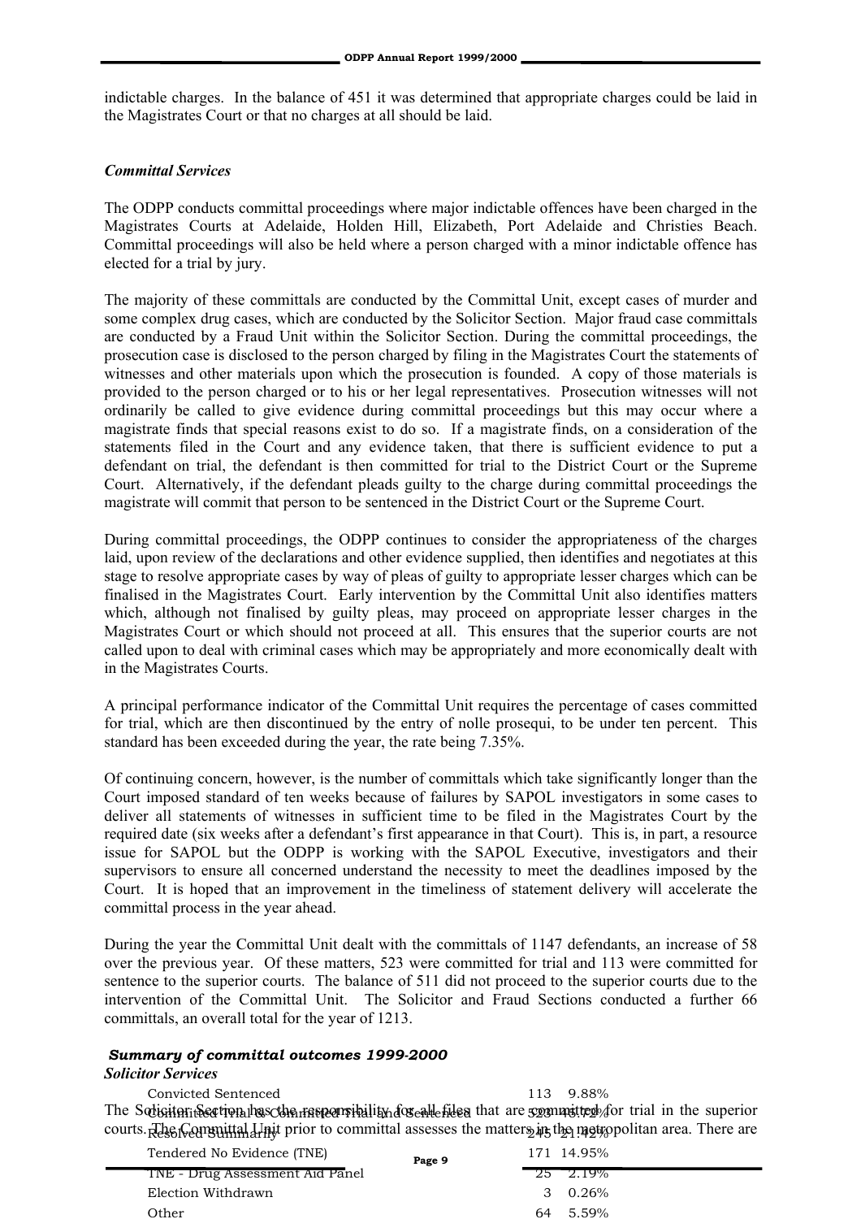indictable charges. In the balance of 451 it was determined that appropriate charges could be laid in the Magistrates Court or that no charges at all should be laid.

### *Committal Services*

The ODPP conducts committal proceedings where major indictable offences have been charged in the Magistrates Courts at Adelaide, Holden Hill, Elizabeth, Port Adelaide and Christies Beach. Committal proceedings will also be held where a person charged with a minor indictable offence has elected for a trial by jury.

The majority of these committals are conducted by the Committal Unit, except cases of murder and some complex drug cases, which are conducted by the Solicitor Section. Major fraud case committals are conducted by a Fraud Unit within the Solicitor Section. During the committal proceedings, the prosecution case is disclosed to the person charged by filing in the Magistrates Court the statements of witnesses and other materials upon which the prosecution is founded. A copy of those materials is provided to the person charged or to his or her legal representatives. Prosecution witnesses will not ordinarily be called to give evidence during committal proceedings but this may occur where a magistrate finds that special reasons exist to do so. If a magistrate finds, on a consideration of the statements filed in the Court and any evidence taken, that there is sufficient evidence to put a defendant on trial, the defendant is then committed for trial to the District Court or the Supreme Court. Alternatively, if the defendant pleads guilty to the charge during committal proceedings the magistrate will commit that person to be sentenced in the District Court or the Supreme Court.

During committal proceedings, the ODPP continues to consider the appropriateness of the charges laid, upon review of the declarations and other evidence supplied, then identifies and negotiates at this stage to resolve appropriate cases by way of pleas of guilty to appropriate lesser charges which can be finalised in the Magistrates Court. Early intervention by the Committal Unit also identifies matters which, although not finalised by guilty pleas, may proceed on appropriate lesser charges in the Magistrates Court or which should not proceed at all. This ensures that the superior courts are not called upon to deal with criminal cases which may be appropriately and more economically dealt with in the Magistrates Courts.

A principal performance indicator of the Committal Unit requires the percentage of cases committed for trial, which are then discontinued by the entry of nolle prosequi, to be under ten percent. This standard has been exceeded during the year, the rate being 7.35%.

Of continuing concern, however, is the number of committals which take significantly longer than the Court imposed standard of ten weeks because of failures by SAPOL investigators in some cases to deliver all statements of witnesses in sufficient time to be filed in the Magistrates Court by the required date (six weeks after a defendant's first appearance in that Court). This is, in part, a resource issue for SAPOL but the ODPP is working with the SAPOL Executive, investigators and their supervisors to ensure all concerned understand the necessity to meet the deadlines imposed by the Court. It is hoped that an improvement in the timeliness of statement delivery will accelerate the committal process in the year ahead.

During the year the Committal Unit dealt with the committals of 1147 defendants, an increase of 58 over the previous year. Of these matters, 523 were committed for trial and 113 were committed for sentence to the superior courts. The balance of 511 did not proceed to the superior courts due to the intervention of the Committal Unit. The Solicitor and Fraud Sections conducted a further 66 committals, an overall total for the year of 1213.

***Summary of committal outcomes 1999-2000***

| Outcome | Number | Percentage |
|---|---|---|
| Convicted Sentenced | 113 | 9.88% |
| Committed Trial & Committed Trial and Sentenced | 523 | 45.72% |
| Resolved Summarily | 245 | 21.42% |
| Tendered No Evidence (TNE) | 171 | 14.95% |
| TNE - Drug Assessment Aid Panel | 25 | 2.19% |
| Election Withdrawn | 3 | 0.26% |
| Other | 64 | 5.59% |

### *Solicitor Services*

The Solicitor Section has the responsibility for all files that are committed for trial in the superior courts. The Committal Unit prior to committal assesses the matters in the metropolitan area. There are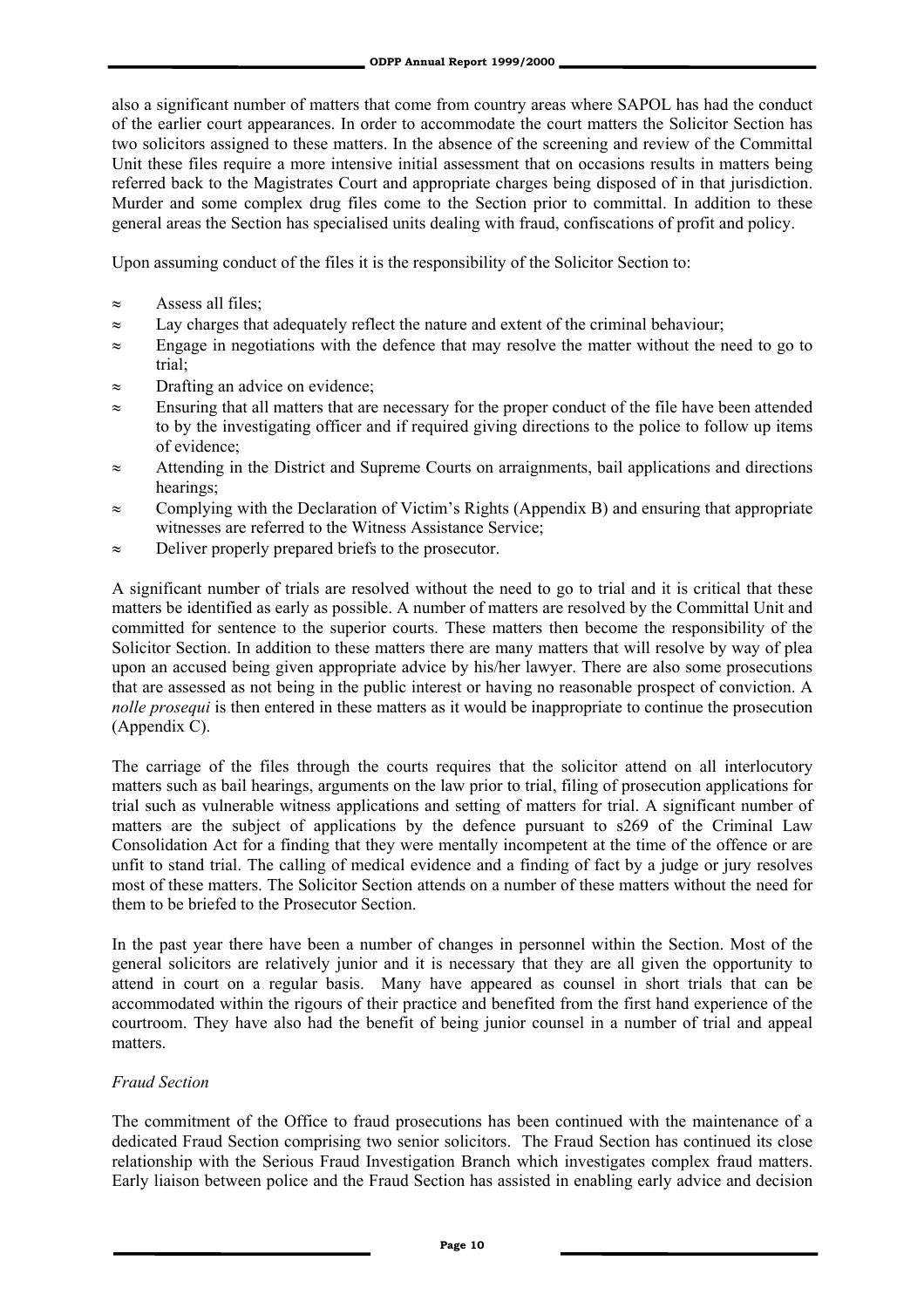also a significant number of matters that come from country areas where SAPOL has had the conduct of the earlier court appearances. In order to accommodate the court matters the Solicitor Section has two solicitors assigned to these matters. In the absence of the screening and review of the Committal Unit these files require a more intensive initial assessment that on occasions results in matters being referred back to the Magistrates Court and appropriate charges being disposed of in that jurisdiction. Murder and some complex drug files come to the Section prior to committal. In addition to these general areas the Section has specialised units dealing with fraud, confiscations of profit and policy.

Upon assuming conduct of the files it is the responsibility of the Solicitor Section to:

- Assess all files;
- Lay charges that adequately reflect the nature and extent of the criminal behaviour;
- Engage in negotiations with the defence that may resolve the matter without the need to go to trial;
- Drafting an advice on evidence;
- Ensuring that all matters that are necessary for the proper conduct of the file have been attended to by the investigating officer and if required giving directions to the police to follow up items of evidence;
- Attending in the District and Supreme Courts on arraignments, bail applications and directions hearings;
- Complying with the Declaration of Victim's Rights (Appendix B) and ensuring that appropriate witnesses are referred to the Witness Assistance Service;
- Deliver properly prepared briefs to the prosecutor.

A significant number of trials are resolved without the need to go to trial and it is critical that these matters be identified as early as possible. A number of matters are resolved by the Committal Unit and committed for sentence to the superior courts. These matters then become the responsibility of the Solicitor Section. In addition to these matters there are many matters that will resolve by way of plea upon an accused being given appropriate advice by his/her lawyer. There are also some prosecutions that are assessed as not being in the public interest or having no reasonable prospect of conviction. A *nolle prosequi* is then entered in these matters as it would be inappropriate to continue the prosecution (Appendix C).

The carriage of the files through the courts requires that the solicitor attend on all interlocutory matters such as bail hearings, arguments on the law prior to trial, filing of prosecution applications for trial such as vulnerable witness applications and setting of matters for trial. A significant number of matters are the subject of applications by the defence pursuant to s269 of the Criminal Law Consolidation Act for a finding that they were mentally incompetent at the time of the offence or are unfit to stand trial. The calling of medical evidence and a finding of fact by a judge or jury resolves most of these matters. The Solicitor Section attends on a number of these matters without the need for them to be briefed to the Prosecutor Section.

In the past year there have been a number of changes in personnel within the Section. Most of the general solicitors are relatively junior and it is necessary that they are all given the opportunity to attend in court on a regular basis. Many have appeared as counsel in short trials that can be accommodated within the rigours of their practice and benefited from the first hand experience of the courtroom. They have also had the benefit of being junior counsel in a number of trial and appeal matters.

*Fraud Section*

The commitment of the Office to fraud prosecutions has been continued with the maintenance of a dedicated Fraud Section comprising two senior solicitors. The Fraud Section has continued its close relationship with the Serious Fraud Investigation Branch which investigates complex fraud matters. Early liaison between police and the Fraud Section has assisted in enabling early advice and decision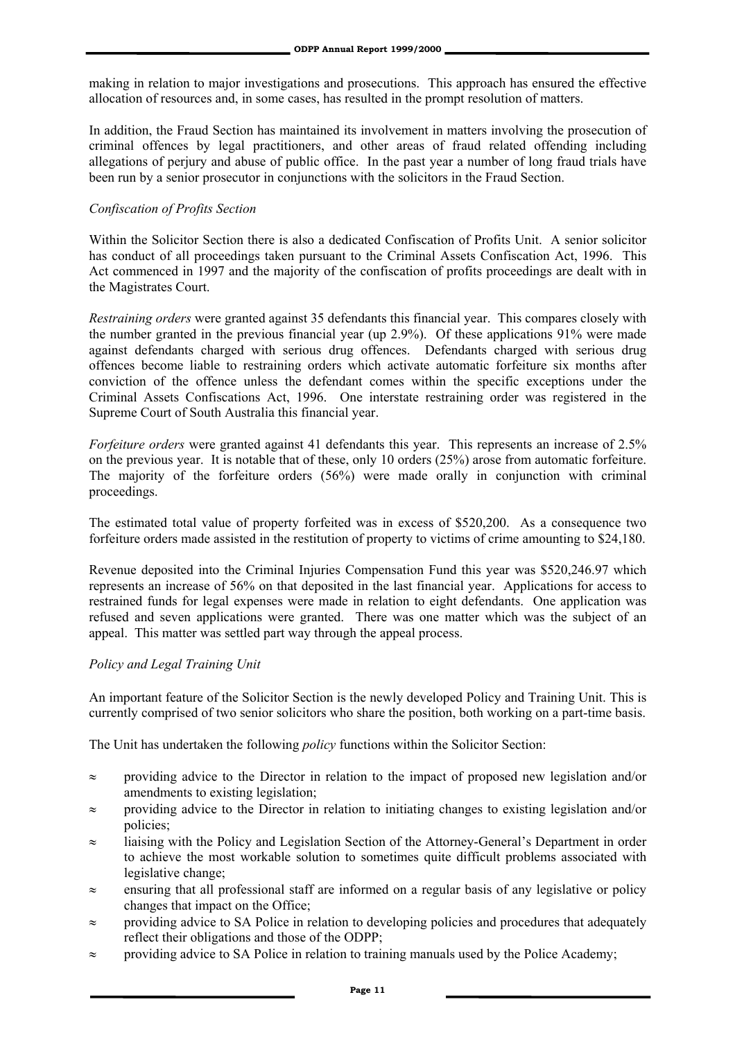making in relation to major investigations and prosecutions. This approach has ensured the effective allocation of resources and, in some cases, has resulted in the prompt resolution of matters.

In addition, the Fraud Section has maintained its involvement in matters involving the prosecution of criminal offences by legal practitioners, and other areas of fraud related offending including allegations of perjury and abuse of public office. In the past year a number of long fraud trials have been run by a senior prosecutor in conjunctions with the solicitors in the Fraud Section.

*Confiscation of Profits Section*

Within the Solicitor Section there is also a dedicated Confiscation of Profits Unit. A senior solicitor has conduct of all proceedings taken pursuant to the Criminal Assets Confiscation Act, 1996. This Act commenced in 1997 and the majority of the confiscation of profits proceedings are dealt with in the Magistrates Court.

*Restraining orders* were granted against 35 defendants this financial year. This compares closely with the number granted in the previous financial year (up 2.9%). Of these applications 91% were made against defendants charged with serious drug offences. Defendants charged with serious drug offences become liable to restraining orders which activate automatic forfeiture six months after conviction of the offence unless the defendant comes within the specific exceptions under the Criminal Assets Confiscations Act, 1996. One interstate restraining order was registered in the Supreme Court of South Australia this financial year.

*Forfeiture orders* were granted against 41 defendants this year. This represents an increase of 2.5% on the previous year. It is notable that of these, only 10 orders (25%) arose from automatic forfeiture. The majority of the forfeiture orders (56%) were made orally in conjunction with criminal proceedings.

The estimated total value of property forfeited was in excess of $520,200. As a consequence two forfeiture orders made assisted in the restitution of property to victims of crime amounting to $24,180.

Revenue deposited into the Criminal Injuries Compensation Fund this year was $520,246.97 which represents an increase of 56% on that deposited in the last financial year. Applications for access to restrained funds for legal expenses were made in relation to eight defendants. One application was refused and seven applications were granted. There was one matter which was the subject of an appeal. This matter was settled part way through the appeal process.

*Policy and Legal Training Unit*

An important feature of the Solicitor Section is the newly developed Policy and Training Unit. This is currently comprised of two senior solicitors who share the position, both working on a part-time basis.

The Unit has undertaken the following *policy* functions within the Solicitor Section:

- providing advice to the Director in relation to the impact of proposed new legislation and/or amendments to existing legislation;
- providing advice to the Director in relation to initiating changes to existing legislation and/or policies;
- liaising with the Policy and Legislation Section of the Attorney-General's Department in order to achieve the most workable solution to sometimes quite difficult problems associated with legislative change;
- ensuring that all professional staff are informed on a regular basis of any legislative or policy changes that impact on the Office;
- providing advice to SA Police in relation to developing policies and procedures that adequately reflect their obligations and those of the ODPP;
- providing advice to SA Police in relation to training manuals used by the Police Academy;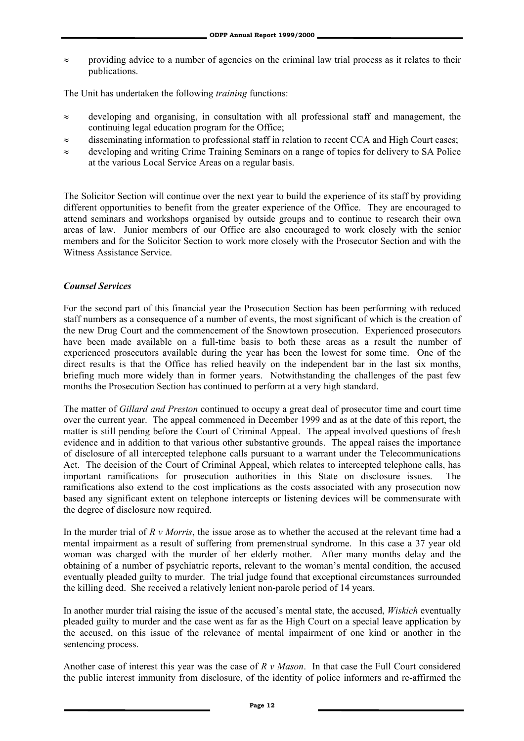- providing advice to a number of agencies on the criminal law trial process as it relates to their publications.

The Unit has undertaken the following *training* functions:

- developing and organising, in consultation with all professional staff and management, the continuing legal education program for the Office;
- disseminating information to professional staff in relation to recent CCA and High Court cases;
- developing and writing Crime Training Seminars on a range of topics for delivery to SA Police at the various Local Service Areas on a regular basis.

The Solicitor Section will continue over the next year to build the experience of its staff by providing different opportunities to benefit from the greater experience of the Office. They are encouraged to attend seminars and workshops organised by outside groups and to continue to research their own areas of law. Junior members of our Office are also encouraged to work closely with the senior members and for the Solicitor Section to work more closely with the Prosecutor Section and with the Witness Assistance Service.

### *Counsel Services*

For the second part of this financial year the Prosecution Section has been performing with reduced staff numbers as a consequence of a number of events, the most significant of which is the creation of the new Drug Court and the commencement of the Snowtown prosecution. Experienced prosecutors have been made available on a full-time basis to both these areas as a result the number of experienced prosecutors available during the year has been the lowest for some time. One of the direct results is that the Office has relied heavily on the independent bar in the last six months, briefing much more widely than in former years. Notwithstanding the challenges of the past few months the Prosecution Section has continued to perform at a very high standard.

The matter of *Gillard and Preston* continued to occupy a great deal of prosecutor time and court time over the current year. The appeal commenced in December 1999 and as at the date of this report, the matter is still pending before the Court of Criminal Appeal. The appeal involved questions of fresh evidence and in addition to that various other substantive grounds. The appeal raises the importance of disclosure of all intercepted telephone calls pursuant to a warrant under the Telecommunications Act. The decision of the Court of Criminal Appeal, which relates to intercepted telephone calls, has important ramifications for prosecution authorities in this State on disclosure issues. The ramifications also extend to the cost implications as the costs associated with any prosecution now based any significant extent on telephone intercepts or listening devices will be commensurate with the degree of disclosure now required.

In the murder trial of *R v Morris*, the issue arose as to whether the accused at the relevant time had a mental impairment as a result of suffering from premenstrual syndrome. In this case a 37 year old woman was charged with the murder of her elderly mother. After many months delay and the obtaining of a number of psychiatric reports, relevant to the woman's mental condition, the accused eventually pleaded guilty to murder. The trial judge found that exceptional circumstances surrounded the killing deed. She received a relatively lenient non-parole period of 14 years.

In another murder trial raising the issue of the accused's mental state, the accused, *Wiskich* eventually pleaded guilty to murder and the case went as far as the High Court on a special leave application by the accused, on this issue of the relevance of mental impairment of one kind or another in the sentencing process.

Another case of interest this year was the case of *R v Mason*. In that case the Full Court considered the public interest immunity from disclosure, of the identity of police informers and re-affirmed the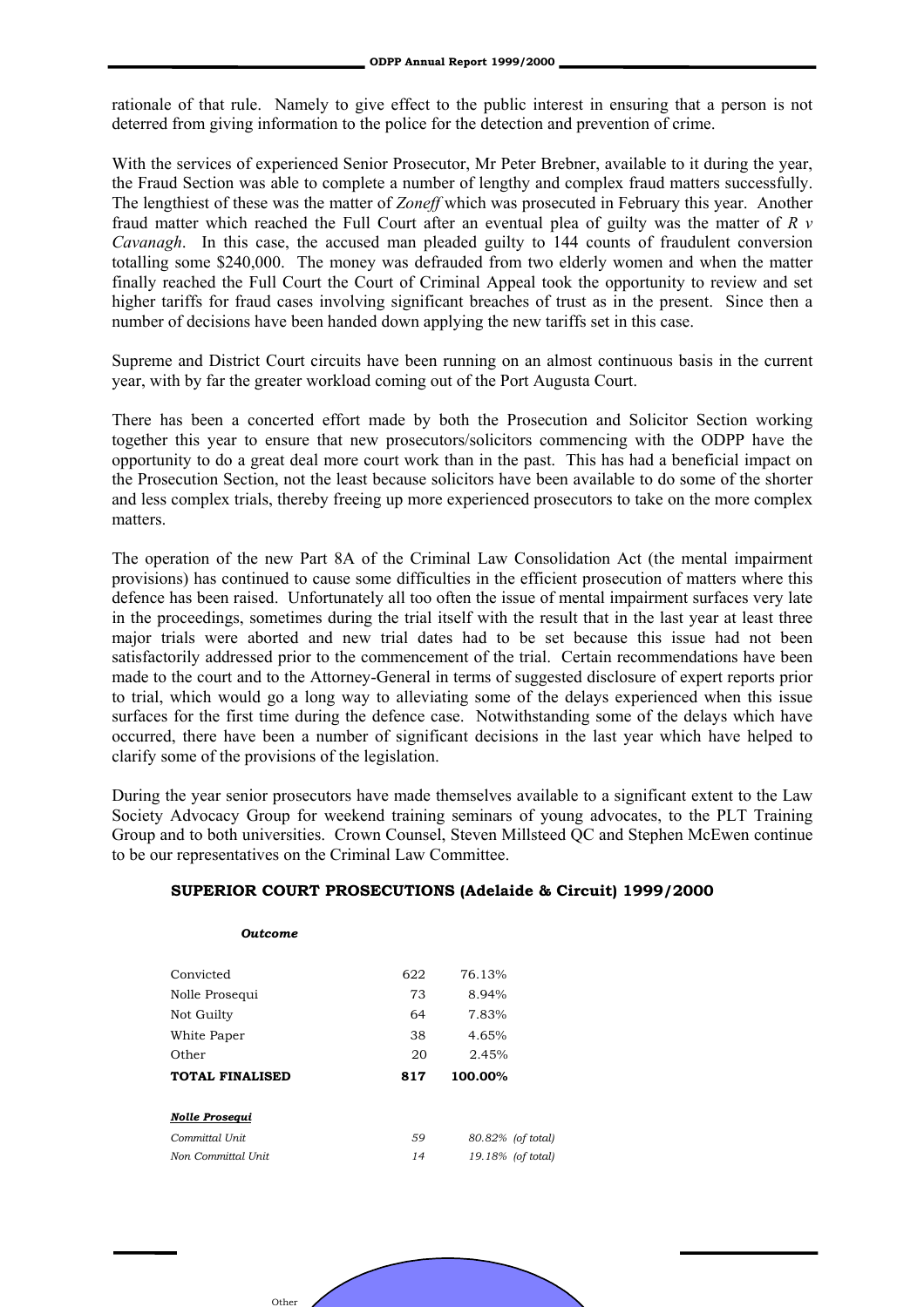rationale of that rule. Namely to give effect to the public interest in ensuring that a person is not deterred from giving information to the police for the detection and prevention of crime.

With the services of experienced Senior Prosecutor, Mr Peter Brebner, available to it during the year, the Fraud Section was able to complete a number of lengthy and complex fraud matters successfully. The lengthiest of these was the matter of *Zoneff* which was prosecuted in February this year. Another fraud matter which reached the Full Court after an eventual plea of guilty was the matter of *R v Cavanagh*. In this case, the accused man pleaded guilty to 144 counts of fraudulent conversion totalling some $240,000. The money was defrauded from two elderly women and when the matter finally reached the Full Court the Court of Criminal Appeal took the opportunity to review and set higher tariffs for fraud cases involving significant breaches of trust as in the present. Since then a number of decisions have been handed down applying the new tariffs set in this case.

Supreme and District Court circuits have been running on an almost continuous basis in the current year, with by far the greater workload coming out of the Port Augusta Court.

There has been a concerted effort made by both the Prosecution and Solicitor Section working together this year to ensure that new prosecutors/solicitors commencing with the ODPP have the opportunity to do a great deal more court work than in the past. This has had a beneficial impact on the Prosecution Section, not the least because solicitors have been available to do some of the shorter and less complex trials, thereby freeing up more experienced prosecutors to take on the more complex matters.

The operation of the new Part 8A of the Criminal Law Consolidation Act (the mental impairment provisions) has continued to cause some difficulties in the efficient prosecution of matters where this defence has been raised. Unfortunately all too often the issue of mental impairment surfaces very late in the proceedings, sometimes during the trial itself with the result that in the last year at least three major trials were aborted and new trial dates had to be set because this issue had not been satisfactorily addressed prior to the commencement of the trial. Certain recommendations have been made to the court and to the Attorney-General in terms of suggested disclosure of expert reports prior to trial, which would go a long way to alleviating some of the delays experienced when this issue surfaces for the first time during the defence case. Notwithstanding some of the delays which have occurred, there have been a number of significant decisions in the last year which have helped to clarify some of the provisions of the legislation.

During the year senior prosecutors have made themselves available to a significant extent to the Law Society Advocacy Group for weekend training seminars of young advocates, to the PLT Training Group and to both universities. Crown Counsel, Steven Millsteed QC and Stephen McEwen continue to be our representatives on the Criminal Law Committee.

**SUPERIOR COURT PROSECUTIONS (Adelaide & Circuit) 1999/2000**

| ***Outcome*** | | |
|---|---|---|
| Convicted | 622 | 76.13% |
| Nolle Prosequi | 73 | 8.94% |
| Not Guilty | 64 | 7.83% |
| White Paper | 38 | 4.65% |
| Other | 20 | 2.45% |
| **TOTAL FINALISED** | **817** | **100.00%** |

| ***Nolle Prosequi*** | | |
|---|---|---|
| *Committal Unit* | *59* | *80.82% (of total)* |
| *Non Committal Unit* | *14* | *19.18% (of total)* |

Other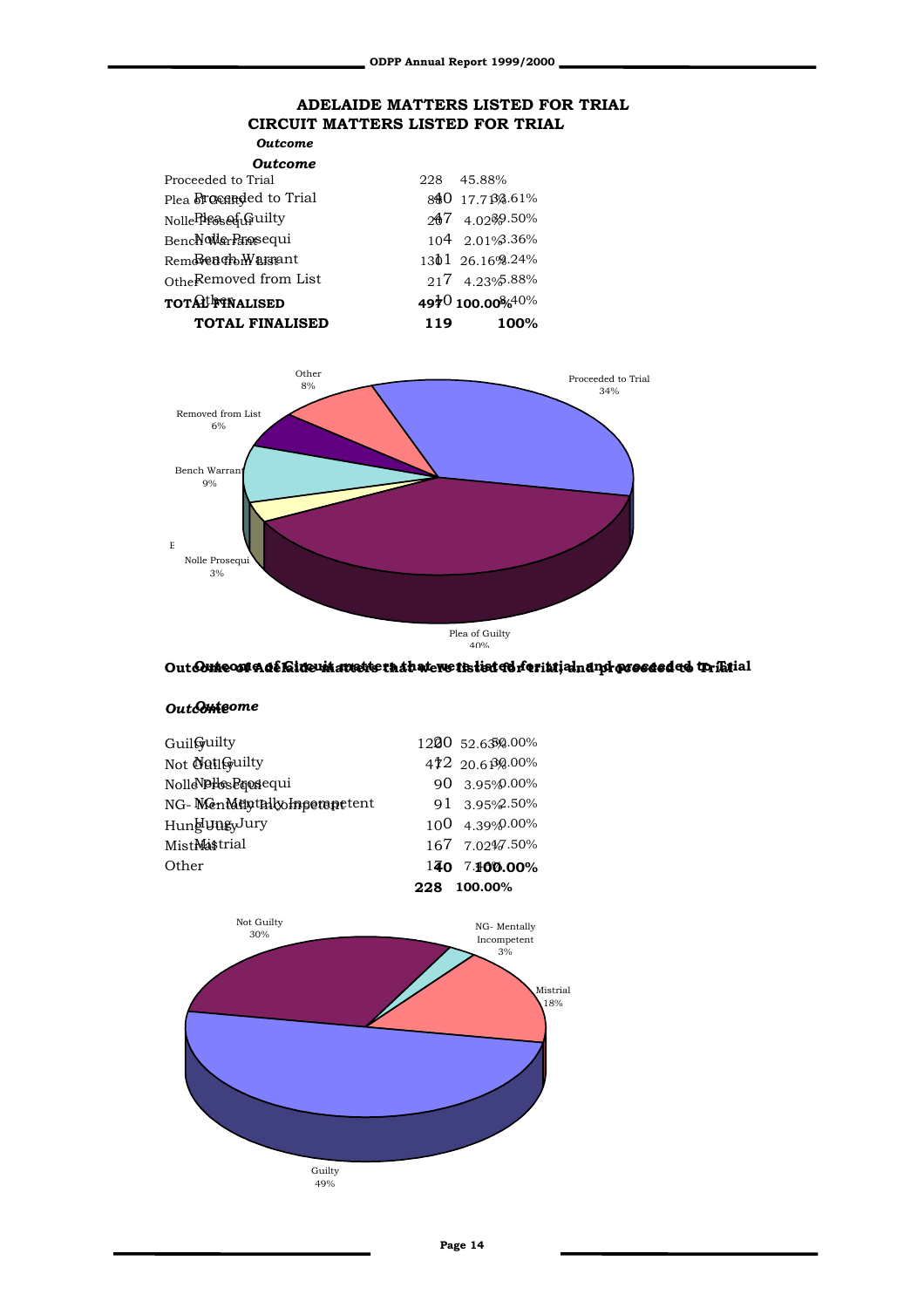## ADELAIDE MATTERS LISTED FOR TRIAL

| *Outcome* | | |
|---|---|---|
| Proceeded to Trial | 228 | 45.88% |
| Plea of Guilty | 88 | 17.71% |
| Nolle Prosequi | 20 | 4.02% |
| Bench Warrant | 10 | 2.01% |
| Removed from List | 130 | 26.16% |
| Other | 21 | 4.23% |
| **TOTAL FINALISED** | **497** | **100.00%** |

## CIRCUIT MATTERS LISTED FOR TRIAL

| *Outcome* | | |
|---|---|---|
| Proceeded to Trial | 40 | 33.61% |
| Plea of Guilty | 47 | 39.50% |
| Nolle Prosequi | 4 | 3.36% |
| Bench Warrant | 11 | 9.24% |
| Removed from List | 7 | 5.88% |
| Other | 10 | 8.40% |
| **TOTAL FINALISED** | **119** | **100%** |

## Outcome of Adelaide matters that were listed for trial, and proceeded to Trial

| *Outcome* | | |
|---|---|---|
| Guilty | 120 | 52.63% |
| Not Guilty | 47 | 20.61% |
| Nolle Prosequi | 9 | 3.95% |
| NG- Mentally Incompetent | 9 | 3.95% |
| Hung Jury | 10 | 4.39% |
| Mistrial | 16 | 7.02% |
| Other | 17 | 7.46% |
| | **228** | **100.00%** |

## Outcome of Circuit matters that were listed for trial, and proceeded to Trial

| *Outcome* | | |
|---|---|---|
| Guilty | 20 | 50.00% |
| Not Guilty | 12 | 30.00% |
| Nolle Prosequi | 0 | 0.00% |
| NG- Mentally Incompetent | 1 | 2.50% |
| Hung Jury | 0 | 0.00% |
| Mistrial | 7 | 17.50% |
| | **40** | **100.00%** |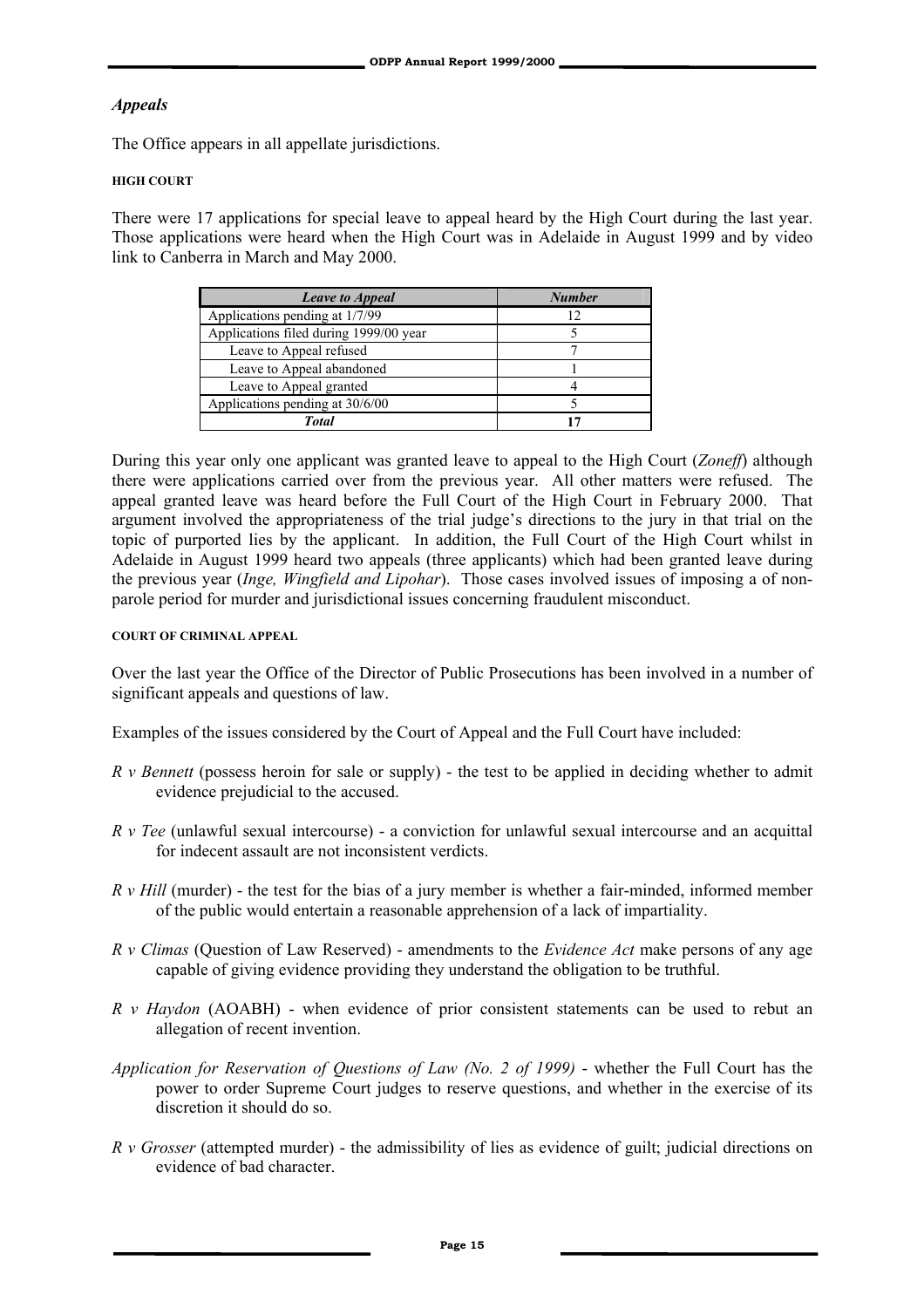### *Appeals*

The Office appears in all appellate jurisdictions.

#### HIGH COURT

There were 17 applications for special leave to appeal heard by the High Court during the last year. Those applications were heard when the High Court was in Adelaide in August 1999 and by video link to Canberra in March and May 2000.

| *Leave to Appeal* | *Number* |
|---|---|
| Applications pending at 1/7/99 | 12 |
| Applications filed during 1999/00 year | 5 |
| Leave to Appeal refused | 7 |
| Leave to Appeal abandoned | 1 |
| Leave to Appeal granted | 4 |
| Applications pending at 30/6/00 | 5 |
| ***Total*** | **17** |

During this year only one applicant was granted leave to appeal to the High Court (*Zoneff*) although there were applications carried over from the previous year. All other matters were refused. The appeal granted leave was heard before the Full Court of the High Court in February 2000. That argument involved the appropriateness of the trial judge's directions to the jury in that trial on the topic of purported lies by the applicant. In addition, the Full Court of the High Court whilst in Adelaide in August 1999 heard two appeals (three applicants) which had been granted leave during the previous year (*Inge, Wingfield and Lipohar*). Those cases involved issues of imposing a of non-parole period for murder and jurisdictional issues concerning fraudulent misconduct.

#### COURT OF CRIMINAL APPEAL

Over the last year the Office of the Director of Public Prosecutions has been involved in a number of significant appeals and questions of law.

Examples of the issues considered by the Court of Appeal and the Full Court have included:

- *R v Bennett* (possess heroin for sale or supply) - the test to be applied in deciding whether to admit evidence prejudicial to the accused.
- *R v Tee* (unlawful sexual intercourse) - a conviction for unlawful sexual intercourse and an acquittal for indecent assault are not inconsistent verdicts.
- *R v Hill* (murder) - the test for the bias of a jury member is whether a fair-minded, informed member of the public would entertain a reasonable apprehension of a lack of impartiality.
- *R v Climas* (Question of Law Reserved) - amendments to the *Evidence Act* make persons of any age capable of giving evidence providing they understand the obligation to be truthful.
- *R v Haydon* (AOABH) - when evidence of prior consistent statements can be used to rebut an allegation of recent invention.
- *Application for Reservation of Questions of Law (No. 2 of 1999)* - whether the Full Court has the power to order Supreme Court judges to reserve questions, and whether in the exercise of its discretion it should do so.
- *R v Grosser* (attempted murder) - the admissibility of lies as evidence of guilt; judicial directions on evidence of bad character.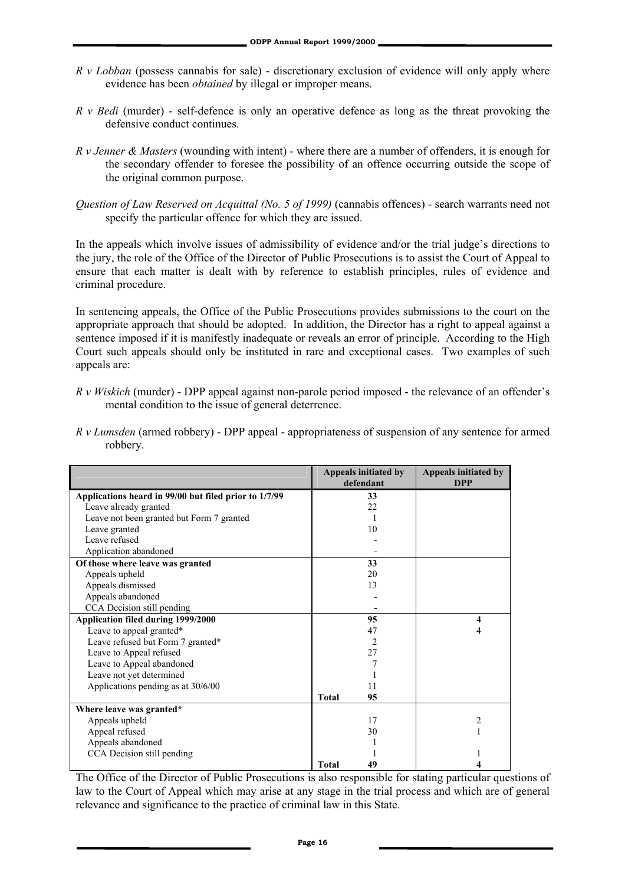*R v Lobban* (possess cannabis for sale) - discretionary exclusion of evidence will only apply where evidence has been *obtained* by illegal or improper means.

*R v Bedi* (murder) - self-defence is only an operative defence as long as the threat provoking the defensive conduct continues.

*R v Jenner & Masters* (wounding with intent) - where there are a number of offenders, it is enough for the secondary offender to foresee the possibility of an offence occurring outside the scope of the original common purpose.

*Question of Law Reserved on Acquittal (No. 5 of 1999)* (cannabis offences) - search warrants need not specify the particular offence for which they are issued.

In the appeals which involve issues of admissibility of evidence and/or the trial judge's directions to the jury, the role of the Office of the Director of Public Prosecutions is to assist the Court of Appeal to ensure that each matter is dealt with by reference to establish principles, rules of evidence and criminal procedure.

In sentencing appeals, the Office of the Public Prosecutions provides submissions to the court on the appropriate approach that should be adopted. In addition, the Director has a right to appeal against a sentence imposed if it is manifestly inadequate or reveals an error of principle. According to the High Court such appeals should only be instituted in rare and exceptional cases. Two examples of such appeals are:

*R v Wiskich* (murder) - DPP appeal against non-parole period imposed - the relevance of an offender's mental condition to the issue of general deterrence.

*R v Lumsden* (armed robbery) - DPP appeal - appropriateness of suspension of any sentence for armed robbery.

| | Appeals initiated by defendant | Appeals initiated by DPP |
|---|---|---|
| **Applications heard in 99/00 but filed prior to 1/7/99** | **33** | |
| Leave already granted | 22 | |
| Leave not been granted but Form 7 granted | 1 | |
| Leave granted | 10 | |
| Leave refused | - | |
| Application abandoned | - | |
| **Of those where leave was granted** | **33** | |
| Appeals upheld | 20 | |
| Appeals dismissed | 13 | |
| Appeals abandoned | - | |
| CCA Decision still pending | - | |
| **Application filed during 1999/2000** | **95** | **4** |
| Leave to appeal granted* | 47 | 4 |
| Leave refused but Form 7 granted* | 2 | |
| Leave to Appeal refused | 27 | |
| Leave to Appeal abandoned | 7 | |
| Leave not yet determined | 1 | |
| Applications pending as at 30/6/00 | 11 | |
| | **Total** 95 | |
| **Where leave was granted*** | | |
| Appeals upheld | 17 | 2 |
| Appeal refused | 30 | 1 |
| Appeals abandoned | 1 | |
| CCA Decision still pending | 1 | 1 |
| | **Total** 49 | 4 |

The Office of the Director of Public Prosecutions is also responsible for stating particular questions of law to the Court of Appeal which may arise at any stage in the trial process and which are of general relevance and significance to the practice of criminal law in this State.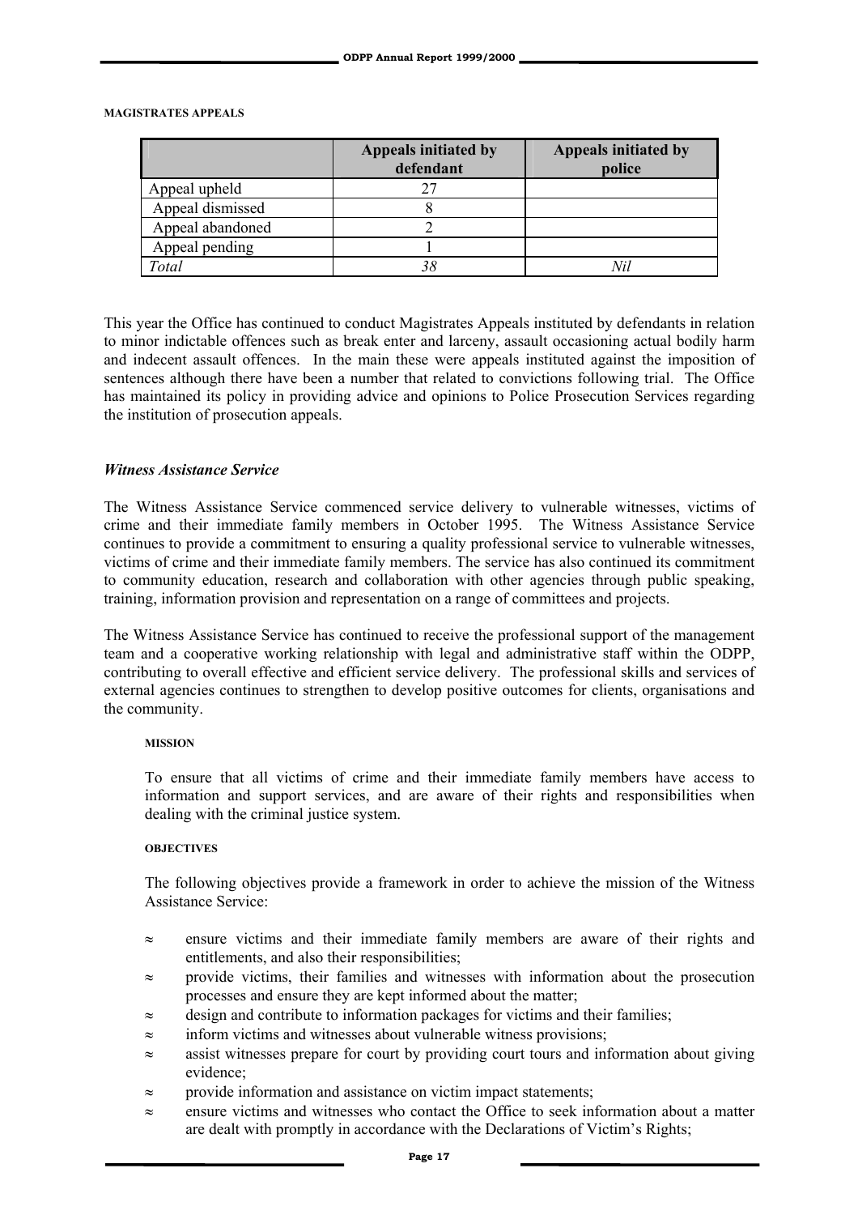#### MAGISTRATES APPEALS

| | Appeals initiated by defendant | Appeals initiated by police |
|---|---|---|
| Appeal upheld | 27 | |
| Appeal dismissed | 8 | |
| Appeal abandoned | 2 | |
| Appeal pending | 1 | |
| *Total* | *38* | *Nil* |

This year the Office has continued to conduct Magistrates Appeals instituted by defendants in relation to minor indictable offences such as break enter and larceny, assault occasioning actual bodily harm and indecent assault offences. In the main these were appeals instituted against the imposition of sentences although there have been a number that related to convictions following trial. The Office has maintained its policy in providing advice and opinions to Police Prosecution Services regarding the institution of prosecution appeals.

### *Witness Assistance Service*

The Witness Assistance Service commenced service delivery to vulnerable witnesses, victims of crime and their immediate family members in October 1995. The Witness Assistance Service continues to provide a commitment to ensuring a quality professional service to vulnerable witnesses, victims of crime and their immediate family members. The service has also continued its commitment to community education, research and collaboration with other agencies through public speaking, training, information provision and representation on a range of committees and projects.

The Witness Assistance Service has continued to receive the professional support of the management team and a cooperative working relationship with legal and administrative staff within the ODPP, contributing to overall effective and efficient service delivery. The professional skills and services of external agencies continues to strengthen to develop positive outcomes for clients, organisations and the community.

#### MISSION

To ensure that all victims of crime and their immediate family members have access to information and support services, and are aware of their rights and responsibilities when dealing with the criminal justice system.

#### OBJECTIVES

The following objectives provide a framework in order to achieve the mission of the Witness Assistance Service:

- ensure victims and their immediate family members are aware of their rights and entitlements, and also their responsibilities;
- provide victims, their families and witnesses with information about the prosecution processes and ensure they are kept informed about the matter;
- design and contribute to information packages for victims and their families;
- inform victims and witnesses about vulnerable witness provisions;
- assist witnesses prepare for court by providing court tours and information about giving evidence;
- provide information and assistance on victim impact statements;
- ensure victims and witnesses who contact the Office to seek information about a matter are dealt with promptly in accordance with the Declarations of Victim's Rights;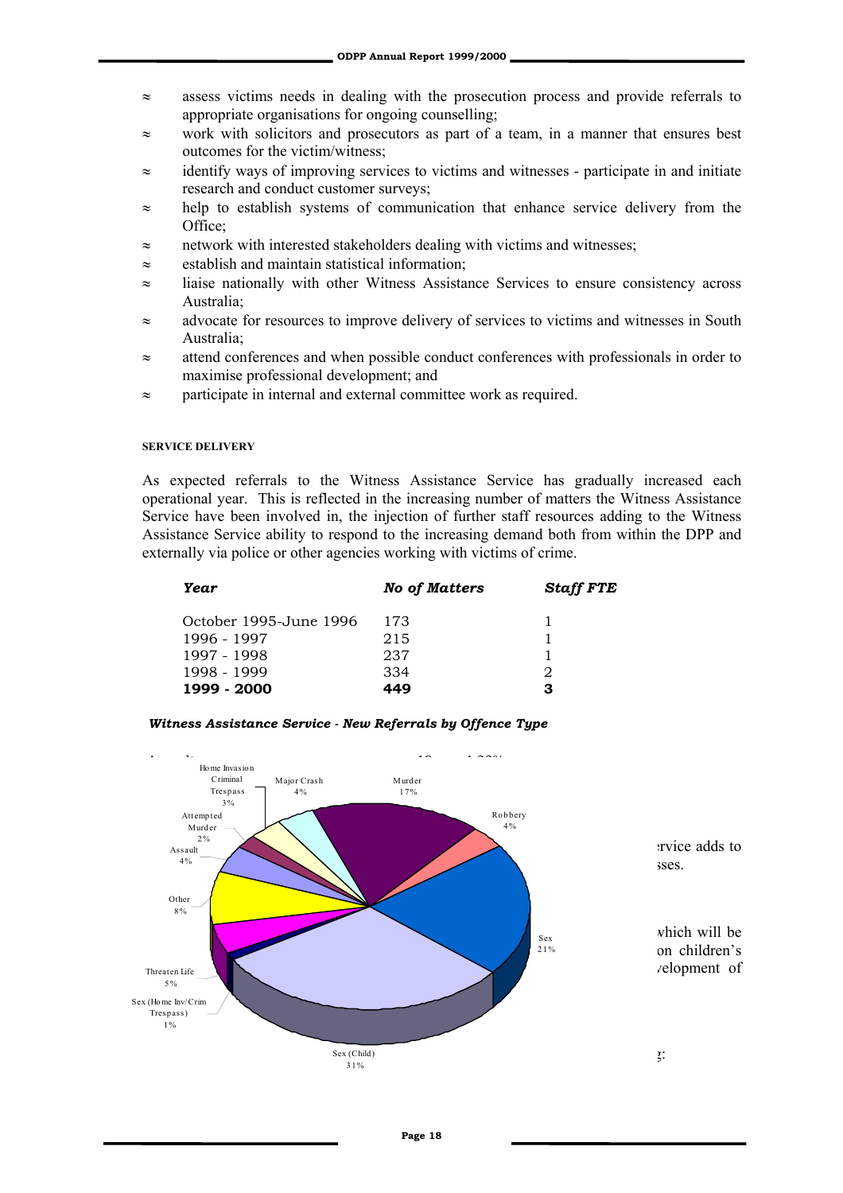- ≈ assess victims needs in dealing with the prosecution process and provide referrals to appropriate organisations for ongoing counselling;
- ≈ work with solicitors and prosecutors as part of a team, in a manner that ensures best outcomes for the victim/witness;
- ≈ identify ways of improving services to victims and witnesses - participate in and initiate research and conduct customer surveys;
- ≈ help to establish systems of communication that enhance service delivery from the Office;
- ≈ network with interested stakeholders dealing with victims and witnesses;
- ≈ establish and maintain statistical information;
- ≈ liaise nationally with other Witness Assistance Services to ensure consistency across Australia;
- ≈ advocate for resources to improve delivery of services to victims and witnesses in South Australia;
- ≈ attend conferences and when possible conduct conferences with professionals in order to maximise professional development; and
- ≈ participate in internal and external committee work as required.

#### SERVICE DELIVERY

As expected referrals to the Witness Assistance Service has gradually increased each operational year. This is reflected in the increasing number of matters the Witness Assistance Service have been involved in, the injection of further staff resources adding to the Witness Assistance Service ability to respond to the increasing demand both from within the DPP and externally via police or other agencies working with victims of crime.

| *Year* | *No of Matters* | *Staff FTE* |
|---|---|---|
| October 1995-June 1996 | 173 | 1 |
| 1996 - 1997 | 215 | 1 |
| 1997 - 1998 | 237 | 1 |
| 1998 - 1999 | 334 | 2 |
| **1999 - 2000** | **449** | **3** |

***Witness Assistance Service - New Referrals by Offence Type***

| Offence Type | % |
|---|---|
| Sex (Child) | 31% |
| Sex | 21% |
| Murder | 17% |
| Other | 8% |
| Threaten Life | 5% |
| Major Crash | 4% |
| Robbery | 4% |
| Assault | 4% |
| Home Invasion Criminal Trespass | 3% |
| Attempted Murder | 2% |
| Sex (Home Inv/Crim Trespass) | 1% |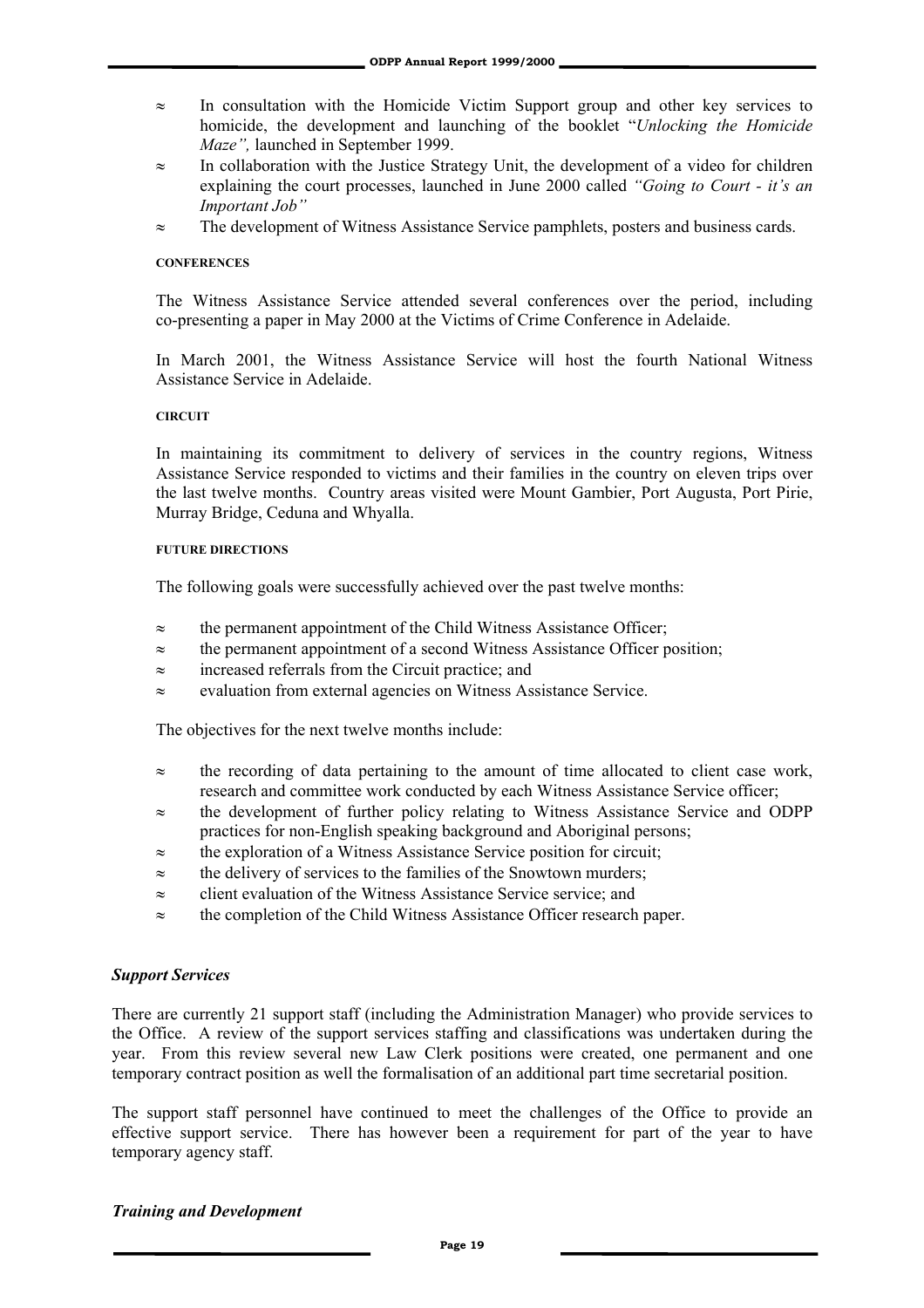- In consultation with the Homicide Victim Support group and other key services to homicide, the development and launching of the booklet "*Unlocking the Homicide Maze",* launched in September 1999.
- In collaboration with the Justice Strategy Unit, the development of a video for children explaining the court processes, launched in June 2000 called *"Going to Court - it's an Important Job"*
- The development of Witness Assistance Service pamphlets, posters and business cards.

#### CONFERENCES

The Witness Assistance Service attended several conferences over the period, including co-presenting a paper in May 2000 at the Victims of Crime Conference in Adelaide.

In March 2001, the Witness Assistance Service will host the fourth National Witness Assistance Service in Adelaide.

#### CIRCUIT

In maintaining its commitment to delivery of services in the country regions, Witness Assistance Service responded to victims and their families in the country on eleven trips over the last twelve months. Country areas visited were Mount Gambier, Port Augusta, Port Pirie, Murray Bridge, Ceduna and Whyalla.

#### FUTURE DIRECTIONS

The following goals were successfully achieved over the past twelve months:

- the permanent appointment of the Child Witness Assistance Officer;
- the permanent appointment of a second Witness Assistance Officer position;
- increased referrals from the Circuit practice; and
- evaluation from external agencies on Witness Assistance Service.

The objectives for the next twelve months include:

- the recording of data pertaining to the amount of time allocated to client case work, research and committee work conducted by each Witness Assistance Service officer;
- the development of further policy relating to Witness Assistance Service and ODPP practices for non-English speaking background and Aboriginal persons;
- the exploration of a Witness Assistance Service position for circuit;
- the delivery of services to the families of the Snowtown murders;
- client evaluation of the Witness Assistance Service service; and
- the completion of the Child Witness Assistance Officer research paper.

### *Support Services*

There are currently 21 support staff (including the Administration Manager) who provide services to the Office. A review of the support services staffing and classifications was undertaken during the year. From this review several new Law Clerk positions were created, one permanent and one temporary contract position as well the formalisation of an additional part time secretarial position.

The support staff personnel have continued to meet the challenges of the Office to provide an effective support service. There has however been a requirement for part of the year to have temporary agency staff.

### *Training and Development*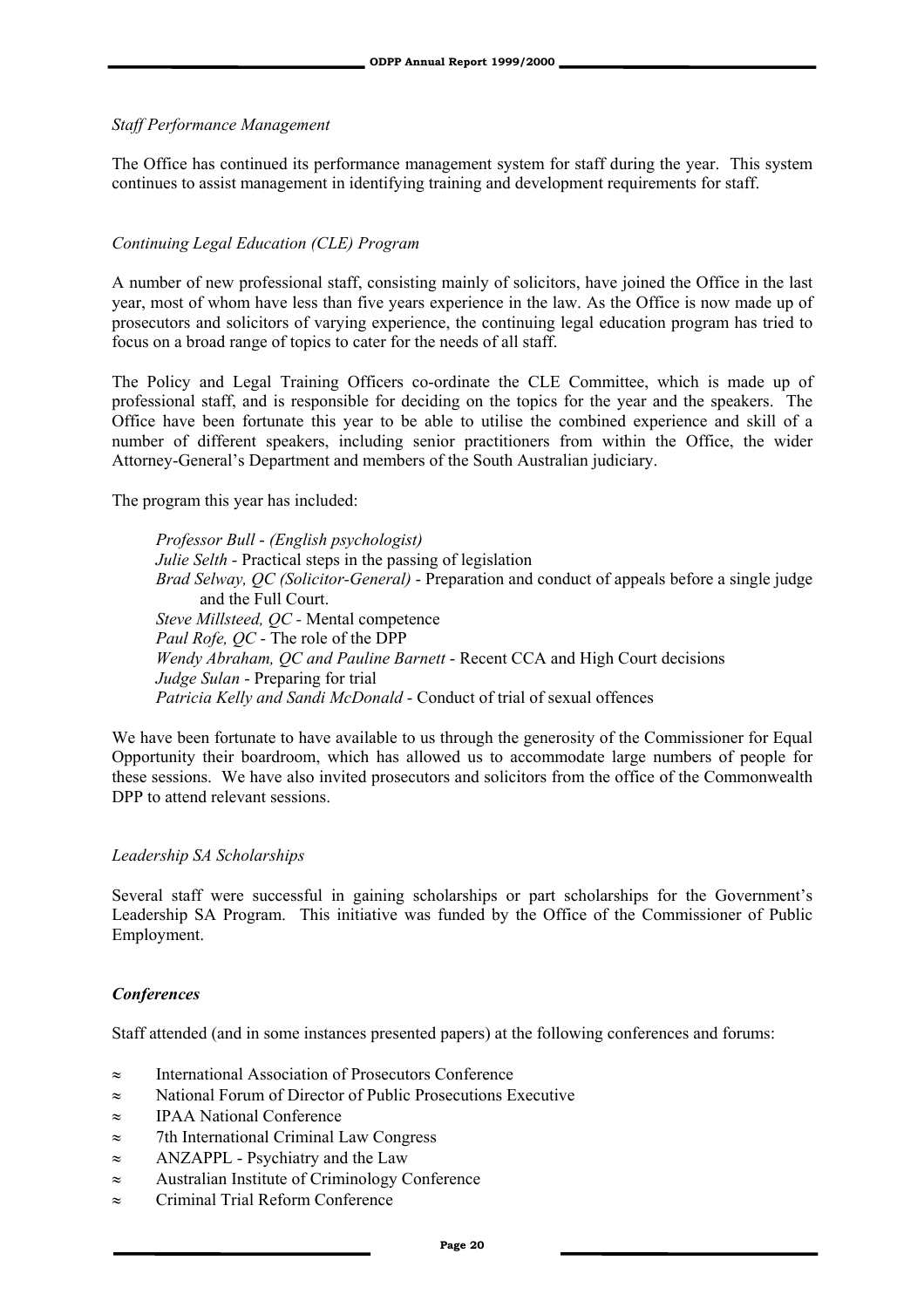*Staff Performance Management*

The Office has continued its performance management system for staff during the year. This system continues to assist management in identifying training and development requirements for staff.

*Continuing Legal Education (CLE) Program*

A number of new professional staff, consisting mainly of solicitors, have joined the Office in the last year, most of whom have less than five years experience in the law. As the Office is now made up of prosecutors and solicitors of varying experience, the continuing legal education program has tried to focus on a broad range of topics to cater for the needs of all staff.

The Policy and Legal Training Officers co-ordinate the CLE Committee, which is made up of professional staff, and is responsible for deciding on the topics for the year and the speakers. The Office have been fortunate this year to be able to utilise the combined experience and skill of a number of different speakers, including senior practitioners from within the Office, the wider Attorney-General's Department and members of the South Australian judiciary.

The program this year has included:

*Professor Bull* - *(English psychologist)*
*Julie Selth* - Practical steps in the passing of legislation
*Brad Selway, QC (Solicitor-General)* - Preparation and conduct of appeals before a single judge and the Full Court.
*Steve Millsteed, QC* - Mental competence
*Paul Rofe, QC* - The role of the DPP
*Wendy Abraham, QC and Pauline Barnett* - Recent CCA and High Court decisions
*Judge Sulan* - Preparing for trial
*Patricia Kelly and Sandi McDonald* - Conduct of trial of sexual offences

We have been fortunate to have available to us through the generosity of the Commissioner for Equal Opportunity their boardroom, which has allowed us to accommodate large numbers of people for these sessions. We have also invited prosecutors and solicitors from the office of the Commonwealth DPP to attend relevant sessions.

*Leadership SA Scholarships*

Several staff were successful in gaining scholarships or part scholarships for the Government's Leadership SA Program. This initiative was funded by the Office of the Commissioner of Public Employment.

***Conferences***

Staff attended (and in some instances presented papers) at the following conferences and forums:

- International Association of Prosecutors Conference
- National Forum of Director of Public Prosecutions Executive
- IPAA National Conference
- 7th International Criminal Law Congress
- ANZAPPL - Psychiatry and the Law
- Australian Institute of Criminology Conference
- Criminal Trial Reform Conference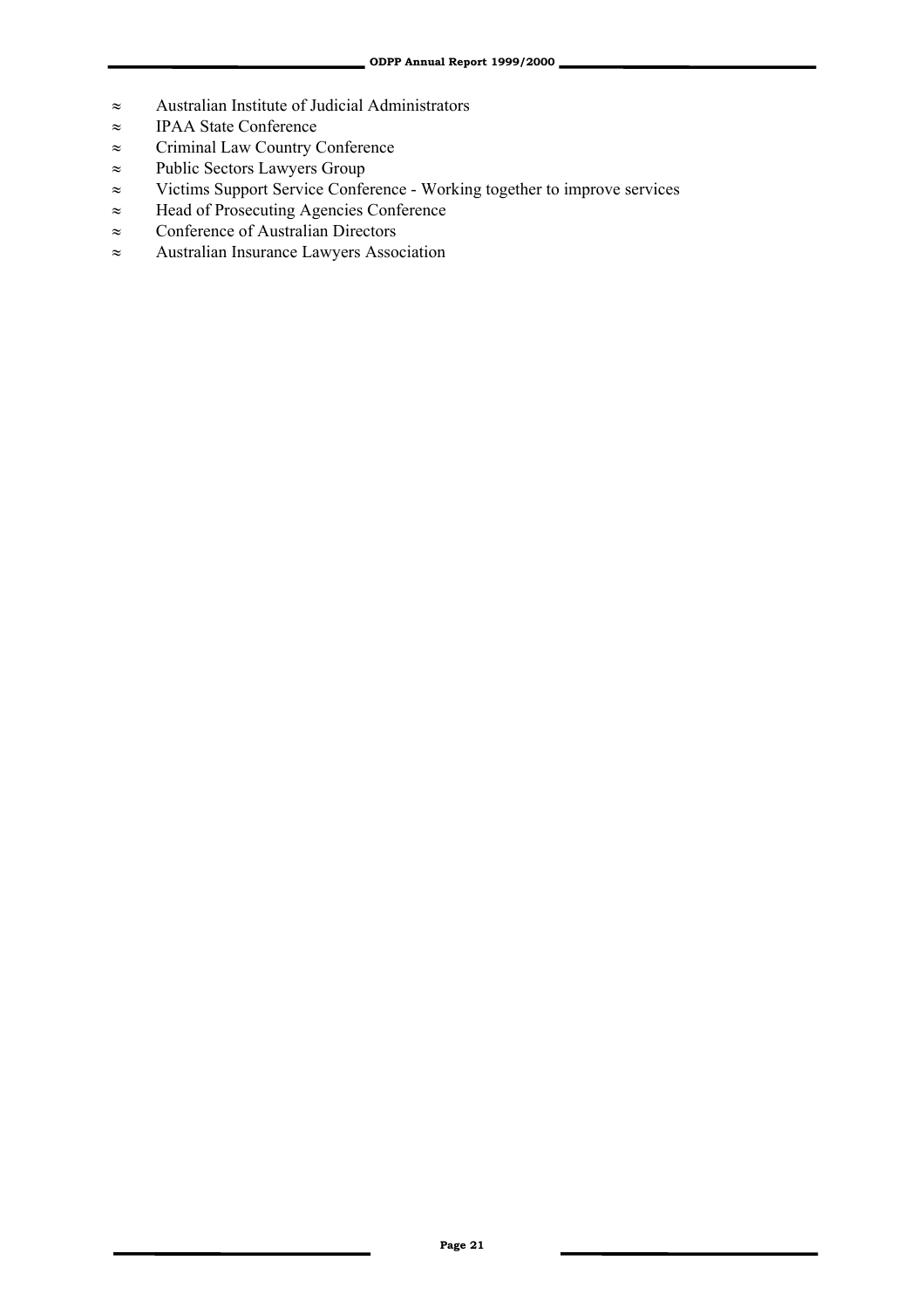- Australian Institute of Judicial Administrators
- IPAA State Conference
- Criminal Law Country Conference
- Public Sectors Lawyers Group
- Victims Support Service Conference - Working together to improve services
- Head of Prosecuting Agencies Conference
- Conference of Australian Directors
- Australian Insurance Lawyers Association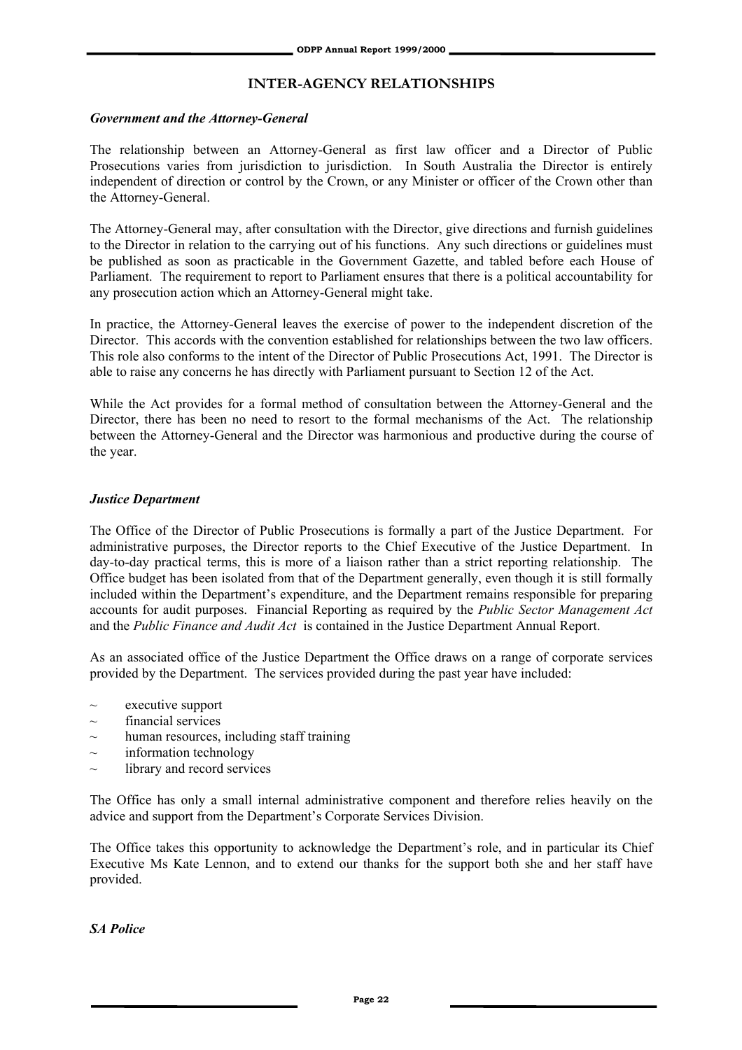## INTER-AGENCY RELATIONSHIPS

### *Government and the Attorney-General*

The relationship between an Attorney-General as first law officer and a Director of Public Prosecutions varies from jurisdiction to jurisdiction. In South Australia the Director is entirely independent of direction or control by the Crown, or any Minister or officer of the Crown other than the Attorney-General.

The Attorney-General may, after consultation with the Director, give directions and furnish guidelines to the Director in relation to the carrying out of his functions. Any such directions or guidelines must be published as soon as practicable in the Government Gazette, and tabled before each House of Parliament. The requirement to report to Parliament ensures that there is a political accountability for any prosecution action which an Attorney-General might take.

In practice, the Attorney-General leaves the exercise of power to the independent discretion of the Director. This accords with the convention established for relationships between the two law officers. This role also conforms to the intent of the Director of Public Prosecutions Act, 1991. The Director is able to raise any concerns he has directly with Parliament pursuant to Section 12 of the Act.

While the Act provides for a formal method of consultation between the Attorney-General and the Director, there has been no need to resort to the formal mechanisms of the Act. The relationship between the Attorney-General and the Director was harmonious and productive during the course of the year.

### *Justice Department*

The Office of the Director of Public Prosecutions is formally a part of the Justice Department. For administrative purposes, the Director reports to the Chief Executive of the Justice Department. In day-to-day practical terms, this is more of a liaison rather than a strict reporting relationship. The Office budget has been isolated from that of the Department generally, even though it is still formally included within the Department's expenditure, and the Department remains responsible for preparing accounts for audit purposes. Financial Reporting as required by the *Public Sector Management Act* and the *Public Finance and Audit Act* is contained in the Justice Department Annual Report.

As an associated office of the Justice Department the Office draws on a range of corporate services provided by the Department. The services provided during the past year have included:

- executive support
- financial services
- human resources, including staff training
- information technology
- library and record services

The Office has only a small internal administrative component and therefore relies heavily on the advice and support from the Department's Corporate Services Division.

The Office takes this opportunity to acknowledge the Department's role, and in particular its Chief Executive Ms Kate Lennon, and to extend our thanks for the support both she and her staff have provided.

### *SA Police*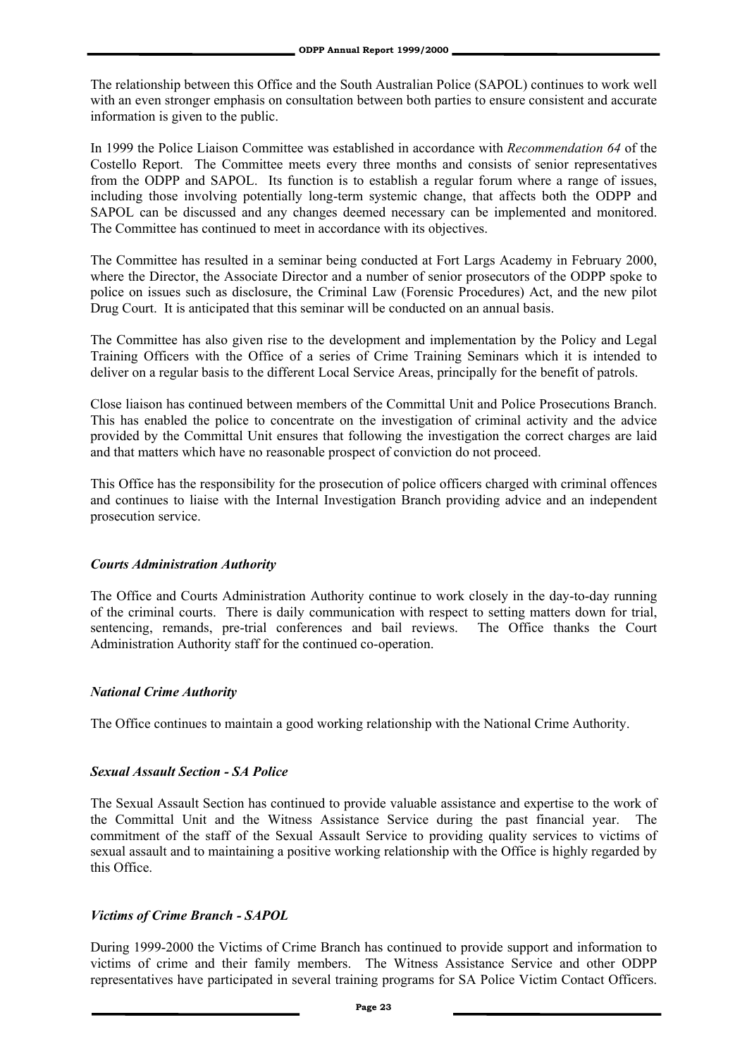The relationship between this Office and the South Australian Police (SAPOL) continues to work well with an even stronger emphasis on consultation between both parties to ensure consistent and accurate information is given to the public.

In 1999 the Police Liaison Committee was established in accordance with *Recommendation 64* of the Costello Report. The Committee meets every three months and consists of senior representatives from the ODPP and SAPOL. Its function is to establish a regular forum where a range of issues, including those involving potentially long-term systemic change, that affects both the ODPP and SAPOL can be discussed and any changes deemed necessary can be implemented and monitored. The Committee has continued to meet in accordance with its objectives.

The Committee has resulted in a seminar being conducted at Fort Largs Academy in February 2000, where the Director, the Associate Director and a number of senior prosecutors of the ODPP spoke to police on issues such as disclosure, the Criminal Law (Forensic Procedures) Act, and the new pilot Drug Court. It is anticipated that this seminar will be conducted on an annual basis.

The Committee has also given rise to the development and implementation by the Policy and Legal Training Officers with the Office of a series of Crime Training Seminars which it is intended to deliver on a regular basis to the different Local Service Areas, principally for the benefit of patrols.

Close liaison has continued between members of the Committal Unit and Police Prosecutions Branch. This has enabled the police to concentrate on the investigation of criminal activity and the advice provided by the Committal Unit ensures that following the investigation the correct charges are laid and that matters which have no reasonable prospect of conviction do not proceed.

This Office has the responsibility for the prosecution of police officers charged with criminal offences and continues to liaise with the Internal Investigation Branch providing advice and an independent prosecution service.

### *Courts Administration Authority*

The Office and Courts Administration Authority continue to work closely in the day-to-day running of the criminal courts. There is daily communication with respect to setting matters down for trial, sentencing, remands, pre-trial conferences and bail reviews. The Office thanks the Court Administration Authority staff for the continued co-operation.

### *National Crime Authority*

The Office continues to maintain a good working relationship with the National Crime Authority.

### *Sexual Assault Section - SA Police*

The Sexual Assault Section has continued to provide valuable assistance and expertise to the work of the Committal Unit and the Witness Assistance Service during the past financial year. The commitment of the staff of the Sexual Assault Service to providing quality services to victims of sexual assault and to maintaining a positive working relationship with the Office is highly regarded by this Office.

### *Victims of Crime Branch - SAPOL*

During 1999-2000 the Victims of Crime Branch has continued to provide support and information to victims of crime and their family members. The Witness Assistance Service and other ODPP representatives have participated in several training programs for SA Police Victim Contact Officers.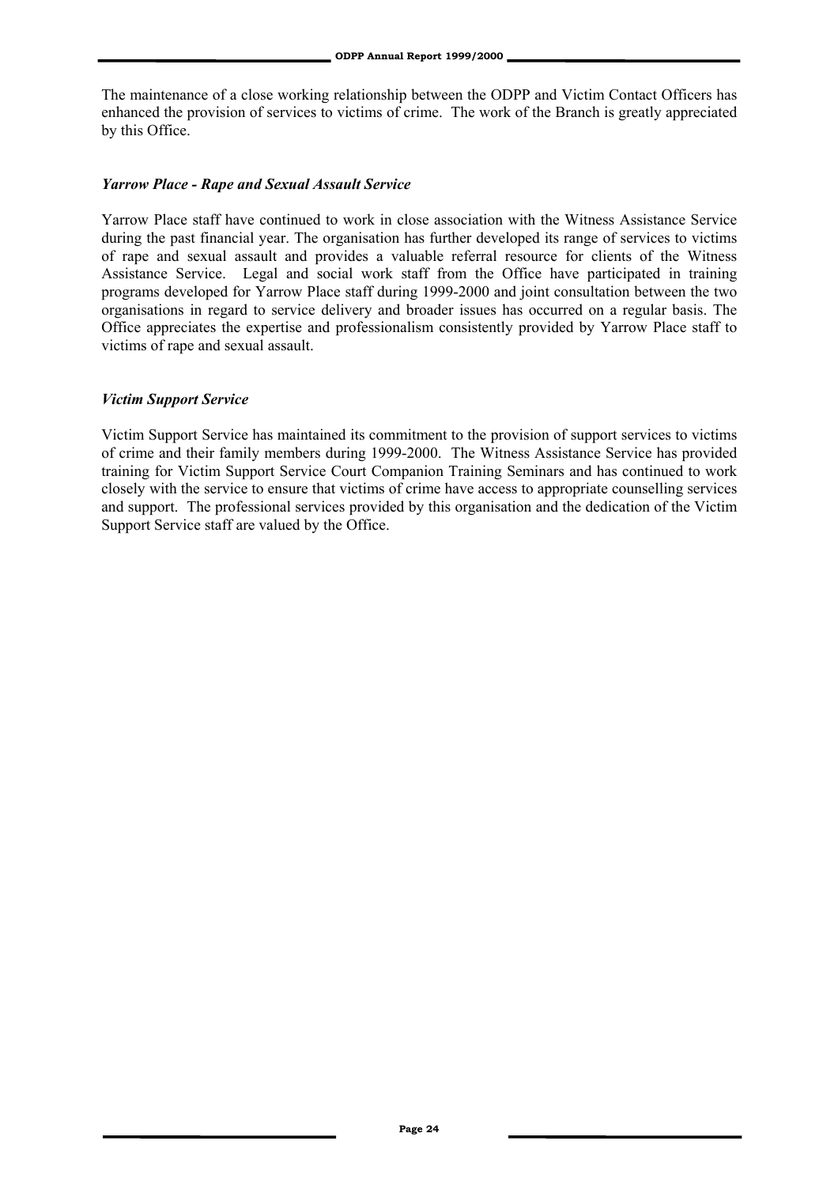The maintenance of a close working relationship between the ODPP and Victim Contact Officers has enhanced the provision of services to victims of crime. The work of the Branch is greatly appreciated by this Office.

### *Yarrow Place - Rape and Sexual Assault Service*

Yarrow Place staff have continued to work in close association with the Witness Assistance Service during the past financial year. The organisation has further developed its range of services to victims of rape and sexual assault and provides a valuable referral resource for clients of the Witness Assistance Service. Legal and social work staff from the Office have participated in training programs developed for Yarrow Place staff during 1999-2000 and joint consultation between the two organisations in regard to service delivery and broader issues has occurred on a regular basis. The Office appreciates the expertise and professionalism consistently provided by Yarrow Place staff to victims of rape and sexual assault.

### *Victim Support Service*

Victim Support Service has maintained its commitment to the provision of support services to victims of crime and their family members during 1999-2000. The Witness Assistance Service has provided training for Victim Support Service Court Companion Training Seminars and has continued to work closely with the service to ensure that victims of crime have access to appropriate counselling services and support. The professional services provided by this organisation and the dedication of the Victim Support Service staff are valued by the Office.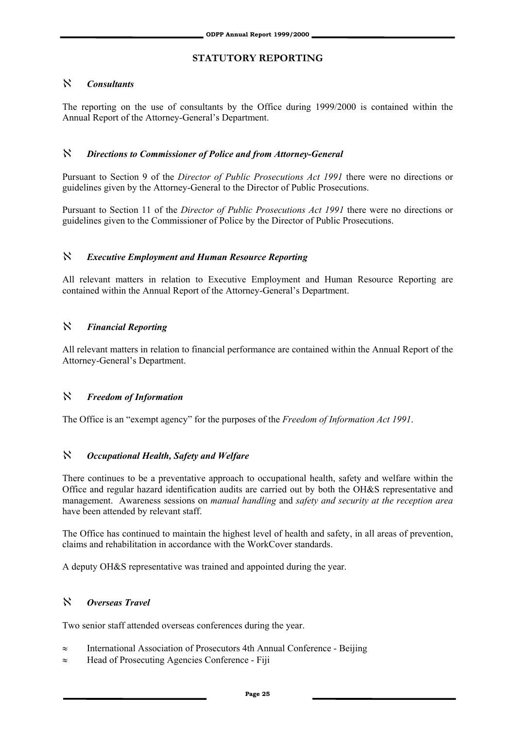# STATUTORY REPORTING

## *Consultants*

The reporting on the use of consultants by the Office during 1999/2000 is contained within the Annual Report of the Attorney-General's Department.

## *Directions to Commissioner of Police and from Attorney-General*

Pursuant to Section 9 of the *Director of Public Prosecutions Act 1991* there were no directions or guidelines given by the Attorney-General to the Director of Public Prosecutions.

Pursuant to Section 11 of the *Director of Public Prosecutions Act 1991* there were no directions or guidelines given to the Commissioner of Police by the Director of Public Prosecutions.

## *Executive Employment and Human Resource Reporting*

All relevant matters in relation to Executive Employment and Human Resource Reporting are contained within the Annual Report of the Attorney-General's Department.

## *Financial Reporting*

All relevant matters in relation to financial performance are contained within the Annual Report of the Attorney-General's Department.

## *Freedom of Information*

The Office is an "exempt agency" for the purposes of the *Freedom of Information Act 1991*.

## *Occupational Health, Safety and Welfare*

There continues to be a preventative approach to occupational health, safety and welfare within the Office and regular hazard identification audits are carried out by both the OH&S representative and management. Awareness sessions on *manual handling* and *safety and security at the reception area* have been attended by relevant staff.

The Office has continued to maintain the highest level of health and safety, in all areas of prevention, claims and rehabilitation in accordance with the WorkCover standards.

A deputy OH&S representative was trained and appointed during the year.

## *Overseas Travel*

Two senior staff attended overseas conferences during the year.

- International Association of Prosecutors 4th Annual Conference - Beijing
- Head of Prosecuting Agencies Conference - Fiji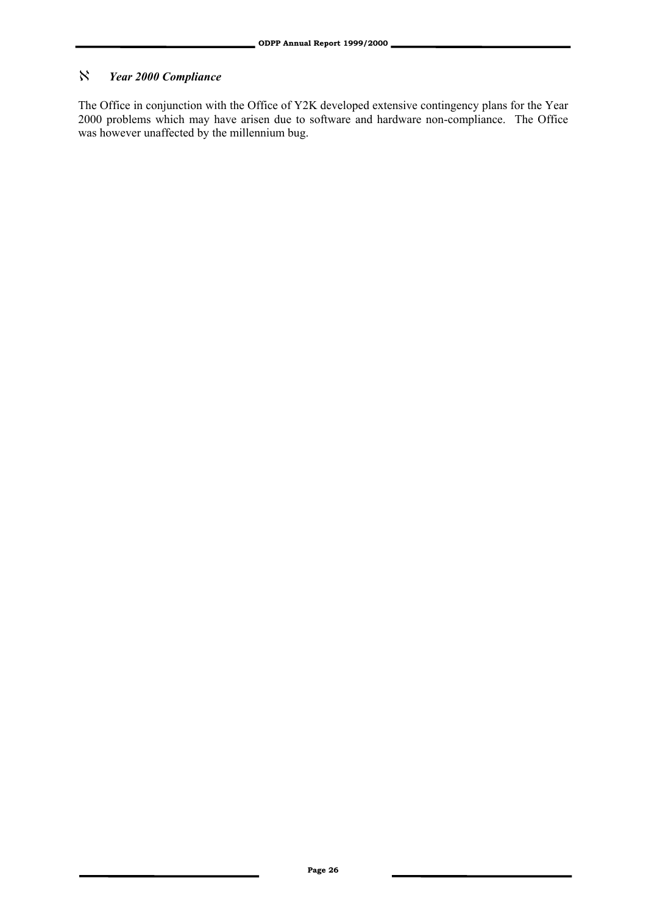ℵ ***Year 2000 Compliance***

The Office in conjunction with the Office of Y2K developed extensive contingency plans for the Year 2000 problems which may have arisen due to software and hardware non-compliance. The Office was however unaffected by the millennium bug.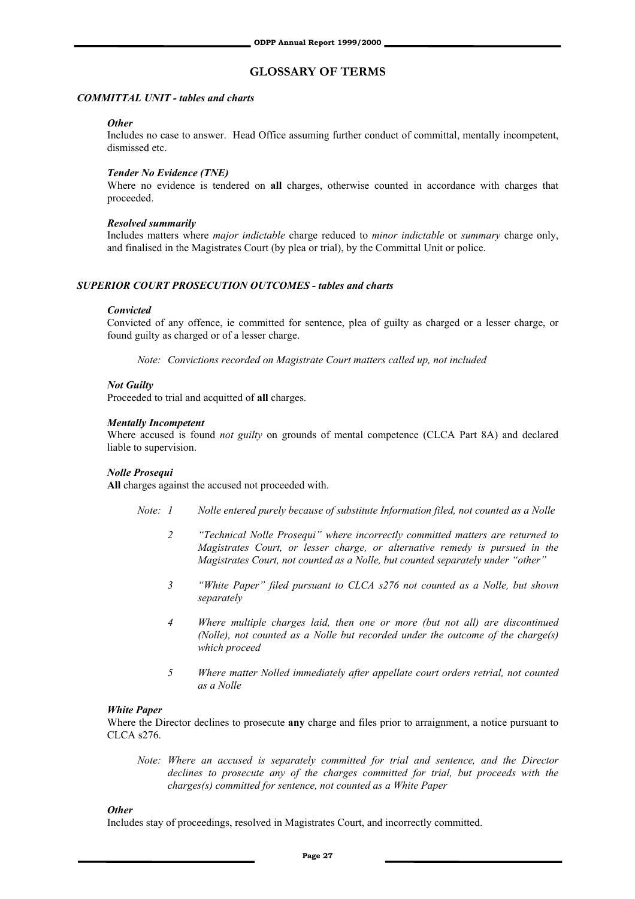# GLOSSARY OF TERMS

## *COMMITTAL UNIT - tables and charts*

***Other***

Includes no case to answer. Head Office assuming further conduct of committal, mentally incompetent, dismissed etc.

***Tender No Evidence (TNE)***

Where no evidence is tendered on **all** charges, otherwise counted in accordance with charges that proceeded.

***Resolved summarily***

Includes matters where *major indictable* charge reduced to *minor indictable* or *summary* charge only, and finalised in the Magistrates Court (by plea or trial), by the Committal Unit or police.

## *SUPERIOR COURT PROSECUTION OUTCOMES - tables and charts*

***Convicted***

Convicted of any offence, ie committed for sentence, plea of guilty as charged or a lesser charge, or found guilty as charged or of a lesser charge.

*Note: Convictions recorded on Magistrate Court matters called up, not included*

***Not Guilty***

Proceeded to trial and acquitted of **all** charges.

***Mentally Incompetent***

Where accused is found *not guilty* on grounds of mental competence (CLCA Part 8A) and declared liable to supervision.

***Nolle Prosequi***

**All** charges against the accused not proceeded with.

*Note:*

1. *Nolle entered purely because of substitute Information filed, not counted as a Nolle*
2. *"Technical Nolle Prosequi" where incorrectly committed matters are returned to Magistrates Court, or lesser charge, or alternative remedy is pursued in the Magistrates Court, not counted as a Nolle, but counted separately under "other"*
3. *"White Paper" filed pursuant to CLCA s276 not counted as a Nolle, but shown separately*
4. *Where multiple charges laid, then one or more (but not all) are discontinued (Nolle), not counted as a Nolle but recorded under the outcome of the charge(s) which proceed*
5. *Where matter Nolled immediately after appellate court orders retrial, not counted as a Nolle*

***White Paper***

Where the Director declines to prosecute **any** charge and files prior to arraignment, a notice pursuant to CLCA s276.

*Note: Where an accused is separately committed for trial and sentence, and the Director declines to prosecute any of the charges committed for trial, but proceeds with the charges(s) committed for sentence, not counted as a White Paper*

***Other***

Includes stay of proceedings, resolved in Magistrates Court, and incorrectly committed.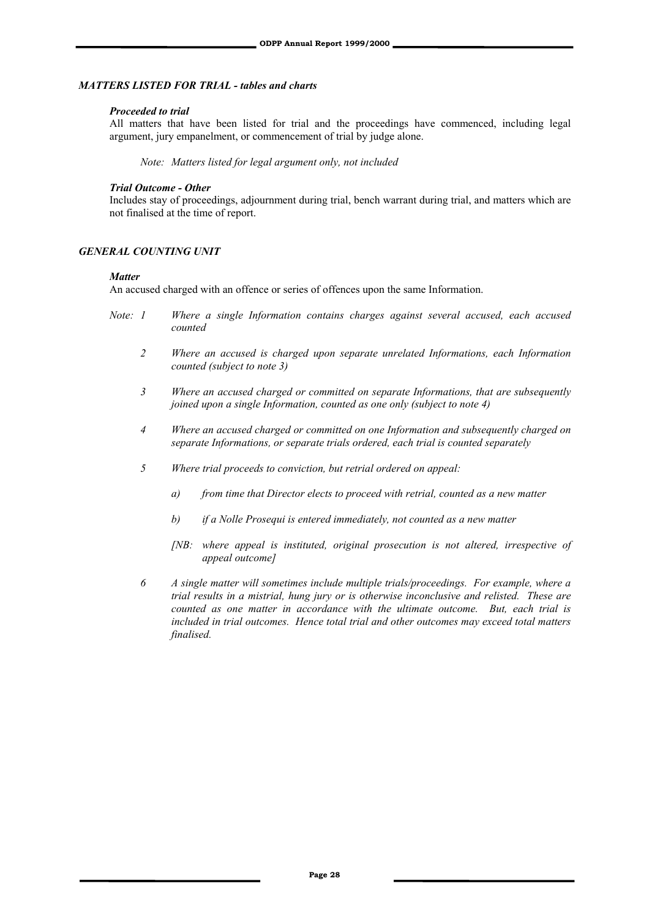### *MATTERS LISTED FOR TRIAL - tables and charts*

***Proceeded to trial***

All matters that have been listed for trial and the proceedings have commenced, including legal argument, jury empanelment, or commencement of trial by judge alone.

*Note: Matters listed for legal argument only, not included*

***Trial Outcome - Other***

Includes stay of proceedings, adjournment during trial, bench warrant during trial, and matters which are not finalised at the time of report.

### *GENERAL COUNTING UNIT*

***Matter***

An accused charged with an offence or series of offences upon the same Information.

*Note: 1 Where a single Information contains charges against several accused, each accused counted*

*2 Where an accused is charged upon separate unrelated Informations, each Information counted (subject to note 3)*

*3 Where an accused charged or committed on separate Informations, that are subsequently joined upon a single Information, counted as one only (subject to note 4)*

*4 Where an accused charged or committed on one Information and subsequently charged on separate Informations, or separate trials ordered, each trial is counted separately*

*5 Where trial proceeds to conviction, but retrial ordered on appeal:*

*a) from time that Director elects to proceed with retrial, counted as a new matter*

*b) if a Nolle Prosequi is entered immediately, not counted as a new matter*

*[NB: where appeal is instituted, original prosecution is not altered, irrespective of appeal outcome]*

*6 A single matter will sometimes include multiple trials/proceedings. For example, where a trial results in a mistrial, hung jury or is otherwise inconclusive and relisted. These are counted as one matter in accordance with the ultimate outcome. But, each trial is included in trial outcomes. Hence total trial and other outcomes may exceed total matters finalised.*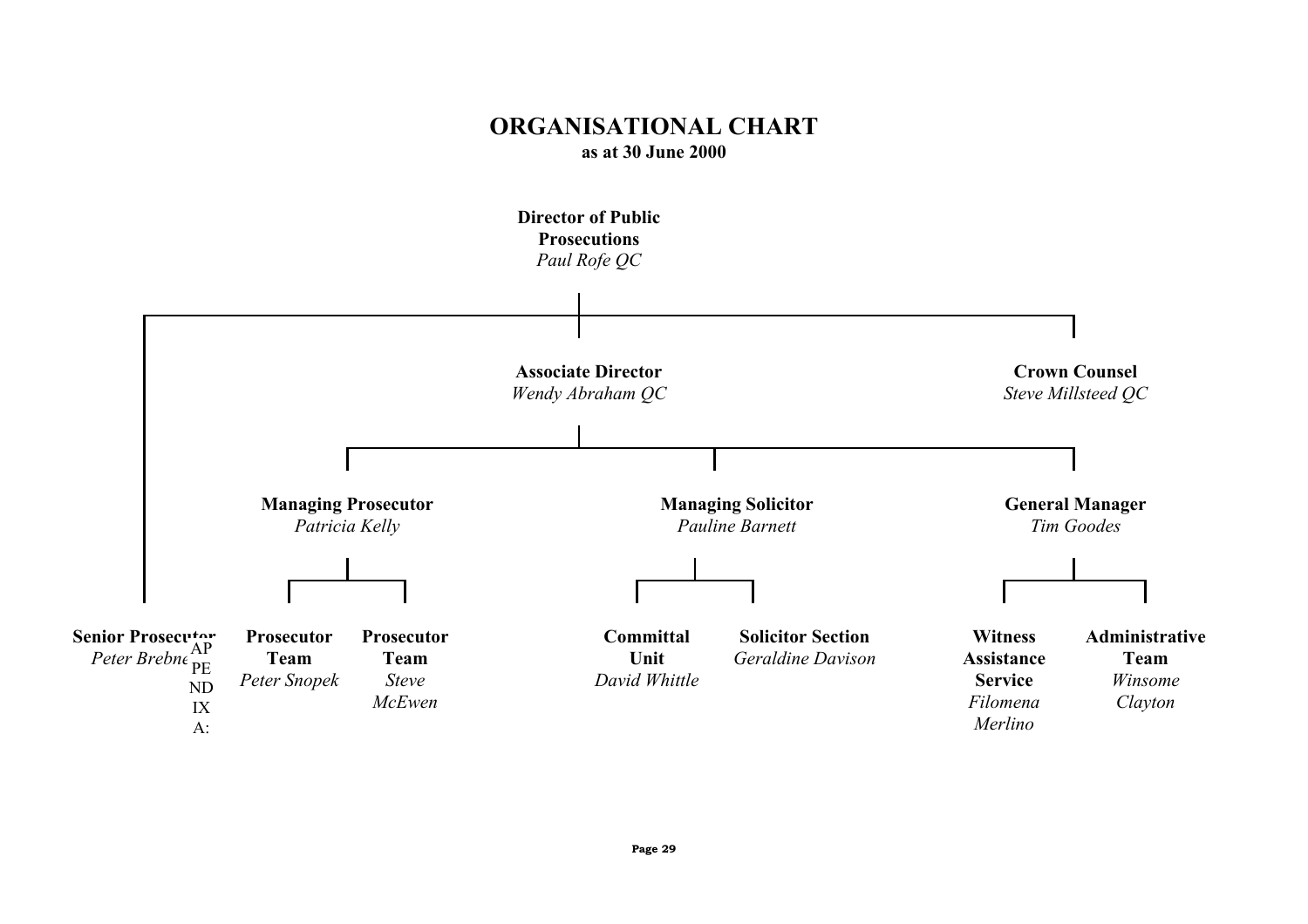APPENDIX A:

# ORGANISATIONAL CHART

**as at 30 June 2000**

- **Director of Public Prosecutions** — *Paul Rofe QC*
  - **Senior Prosecutor** — *Peter Brebner*
  - **Associate Director** — *Wendy Abraham QC*
    - **Managing Prosecutor** — *Patricia Kelly*
      - **Prosecutor Team** — *Peter Snopek*
      - **Prosecutor Team** — *Steve McEwen*
    - **Managing Solicitor** — *Pauline Barnett*
      - **Committal Unit** — *David Whittle*
      - **Solicitor Section** — *Geraldine Davison*
    - **General Manager** — *Tim Goodes*
      - **Witness Assistance Service** — *Filomena Merlino*
      - **Administrative Team** — *Winsome Clayton*
  - **Crown Counsel** — *Steve Millsteed QC*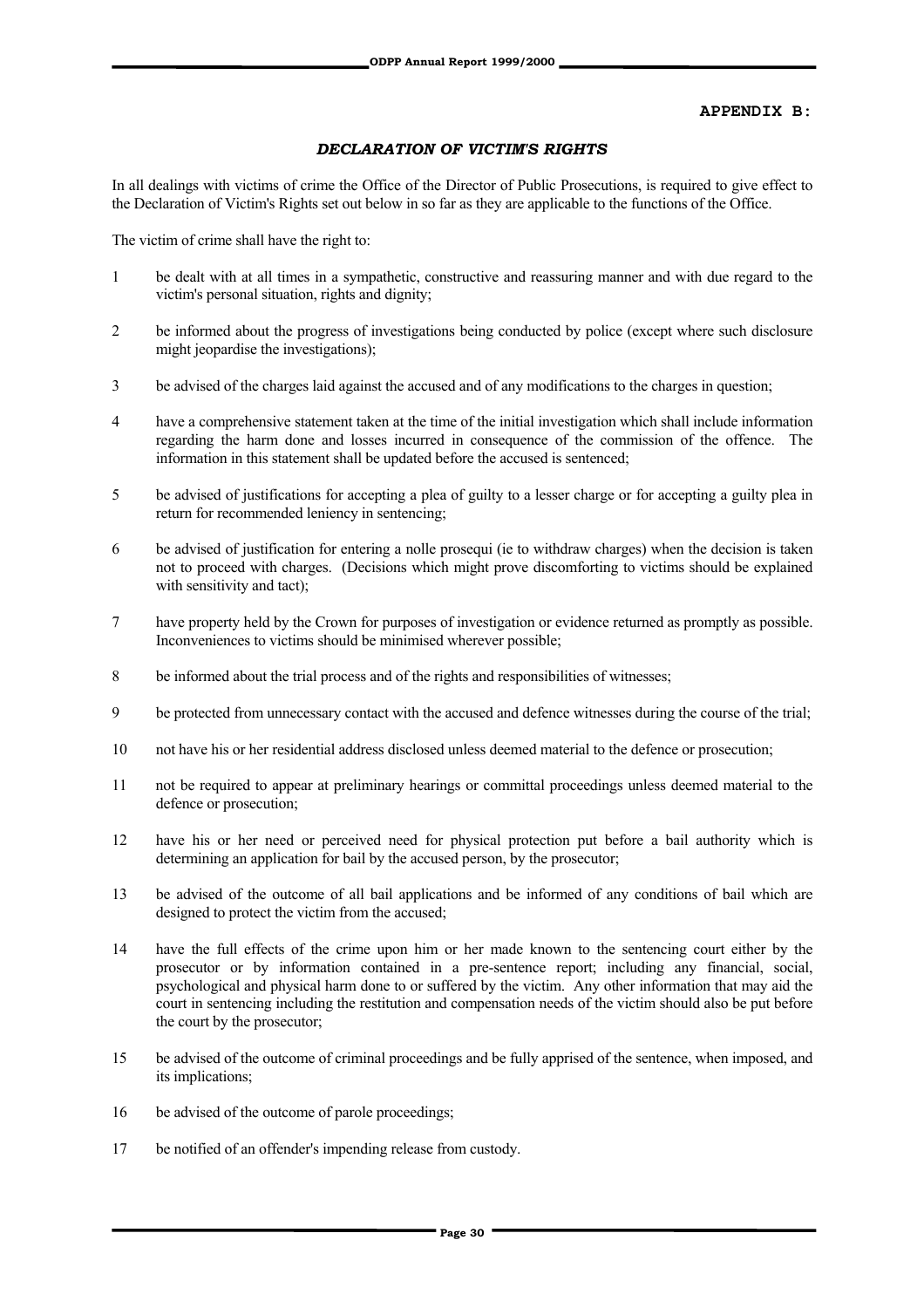**APPENDIX B:**

## *DECLARATION OF VICTIM'S RIGHTS*

In all dealings with victims of crime the Office of the Director of Public Prosecutions, is required to give effect to the Declaration of Victim's Rights set out below in so far as they are applicable to the functions of the Office.

The victim of crime shall have the right to:

1. be dealt with at all times in a sympathetic, constructive and reassuring manner and with due regard to the victim's personal situation, rights and dignity;
2. be informed about the progress of investigations being conducted by police (except where such disclosure might jeopardise the investigations);
3. be advised of the charges laid against the accused and of any modifications to the charges in question;
4. have a comprehensive statement taken at the time of the initial investigation which shall include information regarding the harm done and losses incurred in consequence of the commission of the offence. The information in this statement shall be updated before the accused is sentenced;
5. be advised of justifications for accepting a plea of guilty to a lesser charge or for accepting a guilty plea in return for recommended leniency in sentencing;
6. be advised of justification for entering a nolle prosequi (ie to withdraw charges) when the decision is taken not to proceed with charges. (Decisions which might prove discomforting to victims should be explained with sensitivity and tact);
7. have property held by the Crown for purposes of investigation or evidence returned as promptly as possible. Inconveniences to victims should be minimised wherever possible;
8. be informed about the trial process and of the rights and responsibilities of witnesses;
9. be protected from unnecessary contact with the accused and defence witnesses during the course of the trial;
10. not have his or her residential address disclosed unless deemed material to the defence or prosecution;
11. not be required to appear at preliminary hearings or committal proceedings unless deemed material to the defence or prosecution;
12. have his or her need or perceived need for physical protection put before a bail authority which is determining an application for bail by the accused person, by the prosecutor;
13. be advised of the outcome of all bail applications and be informed of any conditions of bail which are designed to protect the victim from the accused;
14. have the full effects of the crime upon him or her made known to the sentencing court either by the prosecutor or by information contained in a pre-sentence report; including any financial, social, psychological and physical harm done to or suffered by the victim. Any other information that may aid the court in sentencing including the restitution and compensation needs of the victim should also be put before the court by the prosecutor;
15. be advised of the outcome of criminal proceedings and be fully apprised of the sentence, when imposed, and its implications;
16. be advised of the outcome of parole proceedings;
17. be notified of an offender's impending release from custody.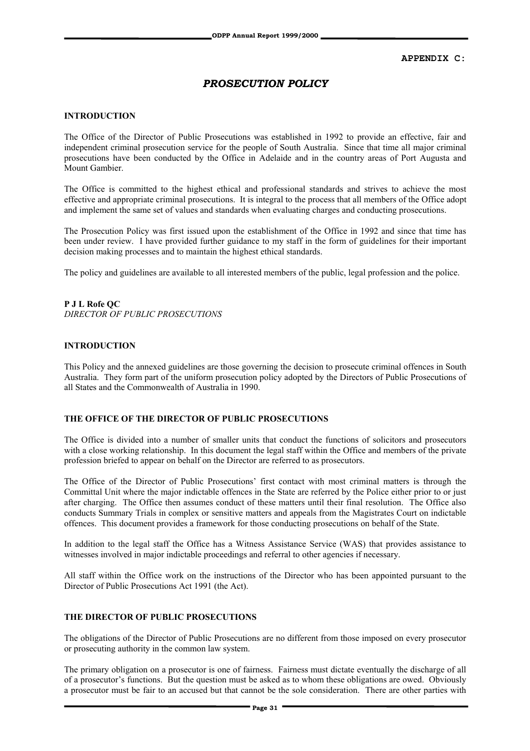**APPENDIX C:**

# *PROSECUTION POLICY*

## INTRODUCTION

The Office of the Director of Public Prosecutions was established in 1992 to provide an effective, fair and independent criminal prosecution service for the people of South Australia. Since that time all major criminal prosecutions have been conducted by the Office in Adelaide and in the country areas of Port Augusta and Mount Gambier.

The Office is committed to the highest ethical and professional standards and strives to achieve the most effective and appropriate criminal prosecutions. It is integral to the process that all members of the Office adopt and implement the same set of values and standards when evaluating charges and conducting prosecutions.

The Prosecution Policy was first issued upon the establishment of the Office in 1992 and since that time has been under review. I have provided further guidance to my staff in the form of guidelines for their important decision making processes and to maintain the highest ethical standards.

The policy and guidelines are available to all interested members of the public, legal profession and the police.

**P J L Rofe QC**
*DIRECTOR OF PUBLIC PROSECUTIONS*

## INTRODUCTION

This Policy and the annexed guidelines are those governing the decision to prosecute criminal offences in South Australia. They form part of the uniform prosecution policy adopted by the Directors of Public Prosecutions of all States and the Commonwealth of Australia in 1990.

## THE OFFICE OF THE DIRECTOR OF PUBLIC PROSECUTIONS

The Office is divided into a number of smaller units that conduct the functions of solicitors and prosecutors with a close working relationship. In this document the legal staff within the Office and members of the private profession briefed to appear on behalf on the Director are referred to as prosecutors.

The Office of the Director of Public Prosecutions' first contact with most criminal matters is through the Committal Unit where the major indictable offences in the State are referred by the Police either prior to or just after charging. The Office then assumes conduct of these matters until their final resolution. The Office also conducts Summary Trials in complex or sensitive matters and appeals from the Magistrates Court on indictable offences. This document provides a framework for those conducting prosecutions on behalf of the State.

In addition to the legal staff the Office has a Witness Assistance Service (WAS) that provides assistance to witnesses involved in major indictable proceedings and referral to other agencies if necessary.

All staff within the Office work on the instructions of the Director who has been appointed pursuant to the Director of Public Prosecutions Act 1991 (the Act).

## THE DIRECTOR OF PUBLIC PROSECUTIONS

The obligations of the Director of Public Prosecutions are no different from those imposed on every prosecutor or prosecuting authority in the common law system.

The primary obligation on a prosecutor is one of fairness. Fairness must dictate eventually the discharge of all of a prosecutor's functions. But the question must be asked as to whom these obligations are owed. Obviously a prosecutor must be fair to an accused but that cannot be the sole consideration. There are other parties with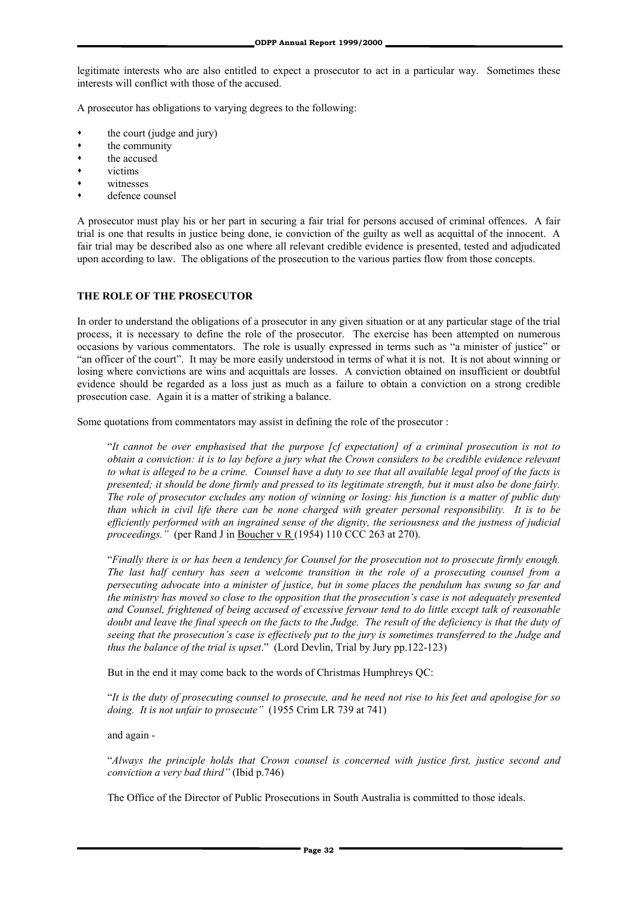legitimate interests who are also entitled to expect a prosecutor to act in a particular way. Sometimes these interests will conflict with those of the accused.

A prosecutor has obligations to varying degrees to the following:

- the court (judge and jury)
- the community
- the accused
- victims
- witnesses
- defence counsel

A prosecutor must play his or her part in securing a fair trial for persons accused of criminal offences. A fair trial is one that results in justice being done, ie conviction of the guilty as well as acquittal of the innocent. A fair trial may be described also as one where all relevant credible evidence is presented, tested and adjudicated upon according to law. The obligations of the prosecution to the various parties flow from those concepts.

## THE ROLE OF THE PROSECUTOR

In order to understand the obligations of a prosecutor in any given situation or at any particular stage of the trial process, it is necessary to define the role of the prosecutor. The exercise has been attempted on numerous occasions by various commentators. The role is usually expressed in terms such as "a minister of justice" or "an officer of the court". It may be more easily understood in terms of what it is not. It is not about winning or losing where convictions are wins and acquittals are losses. A conviction obtained on insufficient or doubtful evidence should be regarded as a loss just as much as a failure to obtain a conviction on a strong credible prosecution case. Again it is a matter of striking a balance.

Some quotations from commentators may assist in defining the role of the prosecutor :

> "*It cannot be over emphasised that the purpose [cf expectation] of a criminal prosecution is not to obtain a conviction: it is to lay before a jury what the Crown considers to be credible evidence relevant to what is alleged to be a crime. Counsel have a duty to see that all available legal proof of the facts is presented; it should be done firmly and pressed to its legitimate strength, but it must also be done fairly. The role of prosecutor excludes any notion of winning or losing: his function is a matter of public duty than which in civil life there can be none charged with greater personal responsibility. It is to be efficiently performed with an ingrained sense of the dignity, the seriousness and the justness of judicial proceedings."* (per Rand J in Boucher v R (1954) 110 CCC 263 at 270).
>
> "*Finally there is or has been a tendency for Counsel for the prosecution not to prosecute firmly enough. The last half century has seen a welcome transition in the role of a prosecuting counsel from a persecuting advocate into a minister of justice, but in some places the pendulum has swung so far and the ministry has moved so close to the opposition that the prosecution's case is not adequately presented and Counsel, frightened of being accused of excessive fervour tend to do little except talk of reasonable doubt and leave the final speech on the facts to the Judge. The result of the deficiency is that the duty of seeing that the prosecution's case is effectively put to the jury is sometimes transferred to the Judge and thus the balance of the trial is upset*." (Lord Devlin, Trial by Jury pp.122-123)
>
> But in the end it may come back to the words of Christmas Humphreys QC:
>
> "*It is the duty of prosecuting counsel to prosecute, and he need not rise to his feet and apologise for so doing. It is not unfair to prosecute"* (1955 Crim LR 739 at 741)
>
> and again -
>
> "*Always the principle holds that Crown counsel is concerned with justice first, justice second and conviction a very bad third"* (Ibid p.746)
>
> The Office of the Director of Public Prosecutions in South Australia is committed to those ideals.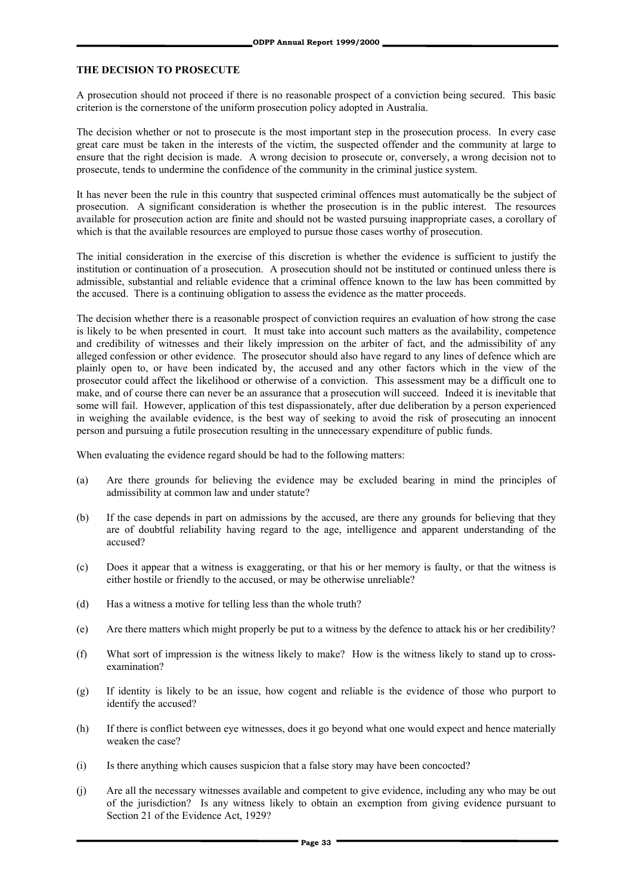## THE DECISION TO PROSECUTE

A prosecution should not proceed if there is no reasonable prospect of a conviction being secured. This basic criterion is the cornerstone of the uniform prosecution policy adopted in Australia.

The decision whether or not to prosecute is the most important step in the prosecution process. In every case great care must be taken in the interests of the victim, the suspected offender and the community at large to ensure that the right decision is made. A wrong decision to prosecute or, conversely, a wrong decision not to prosecute, tends to undermine the confidence of the community in the criminal justice system.

It has never been the rule in this country that suspected criminal offences must automatically be the subject of prosecution. A significant consideration is whether the prosecution is in the public interest. The resources available for prosecution action are finite and should not be wasted pursuing inappropriate cases, a corollary of which is that the available resources are employed to pursue those cases worthy of prosecution.

The initial consideration in the exercise of this discretion is whether the evidence is sufficient to justify the institution or continuation of a prosecution. A prosecution should not be instituted or continued unless there is admissible, substantial and reliable evidence that a criminal offence known to the law has been committed by the accused. There is a continuing obligation to assess the evidence as the matter proceeds.

The decision whether there is a reasonable prospect of conviction requires an evaluation of how strong the case is likely to be when presented in court. It must take into account such matters as the availability, competence and credibility of witnesses and their likely impression on the arbiter of fact, and the admissibility of any alleged confession or other evidence. The prosecutor should also have regard to any lines of defence which are plainly open to, or have been indicated by, the accused and any other factors which in the view of the prosecutor could affect the likelihood or otherwise of a conviction. This assessment may be a difficult one to make, and of course there can never be an assurance that a prosecution will succeed. Indeed it is inevitable that some will fail. However, application of this test dispassionately, after due deliberation by a person experienced in weighing the available evidence, is the best way of seeking to avoid the risk of prosecuting an innocent person and pursuing a futile prosecution resulting in the unnecessary expenditure of public funds.

When evaluating the evidence regard should be had to the following matters:

(a) Are there grounds for believing the evidence may be excluded bearing in mind the principles of admissibility at common law and under statute?

(b) If the case depends in part on admissions by the accused, are there any grounds for believing that they are of doubtful reliability having regard to the age, intelligence and apparent understanding of the accused?

(c) Does it appear that a witness is exaggerating, or that his or her memory is faulty, or that the witness is either hostile or friendly to the accused, or may be otherwise unreliable?

(d) Has a witness a motive for telling less than the whole truth?

(e) Are there matters which might properly be put to a witness by the defence to attack his or her credibility?

(f) What sort of impression is the witness likely to make? How is the witness likely to stand up to cross-examination?

(g) If identity is likely to be an issue, how cogent and reliable is the evidence of those who purport to identify the accused?

(h) If there is conflict between eye witnesses, does it go beyond what one would expect and hence materially weaken the case?

(i) Is there anything which causes suspicion that a false story may have been concocted?

(j) Are all the necessary witnesses available and competent to give evidence, including any who may be out of the jurisdiction? Is any witness likely to obtain an exemption from giving evidence pursuant to Section 21 of the Evidence Act, 1929?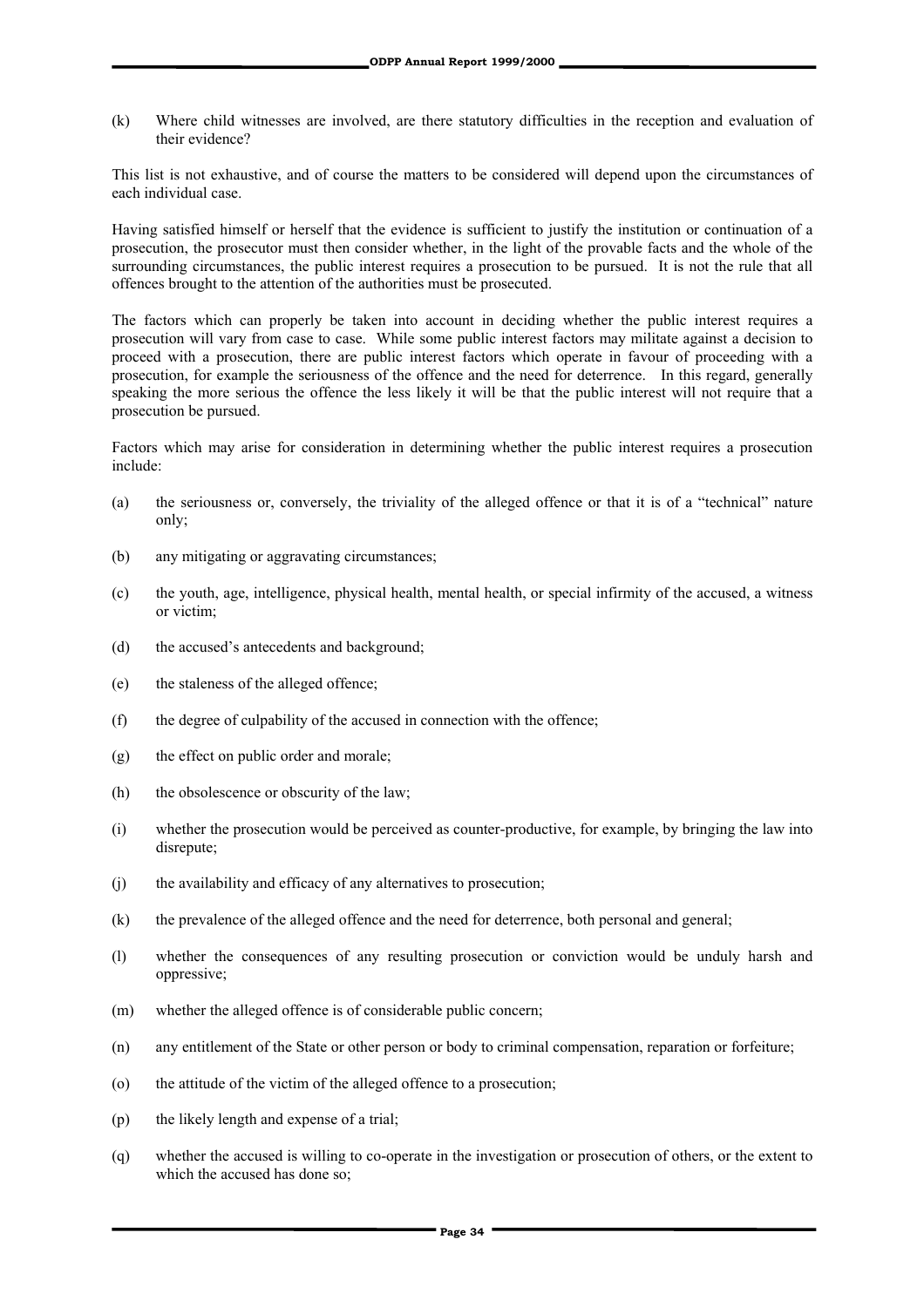(k) Where child witnesses are involved, are there statutory difficulties in the reception and evaluation of their evidence?

This list is not exhaustive, and of course the matters to be considered will depend upon the circumstances of each individual case.

Having satisfied himself or herself that the evidence is sufficient to justify the institution or continuation of a prosecution, the prosecutor must then consider whether, in the light of the provable facts and the whole of the surrounding circumstances, the public interest requires a prosecution to be pursued. It is not the rule that all offences brought to the attention of the authorities must be prosecuted.

The factors which can properly be taken into account in deciding whether the public interest requires a prosecution will vary from case to case. While some public interest factors may militate against a decision to proceed with a prosecution, there are public interest factors which operate in favour of proceeding with a prosecution, for example the seriousness of the offence and the need for deterrence. In this regard, generally speaking the more serious the offence the less likely it will be that the public interest will not require that a prosecution be pursued.

Factors which may arise for consideration in determining whether the public interest requires a prosecution include:

(a) the seriousness or, conversely, the triviality of the alleged offence or that it is of a "technical" nature only;

(b) any mitigating or aggravating circumstances;

(c) the youth, age, intelligence, physical health, mental health, or special infirmity of the accused, a witness or victim;

(d) the accused's antecedents and background;

(e) the staleness of the alleged offence;

(f) the degree of culpability of the accused in connection with the offence;

(g) the effect on public order and morale;

(h) the obsolescence or obscurity of the law;

(i) whether the prosecution would be perceived as counter-productive, for example, by bringing the law into disrepute;

(j) the availability and efficacy of any alternatives to prosecution;

(k) the prevalence of the alleged offence and the need for deterrence, both personal and general;

(l) whether the consequences of any resulting prosecution or conviction would be unduly harsh and oppressive;

(m) whether the alleged offence is of considerable public concern;

(n) any entitlement of the State or other person or body to criminal compensation, reparation or forfeiture;

(o) the attitude of the victim of the alleged offence to a prosecution;

(p) the likely length and expense of a trial;

(q) whether the accused is willing to co-operate in the investigation or prosecution of others, or the extent to which the accused has done so;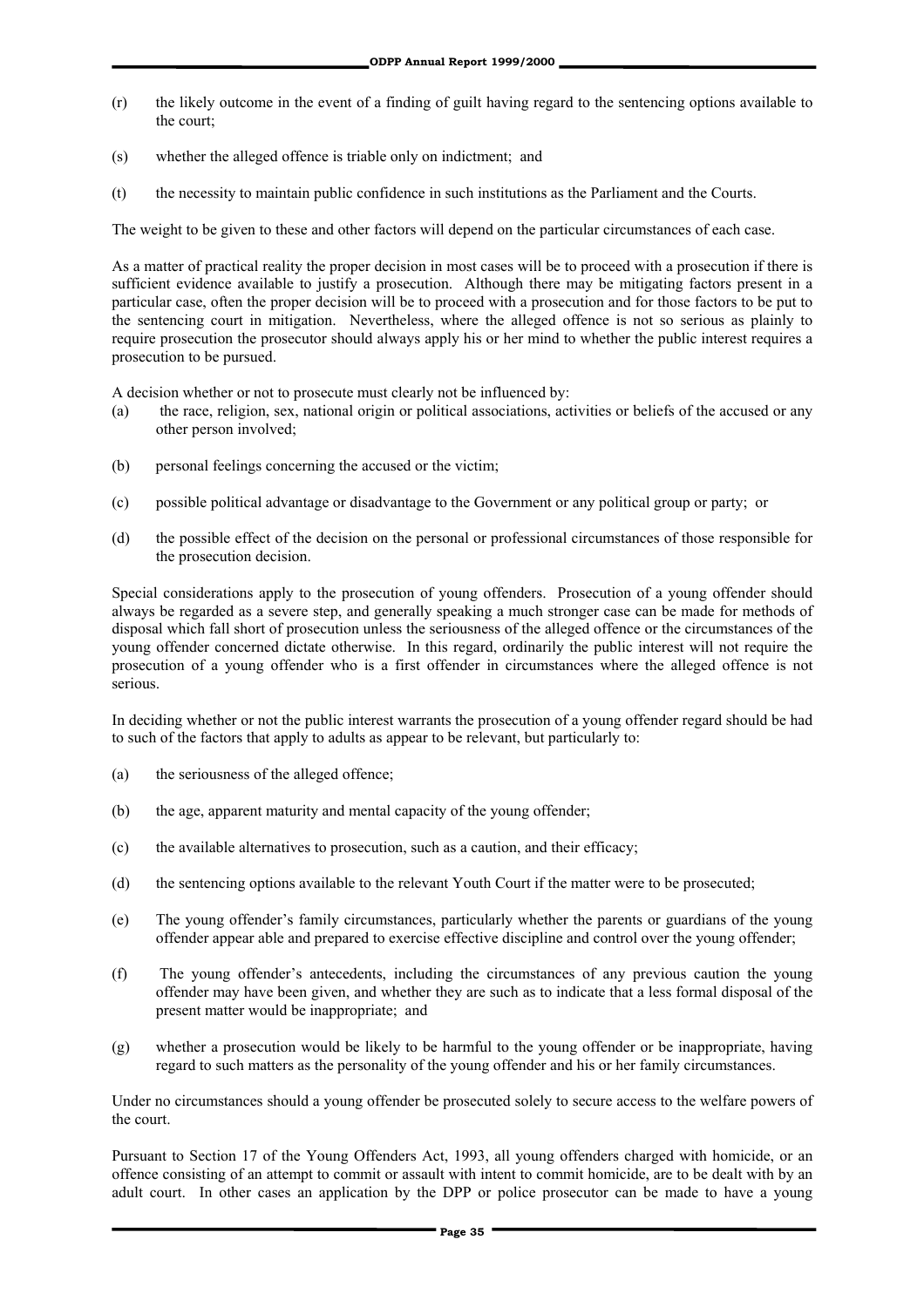(r) the likely outcome in the event of a finding of guilt having regard to the sentencing options available to the court;

(s) whether the alleged offence is triable only on indictment; and

(t) the necessity to maintain public confidence in such institutions as the Parliament and the Courts.

The weight to be given to these and other factors will depend on the particular circumstances of each case.

As a matter of practical reality the proper decision in most cases will be to proceed with a prosecution if there is sufficient evidence available to justify a prosecution. Although there may be mitigating factors present in a particular case, often the proper decision will be to proceed with a prosecution and for those factors to be put to the sentencing court in mitigation. Nevertheless, where the alleged offence is not so serious as plainly to require prosecution the prosecutor should always apply his or her mind to whether the public interest requires a prosecution to be pursued.

A decision whether or not to prosecute must clearly not be influenced by:

(a) the race, religion, sex, national origin or political associations, activities or beliefs of the accused or any other person involved;

(b) personal feelings concerning the accused or the victim;

(c) possible political advantage or disadvantage to the Government or any political group or party; or

(d) the possible effect of the decision on the personal or professional circumstances of those responsible for the prosecution decision.

Special considerations apply to the prosecution of young offenders. Prosecution of a young offender should always be regarded as a severe step, and generally speaking a much stronger case can be made for methods of disposal which fall short of prosecution unless the seriousness of the alleged offence or the circumstances of the young offender concerned dictate otherwise. In this regard, ordinarily the public interest will not require the prosecution of a young offender who is a first offender in circumstances where the alleged offence is not serious.

In deciding whether or not the public interest warrants the prosecution of a young offender regard should be had to such of the factors that apply to adults as appear to be relevant, but particularly to:

(a) the seriousness of the alleged offence;

(b) the age, apparent maturity and mental capacity of the young offender;

(c) the available alternatives to prosecution, such as a caution, and their efficacy;

(d) the sentencing options available to the relevant Youth Court if the matter were to be prosecuted;

(e) The young offender's family circumstances, particularly whether the parents or guardians of the young offender appear able and prepared to exercise effective discipline and control over the young offender;

(f) The young offender's antecedents, including the circumstances of any previous caution the young offender may have been given, and whether they are such as to indicate that a less formal disposal of the present matter would be inappropriate; and

(g) whether a prosecution would be likely to be harmful to the young offender or be inappropriate, having regard to such matters as the personality of the young offender and his or her family circumstances.

Under no circumstances should a young offender be prosecuted solely to secure access to the welfare powers of the court.

Pursuant to Section 17 of the Young Offenders Act, 1993, all young offenders charged with homicide, or an offence consisting of an attempt to commit or assault with intent to commit homicide, are to be dealt with by an adult court. In other cases an application by the DPP or police prosecutor can be made to have a young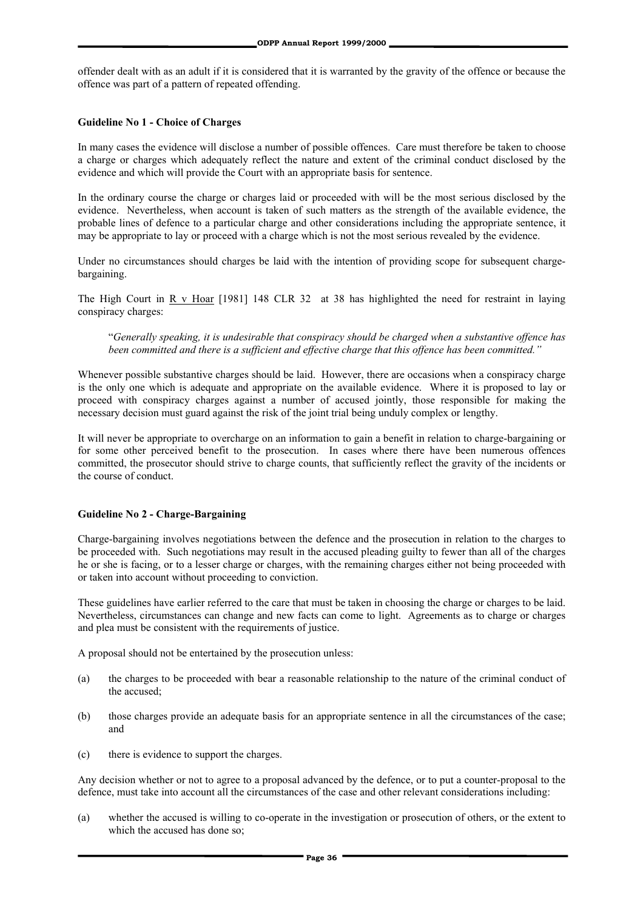offender dealt with as an adult if it is considered that it is warranted by the gravity of the offence or because the offence was part of a pattern of repeated offending.

### Guideline No 1 - Choice of Charges

In many cases the evidence will disclose a number of possible offences. Care must therefore be taken to choose a charge or charges which adequately reflect the nature and extent of the criminal conduct disclosed by the evidence and which will provide the Court with an appropriate basis for sentence.

In the ordinary course the charge or charges laid or proceeded with will be the most serious disclosed by the evidence. Nevertheless, when account is taken of such matters as the strength of the available evidence, the probable lines of defence to a particular charge and other considerations including the appropriate sentence, it may be appropriate to lay or proceed with a charge which is not the most serious revealed by the evidence.

Under no circumstances should charges be laid with the intention of providing scope for subsequent charge-bargaining.

The High Court in R v Hoar [1981] 148 CLR 32 at 38 has highlighted the need for restraint in laying conspiracy charges:

> "*Generally speaking, it is undesirable that conspiracy should be charged when a substantive offence has been committed and there is a sufficient and effective charge that this offence has been committed.*"

Whenever possible substantive charges should be laid. However, there are occasions when a conspiracy charge is the only one which is adequate and appropriate on the available evidence. Where it is proposed to lay or proceed with conspiracy charges against a number of accused jointly, those responsible for making the necessary decision must guard against the risk of the joint trial being unduly complex or lengthy.

It will never be appropriate to overcharge on an information to gain a benefit in relation to charge-bargaining or for some other perceived benefit to the prosecution. In cases where there have been numerous offences committed, the prosecutor should strive to charge counts, that sufficiently reflect the gravity of the incidents or the course of conduct.

### Guideline No 2 - Charge-Bargaining

Charge-bargaining involves negotiations between the defence and the prosecution in relation to the charges to be proceeded with. Such negotiations may result in the accused pleading guilty to fewer than all of the charges he or she is facing, or to a lesser charge or charges, with the remaining charges either not being proceeded with or taken into account without proceeding to conviction.

These guidelines have earlier referred to the care that must be taken in choosing the charge or charges to be laid. Nevertheless, circumstances can change and new facts can come to light. Agreements as to charge or charges and plea must be consistent with the requirements of justice.

A proposal should not be entertained by the prosecution unless:

(a) the charges to be proceeded with bear a reasonable relationship to the nature of the criminal conduct of the accused;

(b) those charges provide an adequate basis for an appropriate sentence in all the circumstances of the case; and

(c) there is evidence to support the charges.

Any decision whether or not to agree to a proposal advanced by the defence, or to put a counter-proposal to the defence, must take into account all the circumstances of the case and other relevant considerations including:

(a) whether the accused is willing to co-operate in the investigation or prosecution of others, or the extent to which the accused has done so;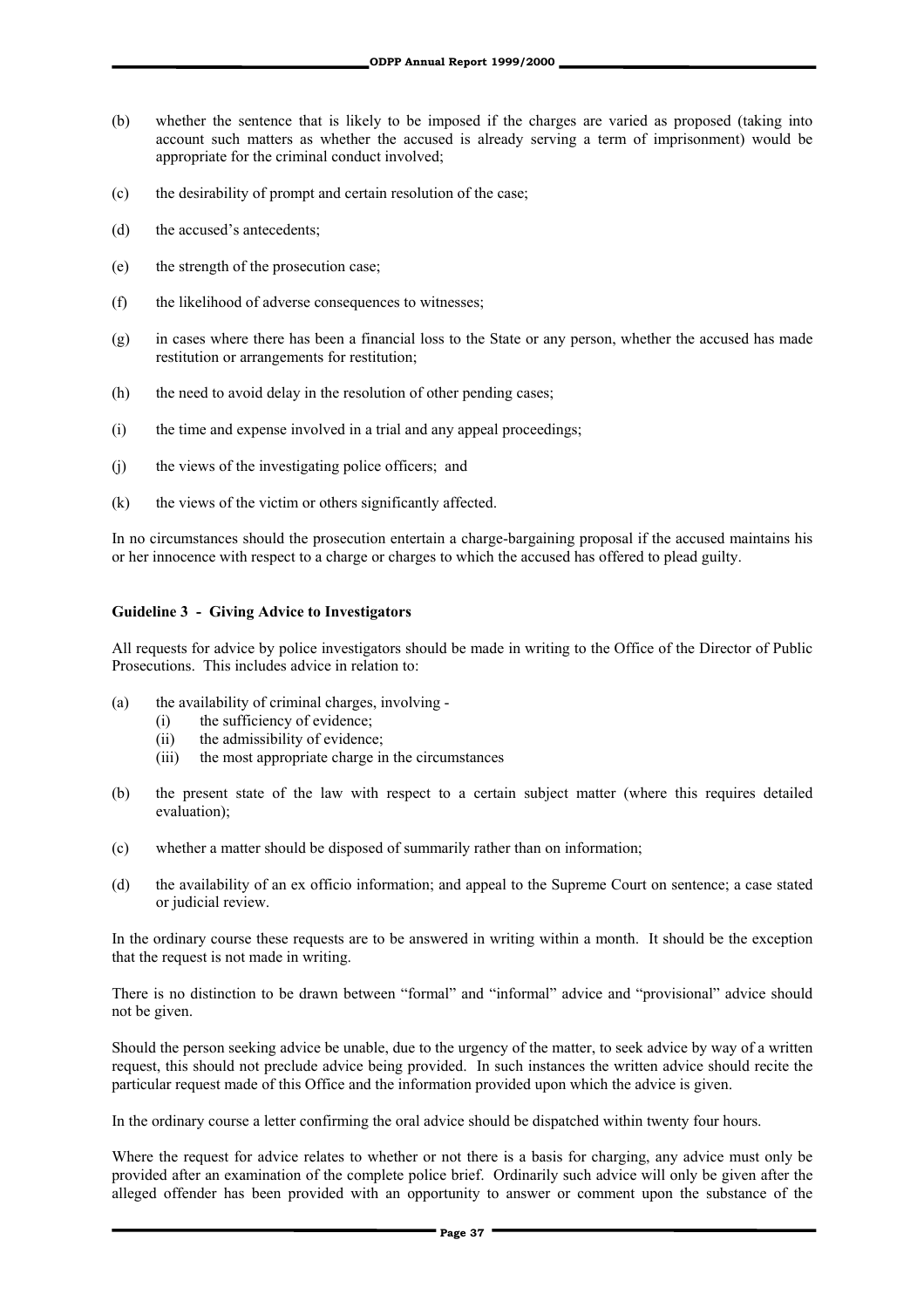(b) whether the sentence that is likely to be imposed if the charges are varied as proposed (taking into account such matters as whether the accused is already serving a term of imprisonment) would be appropriate for the criminal conduct involved;

(c) the desirability of prompt and certain resolution of the case;

(d) the accused's antecedents;

(e) the strength of the prosecution case;

(f) the likelihood of adverse consequences to witnesses;

(g) in cases where there has been a financial loss to the State or any person, whether the accused has made restitution or arrangements for restitution;

(h) the need to avoid delay in the resolution of other pending cases;

(i) the time and expense involved in a trial and any appeal proceedings;

(j) the views of the investigating police officers; and

(k) the views of the victim or others significantly affected.

In no circumstances should the prosecution entertain a charge-bargaining proposal if the accused maintains his or her innocence with respect to a charge or charges to which the accused has offered to plead guilty.

**Guideline 3 - Giving Advice to Investigators**

All requests for advice by police investigators should be made in writing to the Office of the Director of Public Prosecutions. This includes advice in relation to:

(a) the availability of criminal charges, involving -
   (i) the sufficiency of evidence;
   (ii) the admissibility of evidence;
   (iii) the most appropriate charge in the circumstances

(b) the present state of the law with respect to a certain subject matter (where this requires detailed evaluation);

(c) whether a matter should be disposed of summarily rather than on information;

(d) the availability of an ex officio information; and appeal to the Supreme Court on sentence; a case stated or judicial review.

In the ordinary course these requests are to be answered in writing within a month. It should be the exception that the request is not made in writing.

There is no distinction to be drawn between "formal" and "informal" advice and "provisional" advice should not be given.

Should the person seeking advice be unable, due to the urgency of the matter, to seek advice by way of a written request, this should not preclude advice being provided. In such instances the written advice should recite the particular request made of this Office and the information provided upon which the advice is given.

In the ordinary course a letter confirming the oral advice should be dispatched within twenty four hours.

Where the request for advice relates to whether or not there is a basis for charging, any advice must only be provided after an examination of the complete police brief. Ordinarily such advice will only be given after the alleged offender has been provided with an opportunity to answer or comment upon the substance of the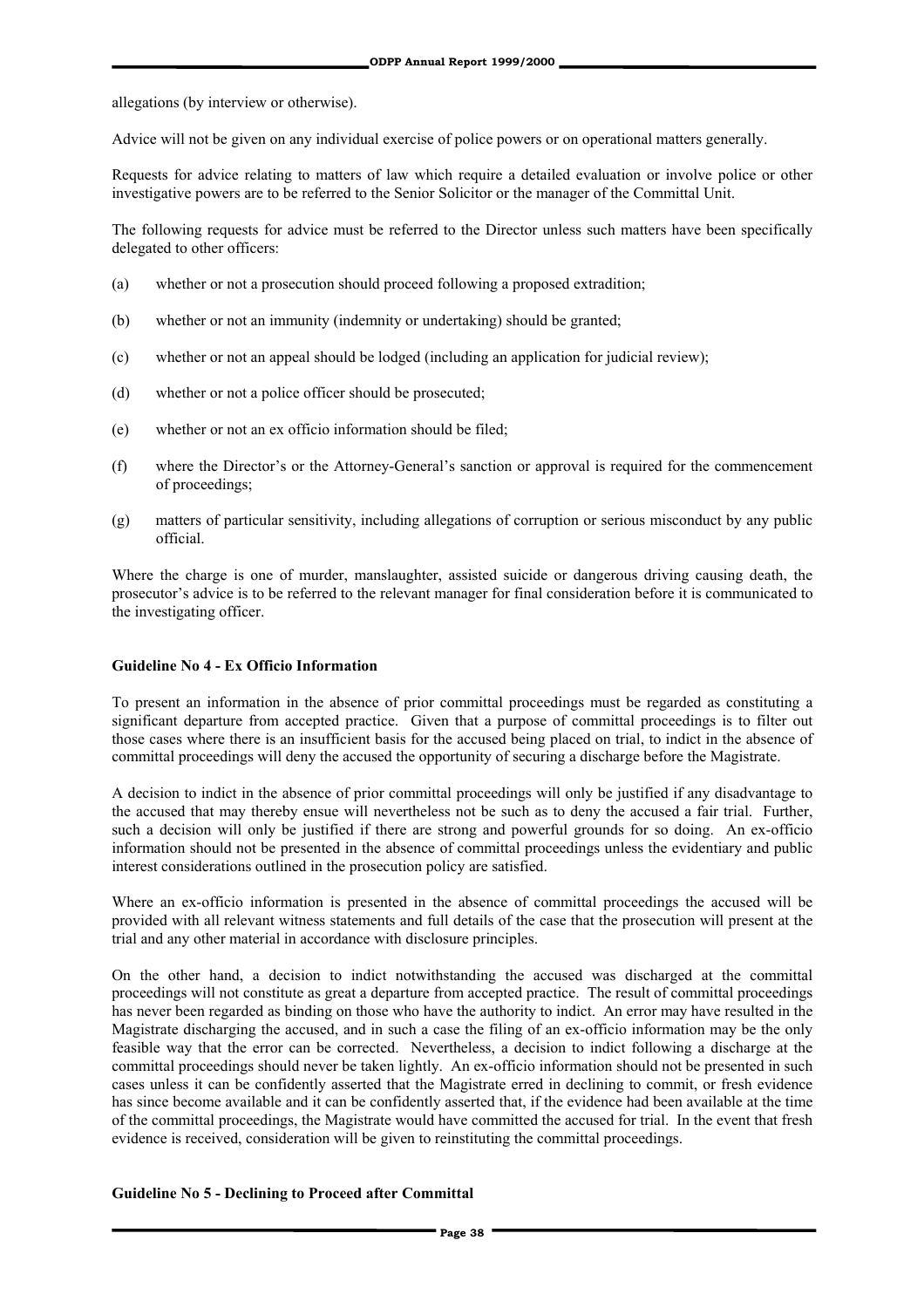allegations (by interview or otherwise).

Advice will not be given on any individual exercise of police powers or on operational matters generally.

Requests for advice relating to matters of law which require a detailed evaluation or involve police or other investigative powers are to be referred to the Senior Solicitor or the manager of the Committal Unit.

The following requests for advice must be referred to the Director unless such matters have been specifically delegated to other officers:

(a) whether or not a prosecution should proceed following a proposed extradition;

(b) whether or not an immunity (indemnity or undertaking) should be granted;

(c) whether or not an appeal should be lodged (including an application for judicial review);

(d) whether or not a police officer should be prosecuted;

(e) whether or not an ex officio information should be filed;

(f) where the Director's or the Attorney-General's sanction or approval is required for the commencement of proceedings;

(g) matters of particular sensitivity, including allegations of corruption or serious misconduct by any public official.

Where the charge is one of murder, manslaughter, assisted suicide or dangerous driving causing death, the prosecutor's advice is to be referred to the relevant manager for final consideration before it is communicated to the investigating officer.

**Guideline No 4 - Ex Officio Information**

To present an information in the absence of prior committal proceedings must be regarded as constituting a significant departure from accepted practice. Given that a purpose of committal proceedings is to filter out those cases where there is an insufficient basis for the accused being placed on trial, to indict in the absence of committal proceedings will deny the accused the opportunity of securing a discharge before the Magistrate.

A decision to indict in the absence of prior committal proceedings will only be justified if any disadvantage to the accused that may thereby ensue will nevertheless not be such as to deny the accused a fair trial. Further, such a decision will only be justified if there are strong and powerful grounds for so doing. An ex-officio information should not be presented in the absence of committal proceedings unless the evidentiary and public interest considerations outlined in the prosecution policy are satisfied.

Where an ex-officio information is presented in the absence of committal proceedings the accused will be provided with all relevant witness statements and full details of the case that the prosecution will present at the trial and any other material in accordance with disclosure principles.

On the other hand, a decision to indict notwithstanding the accused was discharged at the committal proceedings will not constitute as great a departure from accepted practice. The result of committal proceedings has never been regarded as binding on those who have the authority to indict. An error may have resulted in the Magistrate discharging the accused, and in such a case the filing of an ex-officio information may be the only feasible way that the error can be corrected. Nevertheless, a decision to indict following a discharge at the committal proceedings should never be taken lightly. An ex-officio information should not be presented in such cases unless it can be confidently asserted that the Magistrate erred in declining to commit, or fresh evidence has since become available and it can be confidently asserted that, if the evidence had been available at the time of the committal proceedings, the Magistrate would have committed the accused for trial. In the event that fresh evidence is received, consideration will be given to reinstituting the committal proceedings.

**Guideline No 5 - Declining to Proceed after Committal**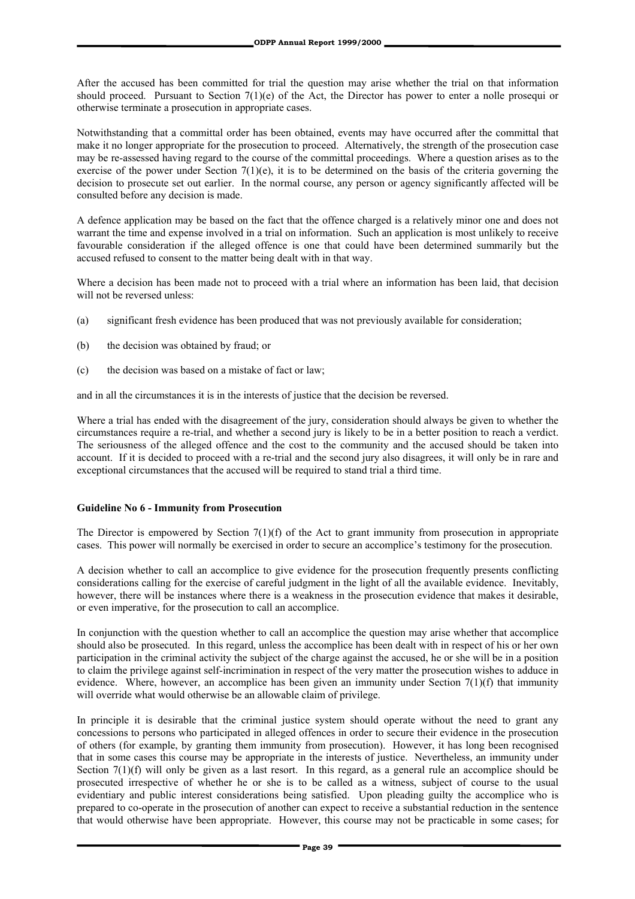After the accused has been committed for trial the question may arise whether the trial on that information should proceed. Pursuant to Section 7(1)(e) of the Act, the Director has power to enter a nolle prosequi or otherwise terminate a prosecution in appropriate cases.

Notwithstanding that a committal order has been obtained, events may have occurred after the committal that make it no longer appropriate for the prosecution to proceed. Alternatively, the strength of the prosecution case may be re-assessed having regard to the course of the committal proceedings. Where a question arises as to the exercise of the power under Section 7(1)(e), it is to be determined on the basis of the criteria governing the decision to prosecute set out earlier. In the normal course, any person or agency significantly affected will be consulted before any decision is made.

A defence application may be based on the fact that the offence charged is a relatively minor one and does not warrant the time and expense involved in a trial on information. Such an application is most unlikely to receive favourable consideration if the alleged offence is one that could have been determined summarily but the accused refused to consent to the matter being dealt with in that way.

Where a decision has been made not to proceed with a trial where an information has been laid, that decision will not be reversed unless:

(a) significant fresh evidence has been produced that was not previously available for consideration;

(b) the decision was obtained by fraud; or

(c) the decision was based on a mistake of fact or law;

and in all the circumstances it is in the interests of justice that the decision be reversed.

Where a trial has ended with the disagreement of the jury, consideration should always be given to whether the circumstances require a re-trial, and whether a second jury is likely to be in a better position to reach a verdict. The seriousness of the alleged offence and the cost to the community and the accused should be taken into account. If it is decided to proceed with a re-trial and the second jury also disagrees, it will only be in rare and exceptional circumstances that the accused will be required to stand trial a third time.

**Guideline No 6 - Immunity from Prosecution**

The Director is empowered by Section 7(1)(f) of the Act to grant immunity from prosecution in appropriate cases. This power will normally be exercised in order to secure an accomplice's testimony for the prosecution.

A decision whether to call an accomplice to give evidence for the prosecution frequently presents conflicting considerations calling for the exercise of careful judgment in the light of all the available evidence. Inevitably, however, there will be instances where there is a weakness in the prosecution evidence that makes it desirable, or even imperative, for the prosecution to call an accomplice.

In conjunction with the question whether to call an accomplice the question may arise whether that accomplice should also be prosecuted. In this regard, unless the accomplice has been dealt with in respect of his or her own participation in the criminal activity the subject of the charge against the accused, he or she will be in a position to claim the privilege against self-incrimination in respect of the very matter the prosecution wishes to adduce in evidence. Where, however, an accomplice has been given an immunity under Section 7(1)(f) that immunity will override what would otherwise be an allowable claim of privilege.

In principle it is desirable that the criminal justice system should operate without the need to grant any concessions to persons who participated in alleged offences in order to secure their evidence in the prosecution of others (for example, by granting them immunity from prosecution). However, it has long been recognised that in some cases this course may be appropriate in the interests of justice. Nevertheless, an immunity under Section 7(1)(f) will only be given as a last resort. In this regard, as a general rule an accomplice should be prosecuted irrespective of whether he or she is to be called as a witness, subject of course to the usual evidentiary and public interest considerations being satisfied. Upon pleading guilty the accomplice who is prepared to co-operate in the prosecution of another can expect to receive a substantial reduction in the sentence that would otherwise have been appropriate. However, this course may not be practicable in some cases; for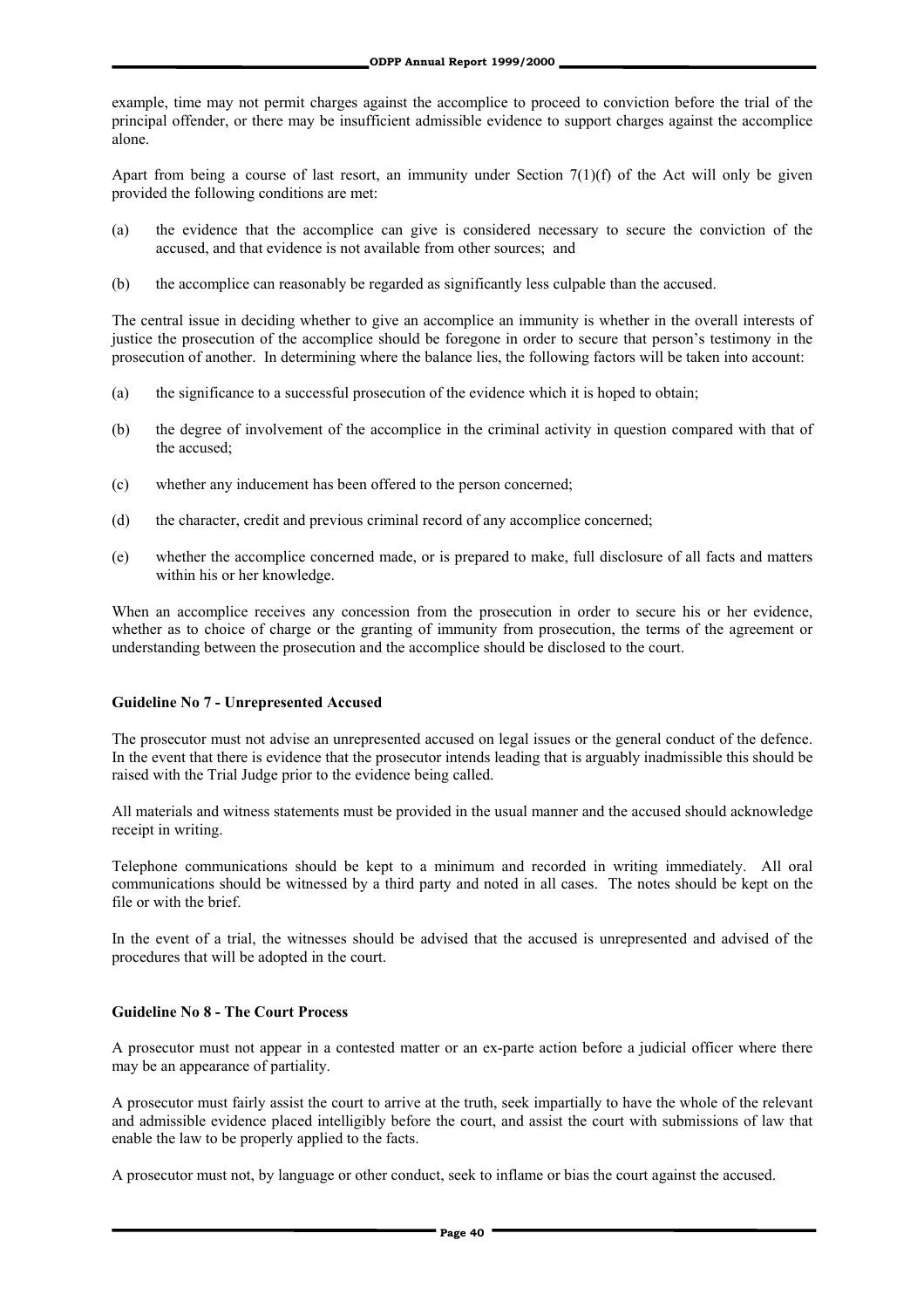example, time may not permit charges against the accomplice to proceed to conviction before the trial of the principal offender, or there may be insufficient admissible evidence to support charges against the accomplice alone.

Apart from being a course of last resort, an immunity under Section 7(1)(f) of the Act will only be given provided the following conditions are met:

(a) the evidence that the accomplice can give is considered necessary to secure the conviction of the accused, and that evidence is not available from other sources; and

(b) the accomplice can reasonably be regarded as significantly less culpable than the accused.

The central issue in deciding whether to give an accomplice an immunity is whether in the overall interests of justice the prosecution of the accomplice should be foregone in order to secure that person's testimony in the prosecution of another. In determining where the balance lies, the following factors will be taken into account:

(a) the significance to a successful prosecution of the evidence which it is hoped to obtain;

(b) the degree of involvement of the accomplice in the criminal activity in question compared with that of the accused;

(c) whether any inducement has been offered to the person concerned;

(d) the character, credit and previous criminal record of any accomplice concerned;

(e) whether the accomplice concerned made, or is prepared to make, full disclosure of all facts and matters within his or her knowledge.

When an accomplice receives any concession from the prosecution in order to secure his or her evidence, whether as to choice of charge or the granting of immunity from prosecution, the terms of the agreement or understanding between the prosecution and the accomplice should be disclosed to the court.

**Guideline No 7 - Unrepresented Accused**

The prosecutor must not advise an unrepresented accused on legal issues or the general conduct of the defence. In the event that there is evidence that the prosecutor intends leading that is arguably inadmissible this should be raised with the Trial Judge prior to the evidence being called.

All materials and witness statements must be provided in the usual manner and the accused should acknowledge receipt in writing.

Telephone communications should be kept to a minimum and recorded in writing immediately. All oral communications should be witnessed by a third party and noted in all cases. The notes should be kept on the file or with the brief.

In the event of a trial, the witnesses should be advised that the accused is unrepresented and advised of the procedures that will be adopted in the court.

**Guideline No 8 - The Court Process**

A prosecutor must not appear in a contested matter or an ex-parte action before a judicial officer where there may be an appearance of partiality.

A prosecutor must fairly assist the court to arrive at the truth, seek impartially to have the whole of the relevant and admissible evidence placed intelligibly before the court, and assist the court with submissions of law that enable the law to be properly applied to the facts.

A prosecutor must not, by language or other conduct, seek to inflame or bias the court against the accused.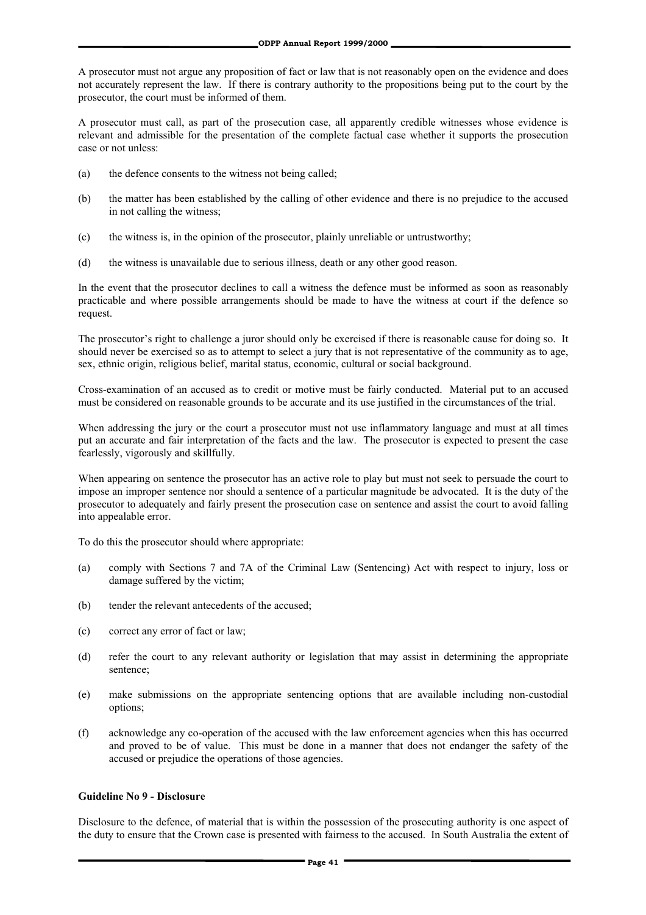A prosecutor must not argue any proposition of fact or law that is not reasonably open on the evidence and does not accurately represent the law. If there is contrary authority to the propositions being put to the court by the prosecutor, the court must be informed of them.

A prosecutor must call, as part of the prosecution case, all apparently credible witnesses whose evidence is relevant and admissible for the presentation of the complete factual case whether it supports the prosecution case or not unless:

(a) the defence consents to the witness not being called;

(b) the matter has been established by the calling of other evidence and there is no prejudice to the accused in not calling the witness;

(c) the witness is, in the opinion of the prosecutor, plainly unreliable or untrustworthy;

(d) the witness is unavailable due to serious illness, death or any other good reason.

In the event that the prosecutor declines to call a witness the defence must be informed as soon as reasonably practicable and where possible arrangements should be made to have the witness at court if the defence so request.

The prosecutor's right to challenge a juror should only be exercised if there is reasonable cause for doing so. It should never be exercised so as to attempt to select a jury that is not representative of the community as to age, sex, ethnic origin, religious belief, marital status, economic, cultural or social background.

Cross-examination of an accused as to credit or motive must be fairly conducted. Material put to an accused must be considered on reasonable grounds to be accurate and its use justified in the circumstances of the trial.

When addressing the jury or the court a prosecutor must not use inflammatory language and must at all times put an accurate and fair interpretation of the facts and the law. The prosecutor is expected to present the case fearlessly, vigorously and skillfully.

When appearing on sentence the prosecutor has an active role to play but must not seek to persuade the court to impose an improper sentence nor should a sentence of a particular magnitude be advocated. It is the duty of the prosecutor to adequately and fairly present the prosecution case on sentence and assist the court to avoid falling into appealable error.

To do this the prosecutor should where appropriate:

(a) comply with Sections 7 and 7A of the Criminal Law (Sentencing) Act with respect to injury, loss or damage suffered by the victim;

(b) tender the relevant antecedents of the accused;

(c) correct any error of fact or law;

(d) refer the court to any relevant authority or legislation that may assist in determining the appropriate sentence;

(e) make submissions on the appropriate sentencing options that are available including non-custodial options;

(f) acknowledge any co-operation of the accused with the law enforcement agencies when this has occurred and proved to be of value. This must be done in a manner that does not endanger the safety of the accused or prejudice the operations of those agencies.

**Guideline No 9 - Disclosure**

Disclosure to the defence, of material that is within the possession of the prosecuting authority is one aspect of the duty to ensure that the Crown case is presented with fairness to the accused. In South Australia the extent of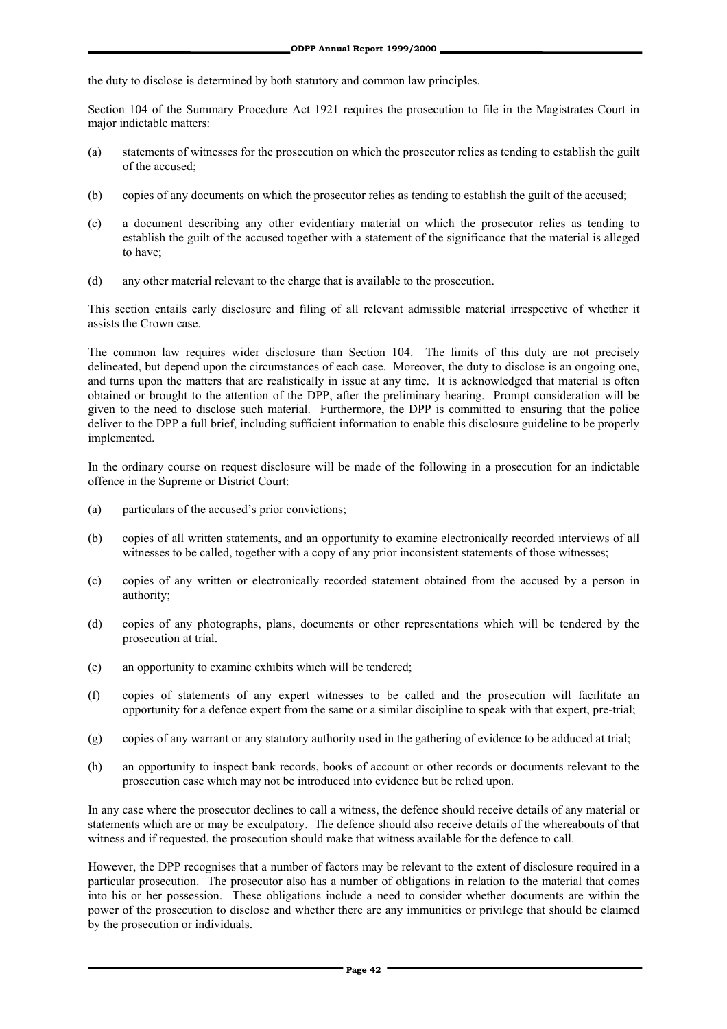the duty to disclose is determined by both statutory and common law principles.

Section 104 of the Summary Procedure Act 1921 requires the prosecution to file in the Magistrates Court in major indictable matters:

(a) statements of witnesses for the prosecution on which the prosecutor relies as tending to establish the guilt of the accused;

(b) copies of any documents on which the prosecutor relies as tending to establish the guilt of the accused;

(c) a document describing any other evidentiary material on which the prosecutor relies as tending to establish the guilt of the accused together with a statement of the significance that the material is alleged to have;

(d) any other material relevant to the charge that is available to the prosecution.

This section entails early disclosure and filing of all relevant admissible material irrespective of whether it assists the Crown case.

The common law requires wider disclosure than Section 104. The limits of this duty are not precisely delineated, but depend upon the circumstances of each case. Moreover, the duty to disclose is an ongoing one, and turns upon the matters that are realistically in issue at any time. It is acknowledged that material is often obtained or brought to the attention of the DPP, after the preliminary hearing. Prompt consideration will be given to the need to disclose such material. Furthermore, the DPP is committed to ensuring that the police deliver to the DPP a full brief, including sufficient information to enable this disclosure guideline to be properly implemented.

In the ordinary course on request disclosure will be made of the following in a prosecution for an indictable offence in the Supreme or District Court:

(a) particulars of the accused's prior convictions;

(b) copies of all written statements, and an opportunity to examine electronically recorded interviews of all witnesses to be called, together with a copy of any prior inconsistent statements of those witnesses;

(c) copies of any written or electronically recorded statement obtained from the accused by a person in authority;

(d) copies of any photographs, plans, documents or other representations which will be tendered by the prosecution at trial.

(e) an opportunity to examine exhibits which will be tendered;

(f) copies of statements of any expert witnesses to be called and the prosecution will facilitate an opportunity for a defence expert from the same or a similar discipline to speak with that expert, pre-trial;

(g) copies of any warrant or any statutory authority used in the gathering of evidence to be adduced at trial;

(h) an opportunity to inspect bank records, books of account or other records or documents relevant to the prosecution case which may not be introduced into evidence but be relied upon.

In any case where the prosecutor declines to call a witness, the defence should receive details of any material or statements which are or may be exculpatory. The defence should also receive details of the whereabouts of that witness and if requested, the prosecution should make that witness available for the defence to call.

However, the DPP recognises that a number of factors may be relevant to the extent of disclosure required in a particular prosecution. The prosecutor also has a number of obligations in relation to the material that comes into his or her possession. These obligations include a need to consider whether documents are within the power of the prosecution to disclose and whether there are any immunities or privilege that should be claimed by the prosecution or individuals.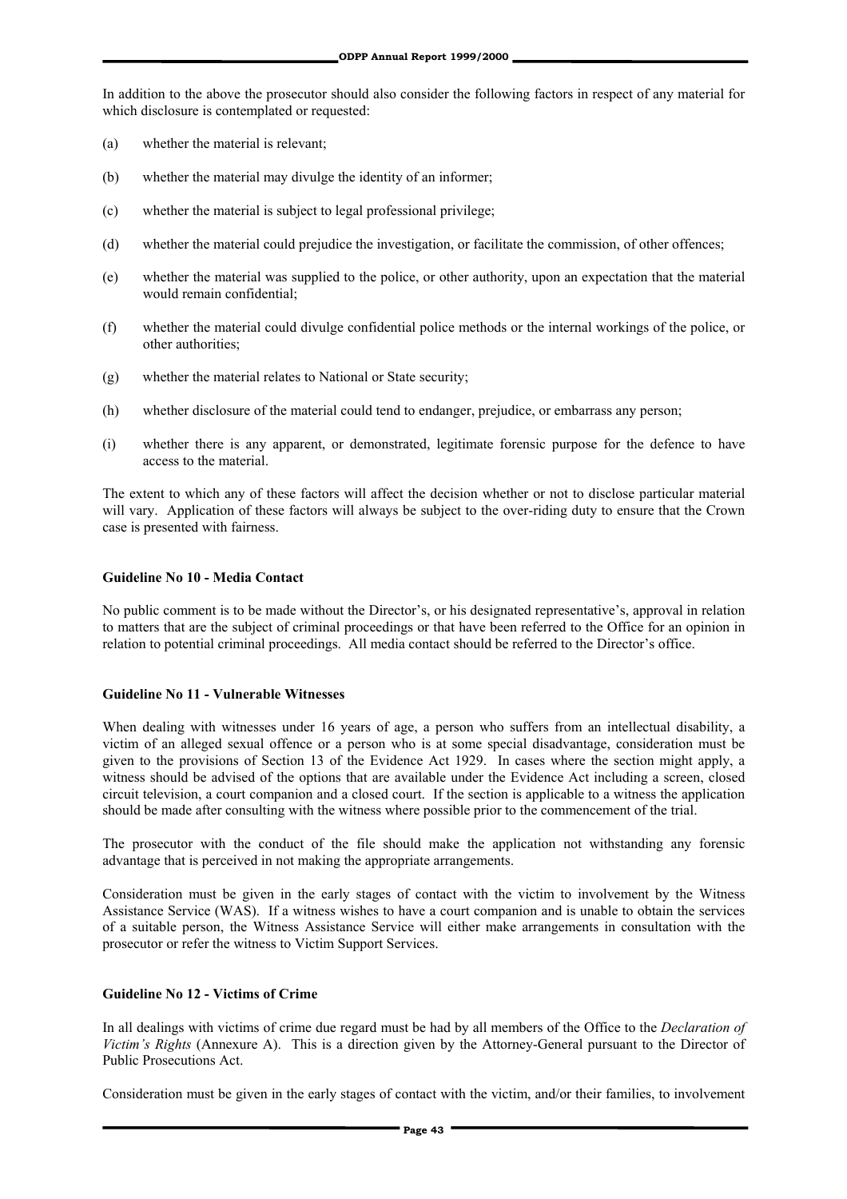In addition to the above the prosecutor should also consider the following factors in respect of any material for which disclosure is contemplated or requested:

(a) whether the material is relevant;

(b) whether the material may divulge the identity of an informer;

(c) whether the material is subject to legal professional privilege;

(d) whether the material could prejudice the investigation, or facilitate the commission, of other offences;

(e) whether the material was supplied to the police, or other authority, upon an expectation that the material would remain confidential;

(f) whether the material could divulge confidential police methods or the internal workings of the police, or other authorities;

(g) whether the material relates to National or State security;

(h) whether disclosure of the material could tend to endanger, prejudice, or embarrass any person;

(i) whether there is any apparent, or demonstrated, legitimate forensic purpose for the defence to have access to the material.

The extent to which any of these factors will affect the decision whether or not to disclose particular material will vary. Application of these factors will always be subject to the over-riding duty to ensure that the Crown case is presented with fairness.

**Guideline No 10 - Media Contact**

No public comment is to be made without the Director's, or his designated representative's, approval in relation to matters that are the subject of criminal proceedings or that have been referred to the Office for an opinion in relation to potential criminal proceedings. All media contact should be referred to the Director's office.

**Guideline No 11 - Vulnerable Witnesses**

When dealing with witnesses under 16 years of age, a person who suffers from an intellectual disability, a victim of an alleged sexual offence or a person who is at some special disadvantage, consideration must be given to the provisions of Section 13 of the Evidence Act 1929. In cases where the section might apply, a witness should be advised of the options that are available under the Evidence Act including a screen, closed circuit television, a court companion and a closed court. If the section is applicable to a witness the application should be made after consulting with the witness where possible prior to the commencement of the trial.

The prosecutor with the conduct of the file should make the application not withstanding any forensic advantage that is perceived in not making the appropriate arrangements.

Consideration must be given in the early stages of contact with the victim to involvement by the Witness Assistance Service (WAS). If a witness wishes to have a court companion and is unable to obtain the services of a suitable person, the Witness Assistance Service will either make arrangements in consultation with the prosecutor or refer the witness to Victim Support Services.

**Guideline No 12 - Victims of Crime**

In all dealings with victims of crime due regard must be had by all members of the Office to the *Declaration of Victim's Rights* (Annexure A). This is a direction given by the Attorney-General pursuant to the Director of Public Prosecutions Act.

Consideration must be given in the early stages of contact with the victim, and/or their families, to involvement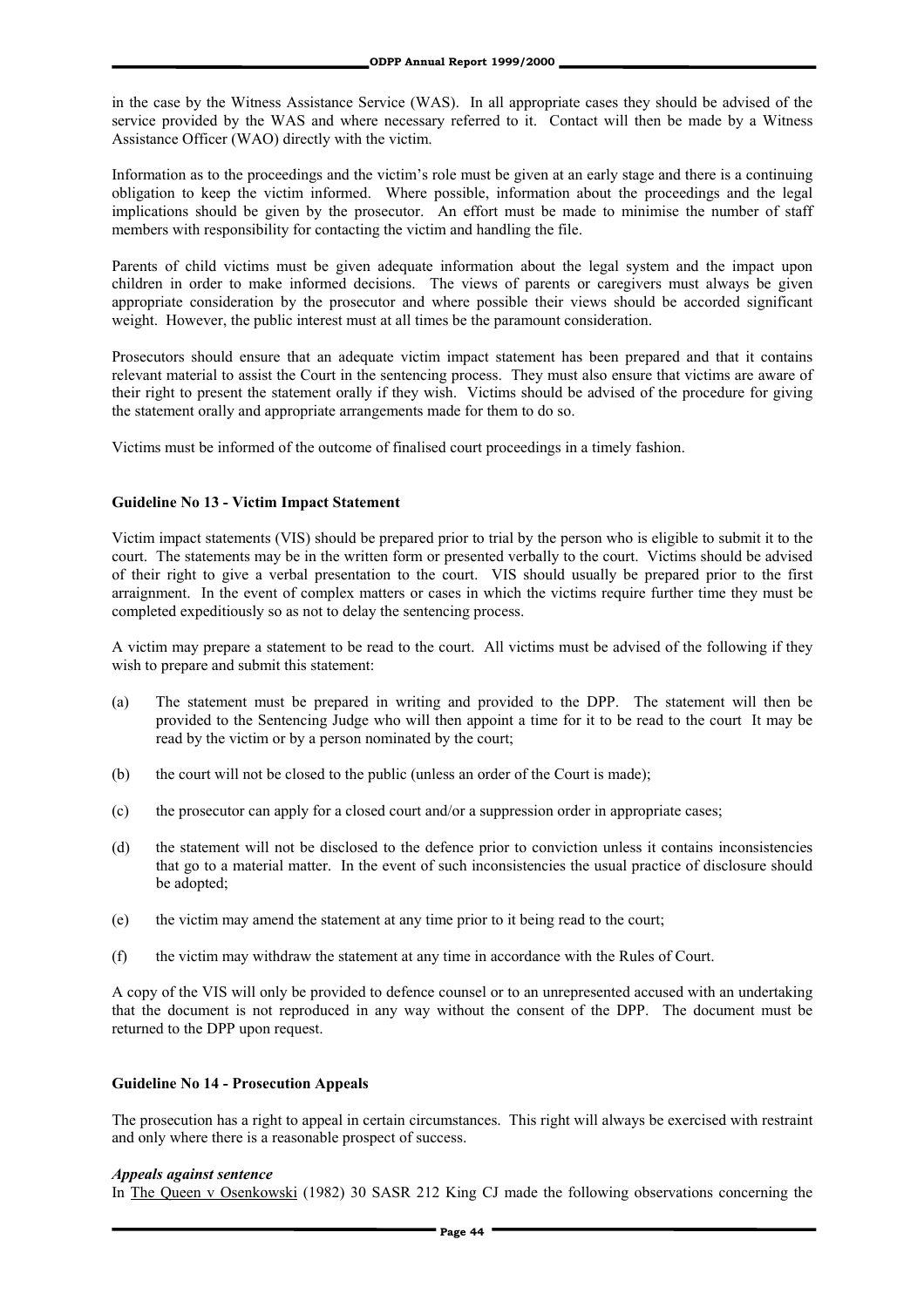in the case by the Witness Assistance Service (WAS). In all appropriate cases they should be advised of the service provided by the WAS and where necessary referred to it. Contact will then be made by a Witness Assistance Officer (WAO) directly with the victim.

Information as to the proceedings and the victim's role must be given at an early stage and there is a continuing obligation to keep the victim informed. Where possible, information about the proceedings and the legal implications should be given by the prosecutor. An effort must be made to minimise the number of staff members with responsibility for contacting the victim and handling the file.

Parents of child victims must be given adequate information about the legal system and the impact upon children in order to make informed decisions. The views of parents or caregivers must always be given appropriate consideration by the prosecutor and where possible their views should be accorded significant weight. However, the public interest must at all times be the paramount consideration.

Prosecutors should ensure that an adequate victim impact statement has been prepared and that it contains relevant material to assist the Court in the sentencing process. They must also ensure that victims are aware of their right to present the statement orally if they wish. Victims should be advised of the procedure for giving the statement orally and appropriate arrangements made for them to do so.

Victims must be informed of the outcome of finalised court proceedings in a timely fashion.

### Guideline No 13 - Victim Impact Statement

Victim impact statements (VIS) should be prepared prior to trial by the person who is eligible to submit it to the court. The statements may be in the written form or presented verbally to the court. Victims should be advised of their right to give a verbal presentation to the court. VIS should usually be prepared prior to the first arraignment. In the event of complex matters or cases in which the victims require further time they must be completed expeditiously so as not to delay the sentencing process.

A victim may prepare a statement to be read to the court. All victims must be advised of the following if they wish to prepare and submit this statement:

(a) The statement must be prepared in writing and provided to the DPP. The statement will then be provided to the Sentencing Judge who will then appoint a time for it to be read to the court It may be read by the victim or by a person nominated by the court;

(b) the court will not be closed to the public (unless an order of the Court is made);

(c) the prosecutor can apply for a closed court and/or a suppression order in appropriate cases;

(d) the statement will not be disclosed to the defence prior to conviction unless it contains inconsistencies that go to a material matter. In the event of such inconsistencies the usual practice of disclosure should be adopted;

(e) the victim may amend the statement at any time prior to it being read to the court;

(f) the victim may withdraw the statement at any time in accordance with the Rules of Court.

A copy of the VIS will only be provided to defence counsel or to an unrepresented accused with an undertaking that the document is not reproduced in any way without the consent of the DPP. The document must be returned to the DPP upon request.

### Guideline No 14 - Prosecution Appeals

The prosecution has a right to appeal in certain circumstances. This right will always be exercised with restraint and only where there is a reasonable prospect of success.

***Appeals against sentence***

In The Queen v Osenkowski (1982) 30 SASR 212 King CJ made the following observations concerning the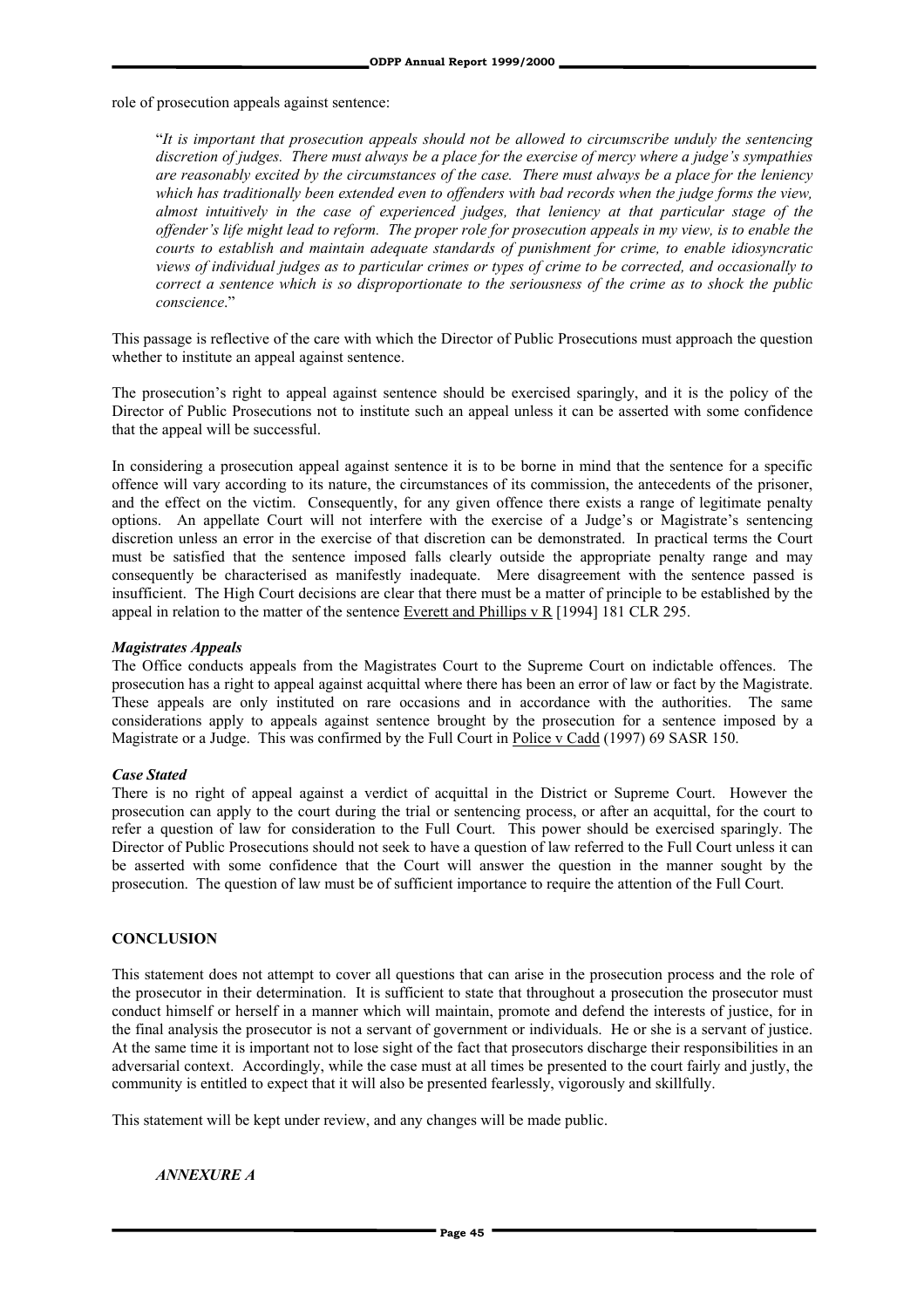role of prosecution appeals against sentence:

> "*It is important that prosecution appeals should not be allowed to circumscribe unduly the sentencing discretion of judges. There must always be a place for the exercise of mercy where a judge's sympathies are reasonably excited by the circumstances of the case. There must always be a place for the leniency which has traditionally been extended even to offenders with bad records when the judge forms the view, almost intuitively in the case of experienced judges, that leniency at that particular stage of the offender's life might lead to reform. The proper role for prosecution appeals in my view, is to enable the courts to establish and maintain adequate standards of punishment for crime, to enable idiosyncratic views of individual judges as to particular crimes or types of crime to be corrected, and occasionally to correct a sentence which is so disproportionate to the seriousness of the crime as to shock the public conscience*."

This passage is reflective of the care with which the Director of Public Prosecutions must approach the question whether to institute an appeal against sentence.

The prosecution's right to appeal against sentence should be exercised sparingly, and it is the policy of the Director of Public Prosecutions not to institute such an appeal unless it can be asserted with some confidence that the appeal will be successful.

In considering a prosecution appeal against sentence it is to be borne in mind that the sentence for a specific offence will vary according to its nature, the circumstances of its commission, the antecedents of the prisoner, and the effect on the victim. Consequently, for any given offence there exists a range of legitimate penalty options. An appellate Court will not interfere with the exercise of a Judge's or Magistrate's sentencing discretion unless an error in the exercise of that discretion can be demonstrated. In practical terms the Court must be satisfied that the sentence imposed falls clearly outside the appropriate penalty range and may consequently be characterised as manifestly inadequate. Mere disagreement with the sentence passed is insufficient. The High Court decisions are clear that there must be a matter of principle to be established by the appeal in relation to the matter of the sentence Everett and Phillips v R [1994] 181 CLR 295.

***Magistrates Appeals***

The Office conducts appeals from the Magistrates Court to the Supreme Court on indictable offences. The prosecution has a right to appeal against acquittal where there has been an error of law or fact by the Magistrate. These appeals are only instituted on rare occasions and in accordance with the authorities. The same considerations apply to appeals against sentence brought by the prosecution for a sentence imposed by a Magistrate or a Judge. This was confirmed by the Full Court in Police v Cadd (1997) 69 SASR 150.

***Case Stated***

There is no right of appeal against a verdict of acquittal in the District or Supreme Court. However the prosecution can apply to the court during the trial or sentencing process, or after an acquittal, for the court to refer a question of law for consideration to the Full Court. This power should be exercised sparingly. The Director of Public Prosecutions should not seek to have a question of law referred to the Full Court unless it can be asserted with some confidence that the Court will answer the question in the manner sought by the prosecution. The question of law must be of sufficient importance to require the attention of the Full Court.

**CONCLUSION**

This statement does not attempt to cover all questions that can arise in the prosecution process and the role of the prosecutor in their determination. It is sufficient to state that throughout a prosecution the prosecutor must conduct himself or herself in a manner which will maintain, promote and defend the interests of justice, for in the final analysis the prosecutor is not a servant of government or individuals. He or she is a servant of justice. At the same time it is important not to lose sight of the fact that prosecutors discharge their responsibilities in an adversarial context. Accordingly, while the case must at all times be presented to the court fairly and justly, the community is entitled to expect that it will also be presented fearlessly, vigorously and skillfully.

This statement will be kept under review, and any changes will be made public.

***ANNEXURE A***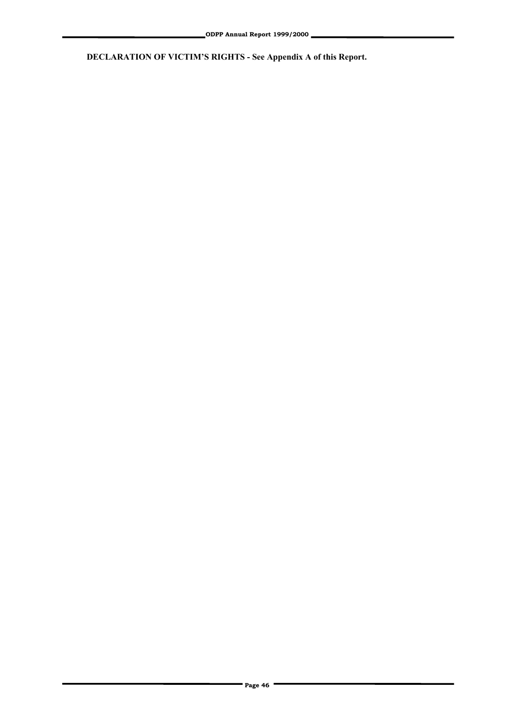**DECLARATION OF VICTIM'S RIGHTS - See Appendix A of this Report.**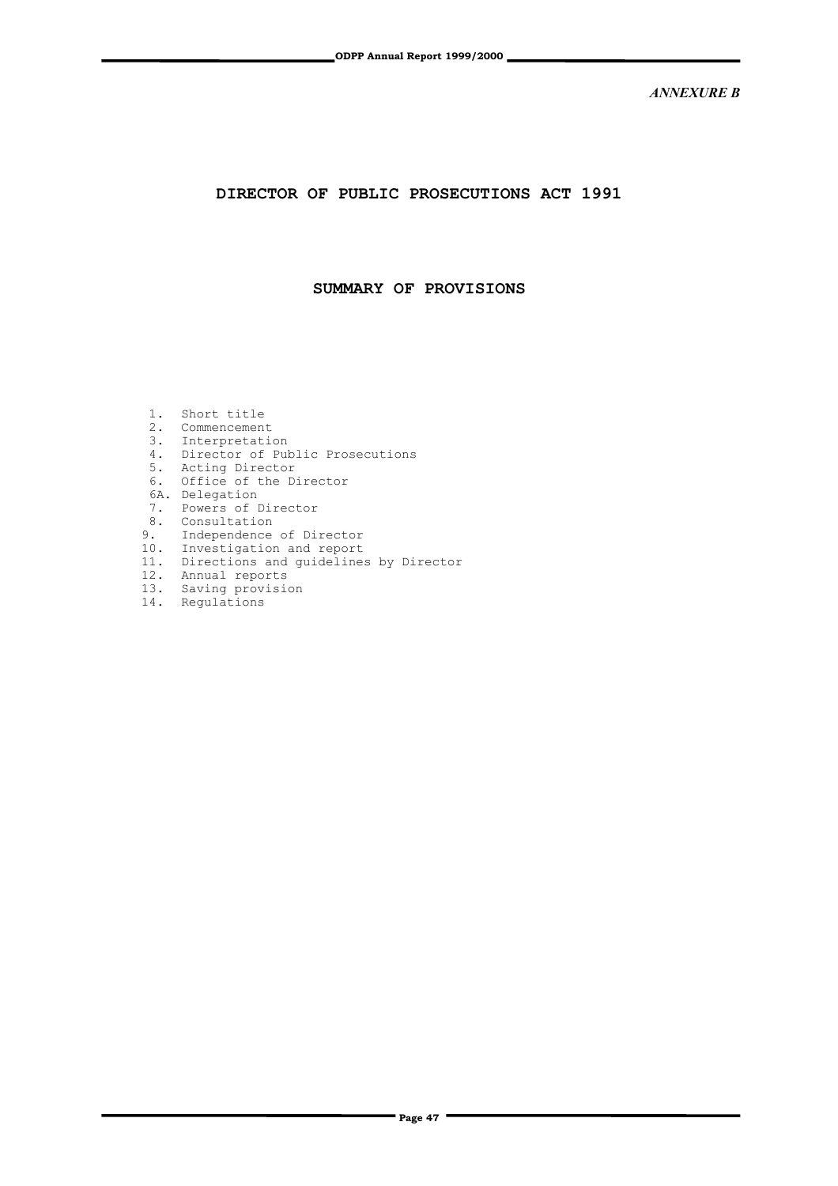*ANNEXURE B*

# DIRECTOR OF PUBLIC PROSECUTIONS ACT 1991

## SUMMARY OF PROVISIONS

1. Short title
2. Commencement
3. Interpretation
4. Director of Public Prosecutions
5. Acting Director
6. Office of the Director

6A. Delegation

7. Powers of Director
8. Consultation
9. Independence of Director
10. Investigation and report
11. Directions and guidelines by Director
12. Annual reports
13. Saving provision
14. Regulations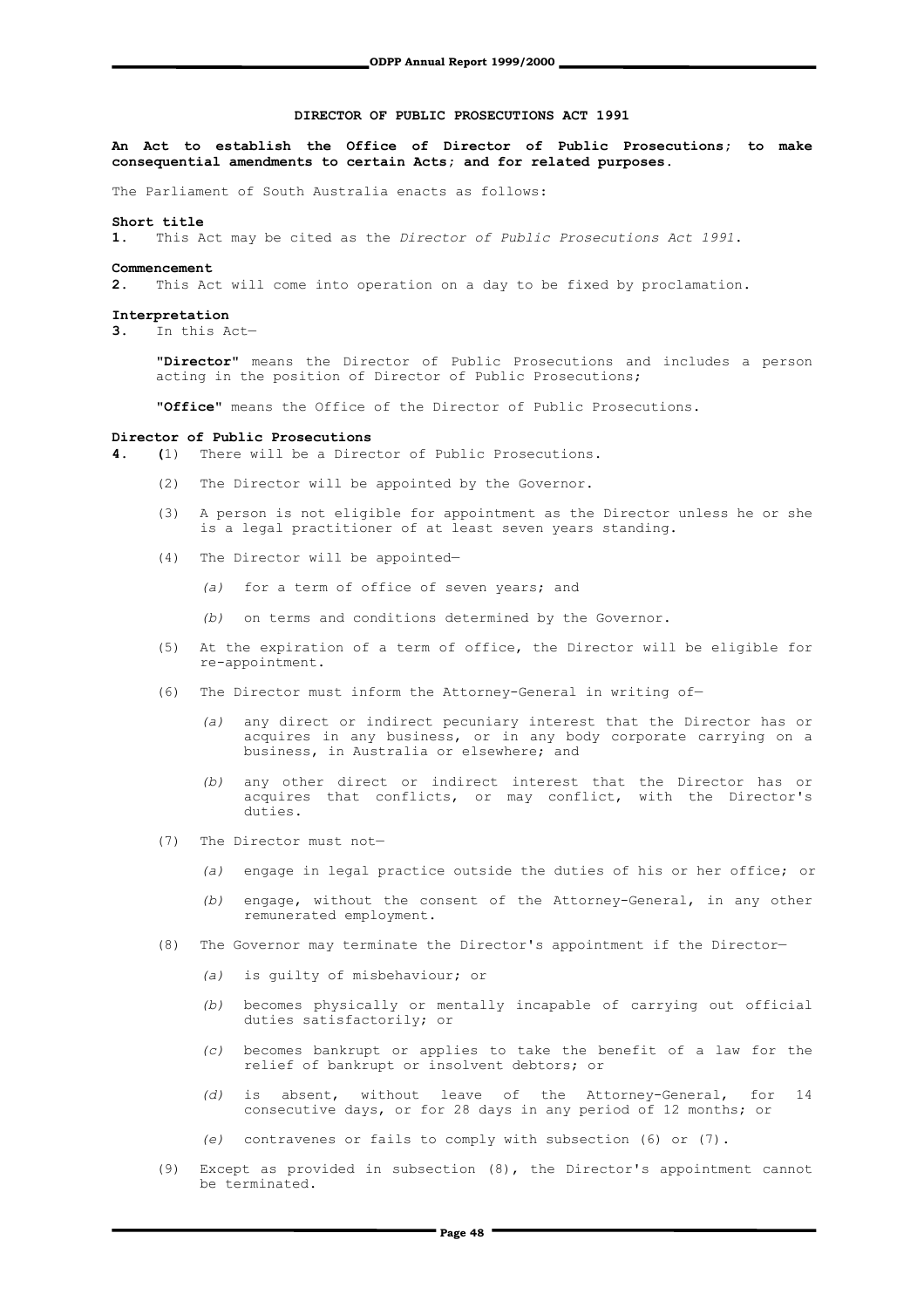# DIRECTOR OF PUBLIC PROSECUTIONS ACT 1991

**An Act to establish the Office of Director of Public Prosecutions; to make consequential amendments to certain Acts; and for related purposes.**

The Parliament of South Australia enacts as follows:

**Short title**

**1.** This Act may be cited as the *Director of Public Prosecutions Act 1991*.

**Commencement**

**2.** This Act will come into operation on a day to be fixed by proclamation.

**Interpretation**

**3.** In this Act—

"**Director**" means the Director of Public Prosecutions and includes a person acting in the position of Director of Public Prosecutions;

"**Office**" means the Office of the Director of Public Prosecutions.

**Director of Public Prosecutions**

**4.** (1) There will be a Director of Public Prosecutions.

(2) The Director will be appointed by the Governor.

(3) A person is not eligible for appointment as the Director unless he or she is a legal practitioner of at least seven years standing.

(4) The Director will be appointed—

*(a)* for a term of office of seven years; and

*(b)* on terms and conditions determined by the Governor.

(5) At the expiration of a term of office, the Director will be eligible for re-appointment.

(6) The Director must inform the Attorney-General in writing of—

*(a)* any direct or indirect pecuniary interest that the Director has or acquires in any business, or in any body corporate carrying on a business, in Australia or elsewhere; and

*(b)* any other direct or indirect interest that the Director has or acquires that conflicts, or may conflict, with the Director's duties.

(7) The Director must not—

*(a)* engage in legal practice outside the duties of his or her office; or

*(b)* engage, without the consent of the Attorney-General, in any other remunerated employment.

(8) The Governor may terminate the Director's appointment if the Director—

*(a)* is guilty of misbehaviour; or

*(b)* becomes physically or mentally incapable of carrying out official duties satisfactorily; or

*(c)* becomes bankrupt or applies to take the benefit of a law for the relief of bankrupt or insolvent debtors; or

*(d)* is absent, without leave of the Attorney-General, for 14 consecutive days, or for 28 days in any period of 12 months; or

*(e)* contravenes or fails to comply with subsection (6) or (7).

(9) Except as provided in subsection (8), the Director's appointment cannot be terminated.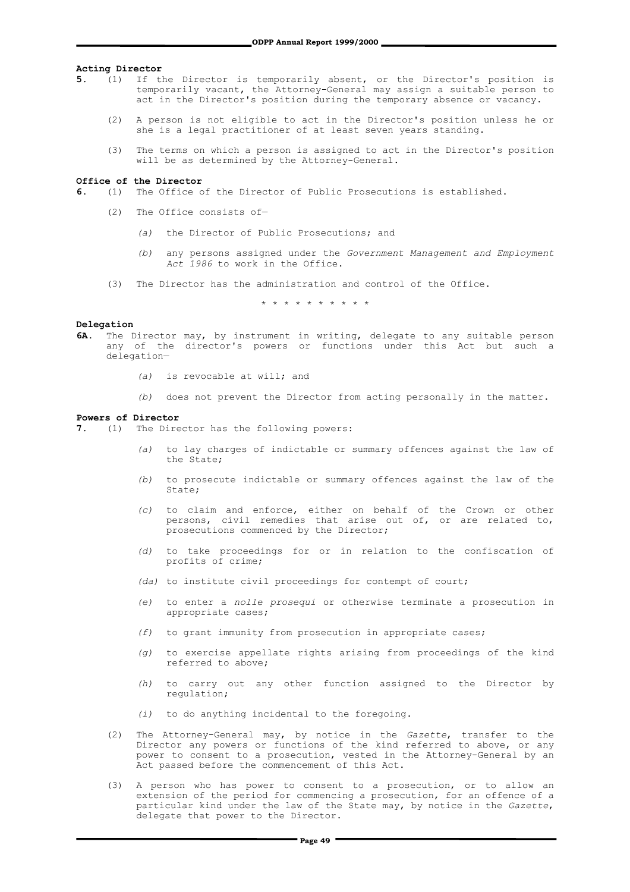**Acting Director**

**5.** (1) If the Director is temporarily absent, or the Director's position is temporarily vacant, the Attorney-General may assign a suitable person to act in the Director's position during the temporary absence or vacancy.

(2) A person is not eligible to act in the Director's position unless he or she is a legal practitioner of at least seven years standing.

(3) The terms on which a person is assigned to act in the Director's position will be as determined by the Attorney-General.

**Office of the Director**

**6.** (1) The Office of the Director of Public Prosecutions is established.

(2) The Office consists of—

*(a)* the Director of Public Prosecutions; and

*(b)* any persons assigned under the *Government Management and Employment Act 1986* to work in the Office.

(3) The Director has the administration and control of the Office.

\* \* \* \* \* \* \* \* \* \*

**Delegation**

**6A.** The Director may, by instrument in writing, delegate to any suitable person any of the director's powers or functions under this Act but such a delegation—

*(a)* is revocable at will; and

*(b)* does not prevent the Director from acting personally in the matter.

**Powers of Director**

**7.** (1) The Director has the following powers:

*(a)* to lay charges of indictable or summary offences against the law of the State;

*(b)* to prosecute indictable or summary offences against the law of the State;

*(c)* to claim and enforce, either on behalf of the Crown or other persons, civil remedies that arise out of, or are related to, prosecutions commenced by the Director;

*(d)* to take proceedings for or in relation to the confiscation of profits of crime;

*(da)* to institute civil proceedings for contempt of court;

*(e)* to enter a *nolle prosequi* or otherwise terminate a prosecution in appropriate cases;

*(f)* to grant immunity from prosecution in appropriate cases;

*(g)* to exercise appellate rights arising from proceedings of the kind referred to above;

*(h)* to carry out any other function assigned to the Director by regulation;

*(i)* to do anything incidental to the foregoing.

(2) The Attorney-General may, by notice in the *Gazette*, transfer to the Director any powers or functions of the kind referred to above, or any power to consent to a prosecution, vested in the Attorney-General by an Act passed before the commencement of this Act.

(3) A person who has power to consent to a prosecution, or to allow an extension of the period for commencing a prosecution, for an offence of a particular kind under the law of the State may, by notice in the *Gazette*, delegate that power to the Director.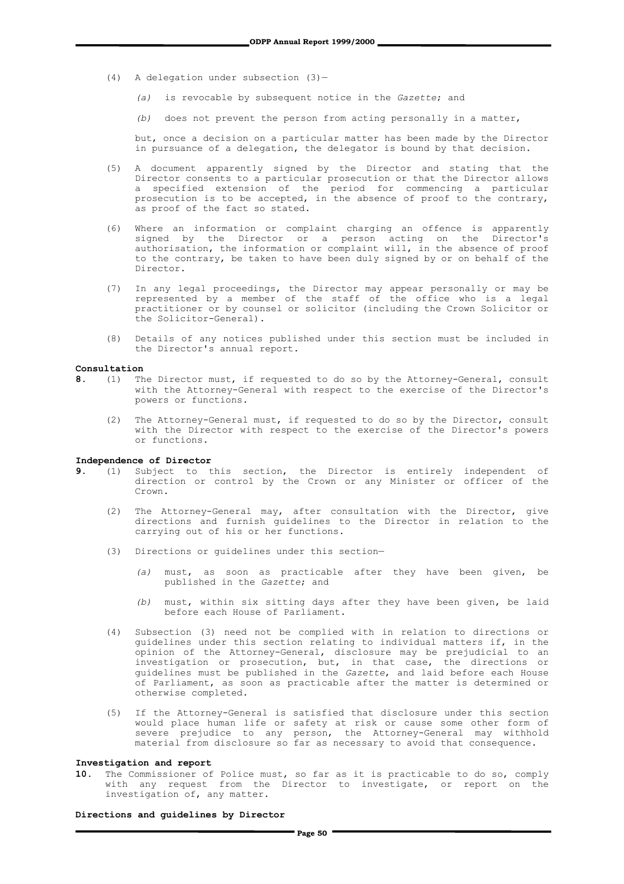(4) A delegation under subsection (3)—

*(a)* is revocable by subsequent notice in the *Gazette*; and

*(b)* does not prevent the person from acting personally in a matter,

but, once a decision on a particular matter has been made by the Director in pursuance of a delegation, the delegator is bound by that decision.

(5) A document apparently signed by the Director and stating that the Director consents to a particular prosecution or that the Director allows a specified extension of the period for commencing a particular prosecution is to be accepted, in the absence of proof to the contrary, as proof of the fact so stated.

(6) Where an information or complaint charging an offence is apparently signed by the Director or a person acting on the Director's authorisation, the information or complaint will, in the absence of proof to the contrary, be taken to have been duly signed by or on behalf of the Director.

(7) In any legal proceedings, the Director may appear personally or may be represented by a member of the staff of the office who is a legal practitioner or by counsel or solicitor (including the Crown Solicitor or the Solicitor-General).

(8) Details of any notices published under this section must be included in the Director's annual report.

**Consultation**

**8.** (1) The Director must, if requested to do so by the Attorney-General, consult with the Attorney-General with respect to the exercise of the Director's powers or functions.

(2) The Attorney-General must, if requested to do so by the Director, consult with the Director with respect to the exercise of the Director's powers or functions.

**Independence of Director**

**9.** (1) Subject to this section, the Director is entirely independent of direction or control by the Crown or any Minister or officer of the Crown.

(2) The Attorney-General may, after consultation with the Director, give directions and furnish guidelines to the Director in relation to the carrying out of his or her functions.

(3) Directions or guidelines under this section—

*(a)* must, as soon as practicable after they have been given, be published in the *Gazette*; and

*(b)* must, within six sitting days after they have been given, be laid before each House of Parliament.

(4) Subsection (3) need not be complied with in relation to directions or guidelines under this section relating to individual matters if, in the opinion of the Attorney-General, disclosure may be prejudicial to an investigation or prosecution, but, in that case, the directions or guidelines must be published in the *Gazette*, and laid before each House of Parliament, as soon as practicable after the matter is determined or otherwise completed.

(5) If the Attorney-General is satisfied that disclosure under this section would place human life or safety at risk or cause some other form of severe prejudice to any person, the Attorney-General may withhold material from disclosure so far as necessary to avoid that consequence.

**Investigation and report**

**10.** The Commissioner of Police must, so far as it is practicable to do so, comply with any request from the Director to investigate, or report on the investigation of, any matter.

**Directions and guidelines by Director**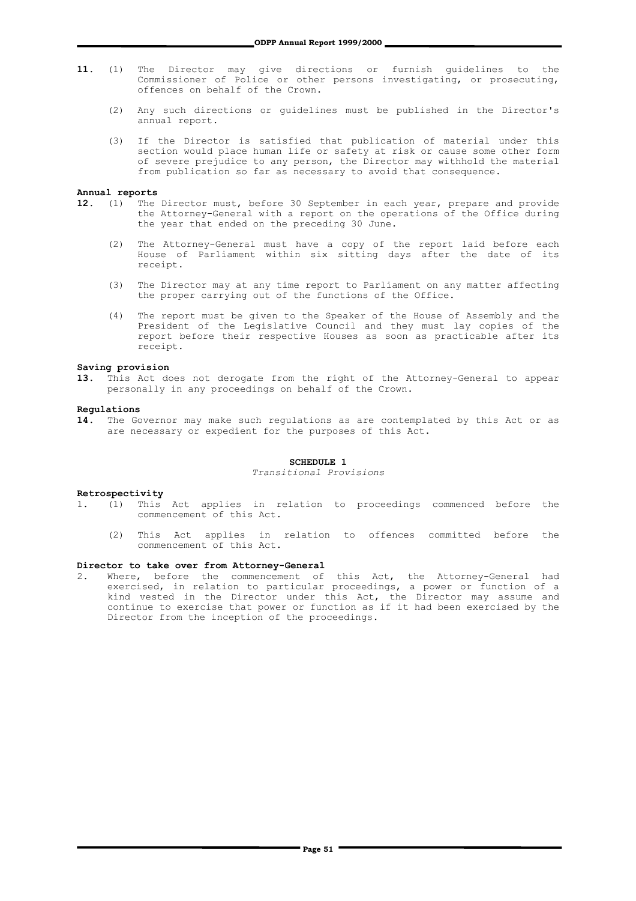**11.** (1) The Director may give directions or furnish guidelines to the Commissioner of Police or other persons investigating, or prosecuting, offences on behalf of the Crown.

(2) Any such directions or guidelines must be published in the Director's annual report.

(3) If the Director is satisfied that publication of material under this section would place human life or safety at risk or cause some other form of severe prejudice to any person, the Director may withhold the material from publication so far as necessary to avoid that consequence.

**Annual reports**

**12.** (1) The Director must, before 30 September in each year, prepare and provide the Attorney-General with a report on the operations of the Office during the year that ended on the preceding 30 June.

(2) The Attorney-General must have a copy of the report laid before each House of Parliament within six sitting days after the date of its receipt.

(3) The Director may at any time report to Parliament on any matter affecting the proper carrying out of the functions of the Office.

(4) The report must be given to the Speaker of the House of Assembly and the President of the Legislative Council and they must lay copies of the report before their respective Houses as soon as practicable after its receipt.

**Saving provision**

**13.** This Act does not derogate from the right of the Attorney-General to appear personally in any proceedings on behalf of the Crown.

**Regulations**

**14.** The Governor may make such regulations as are contemplated by this Act or as are necessary or expedient for the purposes of this Act.

## SCHEDULE 1

*Transitional Provisions*

**Retrospectivity**

1. (1) This Act applies in relation to proceedings commenced before the commencement of this Act.

   (2) This Act applies in relation to offences committed before the commencement of this Act.

**Director to take over from Attorney-General**

2. Where, before the commencement of this Act, the Attorney-General had exercised, in relation to particular proceedings, a power or function of a kind vested in the Director under this Act, the Director may assume and continue to exercise that power or function as if it had been exercised by the Director from the inception of the proceedings.